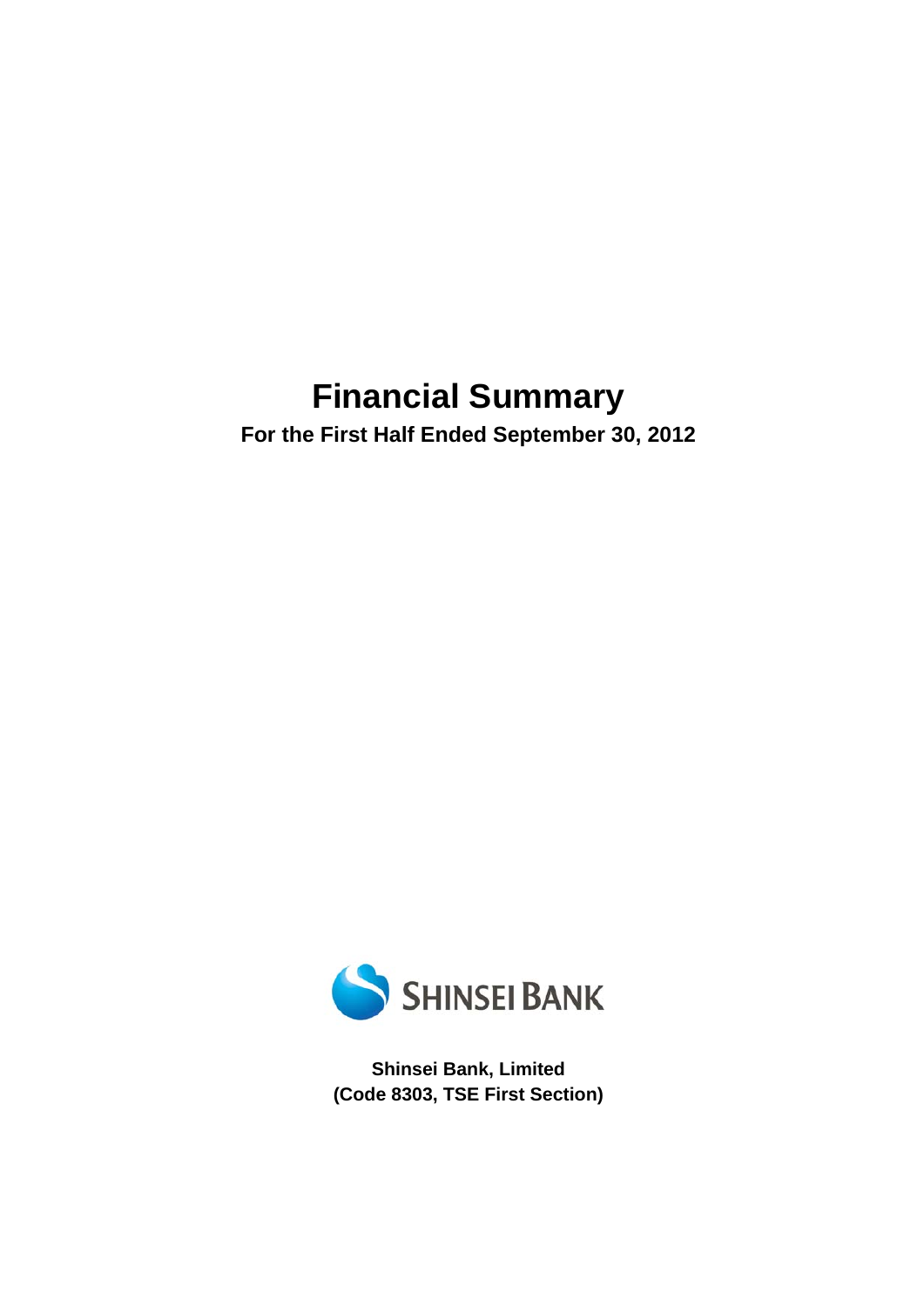# Financial Summary

**For the First Half Ended September 30, 2012**

SHINSEI BANK

**Shinsei Bank, Limited**
**(Code 8303, TSE First Section)**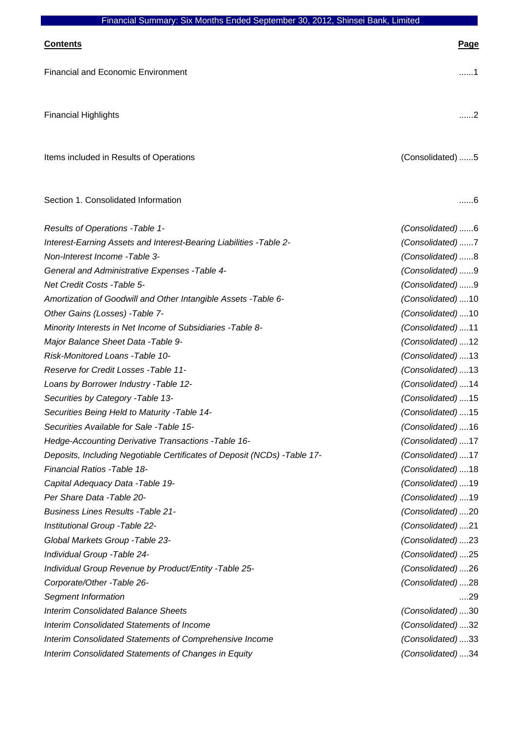Financial Summary: Six Months Ended September 30, 2012, Shinsei Bank, Limited

| **Contents** | | **Page** |
|---|---|---|
| Financial and Economic Environment | | ......1 |
| Financial Highlights | | ......2 |
| Items included in Results of Operations | (Consolidated) | ......5 |
| Section 1. Consolidated Information | | ......6 |
| *Results of Operations -Table 1-* | *(Consolidated)* | ......6 |
| *Interest-Earning Assets and Interest-Bearing Liabilities -Table 2-* | *(Consolidated)* | ......7 |
| *Non-Interest Income -Table 3-* | *(Consolidated)* | ......8 |
| *General and Administrative Expenses -Table 4-* | *(Consolidated)* | ......9 |
| *Net Credit Costs -Table 5-* | *(Consolidated)* | ......9 |
| *Amortization of Goodwill and Other Intangible Assets -Table 6-* | *(Consolidated)* | ....10 |
| *Other Gains (Losses) -Table 7-* | *(Consolidated)* | ....10 |
| *Minority Interests in Net Income of Subsidiaries -Table 8-* | *(Consolidated)* | ....11 |
| *Major Balance Sheet Data -Table 9-* | *(Consolidated)* | ....12 |
| *Risk-Monitored Loans -Table 10-* | *(Consolidated)* | ....13 |
| *Reserve for Credit Losses -Table 11-* | *(Consolidated)* | ....13 |
| *Loans by Borrower Industry -Table 12-* | *(Consolidated)* | ....14 |
| *Securities by Category -Table 13-* | *(Consolidated)* | ....15 |
| *Securities Being Held to Maturity -Table 14-* | *(Consolidated)* | ....15 |
| *Securities Available for Sale -Table 15-* | *(Consolidated)* | ....16 |
| *Hedge-Accounting Derivative Transactions -Table 16-* | *(Consolidated)* | ....17 |
| *Deposits, Including Negotiable Certificates of Deposit (NCDs) -Table 17-* | *(Consolidated)* | ....17 |
| *Financial Ratios -Table 18-* | *(Consolidated)* | ....18 |
| *Capital Adequacy Data -Table 19-* | *(Consolidated)* | ....19 |
| *Per Share Data -Table 20-* | *(Consolidated)* | ....19 |
| *Business Lines Results -Table 21-* | *(Consolidated)* | ....20 |
| *Institutional Group -Table 22-* | *(Consolidated)* | ....21 |
| *Global Markets Group -Table 23-* | *(Consolidated)* | ....23 |
| *Individual Group -Table 24-* | *(Consolidated)* | ....25 |
| *Individual Group Revenue by Product/Entity -Table 25-* | *(Consolidated)* | ....26 |
| *Corporate/Other -Table 26-* | *(Consolidated)* | ....28 |
| *Segment Information* | | ....29 |
| *Interim Consolidated Balance Sheets* | *(Consolidated)* | ....30 |
| *Interim Consolidated Statements of Income* | *(Consolidated)* | ....32 |
| *Interim Consolidated Statements of Comprehensive Income* | *(Consolidated)* | ....33 |
| *Interim Consolidated Statements of Changes in Equity* | *(Consolidated)* | ....34 |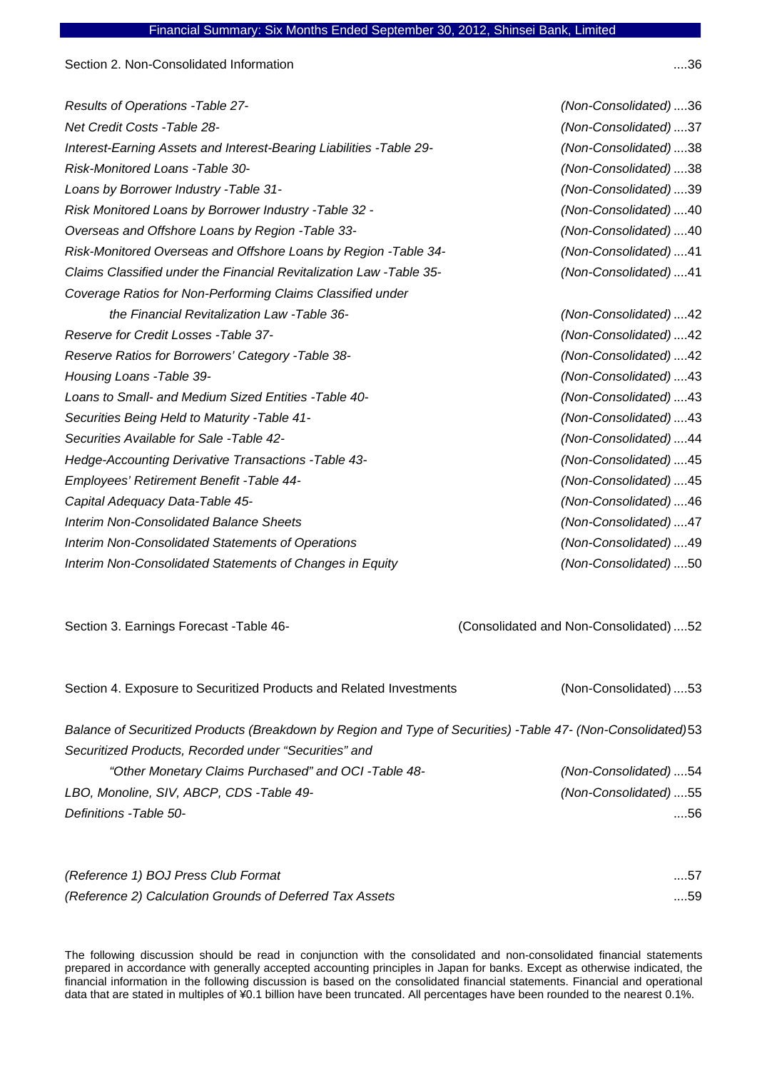Section 2. Non-Consolidated Information ....36

*Results of Operations -Table 27-* *(Non-Consolidated) ....36*
*Net Credit Costs -Table 28-* *(Non-Consolidated) ....37*
*Interest-Earning Assets and Interest-Bearing Liabilities -Table 29-* *(Non-Consolidated) ....38*
*Risk-Monitored Loans -Table 30-* *(Non-Consolidated) ....38*
*Loans by Borrower Industry -Table 31-* *(Non-Consolidated) ....39*
*Risk Monitored Loans by Borrower Industry -Table 32 -* *(Non-Consolidated) ....40*
*Overseas and Offshore Loans by Region -Table 33-* *(Non-Consolidated) ....40*
*Risk-Monitored Overseas and Offshore Loans by Region -Table 34-* *(Non-Consolidated) ....41*
*Claims Classified under the Financial Revitalization Law -Table 35-* *(Non-Consolidated) ....41*
*Coverage Ratios for Non-Performing Claims Classified under the Financial Revitalization Law -Table 36-* *(Non-Consolidated) ....42*
*Reserve for Credit Losses -Table 37-* *(Non-Consolidated) ....42*
*Reserve Ratios for Borrowers' Category -Table 38-* *(Non-Consolidated) ....42*
*Housing Loans -Table 39-* *(Non-Consolidated) ....43*
*Loans to Small- and Medium Sized Entities -Table 40-* *(Non-Consolidated) ....43*
*Securities Being Held to Maturity -Table 41-* *(Non-Consolidated) ....43*
*Securities Available for Sale -Table 42-* *(Non-Consolidated) ....44*
*Hedge-Accounting Derivative Transactions -Table 43-* *(Non-Consolidated) ....45*
*Employees' Retirement Benefit -Table 44-* *(Non-Consolidated) ....45*
*Capital Adequacy Data-Table 45-* *(Non-Consolidated) ....46*
*Interim Non-Consolidated Balance Sheets* *(Non-Consolidated) ....47*
*Interim Non-Consolidated Statements of Operations* *(Non-Consolidated) ....49*
*Interim Non-Consolidated Statements of Changes in Equity* *(Non-Consolidated) ....50*

Section 3. Earnings Forecast -Table 46- (Consolidated and Non-Consolidated) ....52

Section 4. Exposure to Securitized Products and Related Investments (Non-Consolidated) ....53

*Balance of Securitized Products (Breakdown by Region and Type of Securities) -Table 47- (Non-Consolidated) 53*
*Securitized Products, Recorded under "Securities" and "Other Monetary Claims Purchased" and OCI -Table 48-* *(Non-Consolidated) ....54*
*LBO, Monoline, SIV, ABCP, CDS -Table 49-* *(Non-Consolidated) ....55*
*Definitions -Table 50-* ....56

*(Reference 1) BOJ Press Club Format* ....57
*(Reference 2) Calculation Grounds of Deferred Tax Assets* ....59

The following discussion should be read in conjunction with the consolidated and non-consolidated financial statements prepared in accordance with generally accepted accounting principles in Japan for banks. Except as otherwise indicated, the financial information in the following discussion is based on the consolidated financial statements. Financial and operational data that are stated in multiples of ¥0.1 billion have been truncated. All percentages have been rounded to the nearest 0.1%.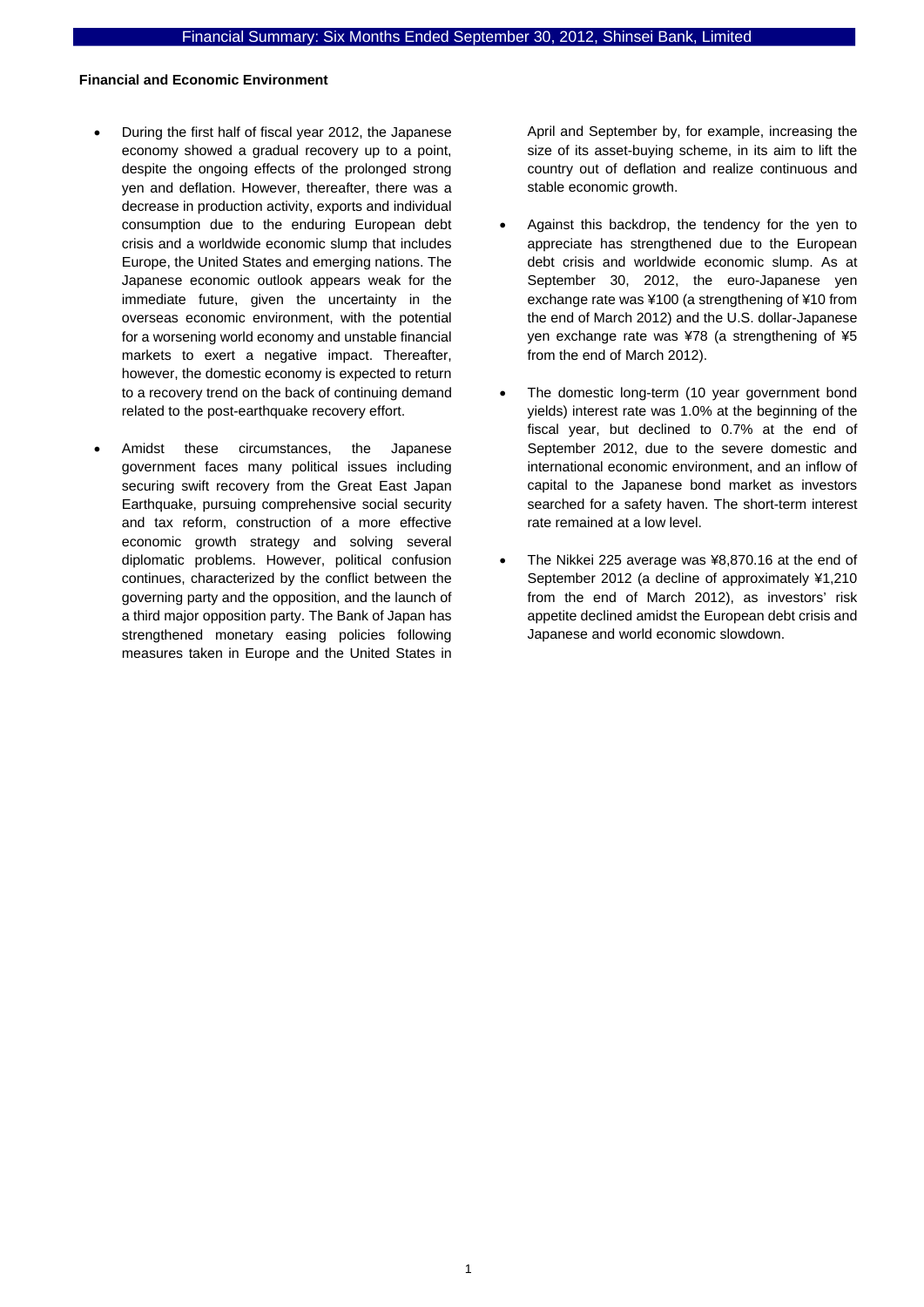**Financial and Economic Environment**

- During the first half of fiscal year 2012, the Japanese economy showed a gradual recovery up to a point, despite the ongoing effects of the prolonged strong yen and deflation. However, thereafter, there was a decrease in production activity, exports and individual consumption due to the enduring European debt crisis and a worldwide economic slump that includes Europe, the United States and emerging nations. The Japanese economic outlook appears weak for the immediate future, given the uncertainty in the overseas economic environment, with the potential for a worsening world economy and unstable financial markets to exert a negative impact. Thereafter, however, the domestic economy is expected to return to a recovery trend on the back of continuing demand related to the post-earthquake recovery effort.

- Amidst these circumstances, the Japanese government faces many political issues including securing swift recovery from the Great East Japan Earthquake, pursuing comprehensive social security and tax reform, construction of a more effective economic growth strategy and solving several diplomatic problems. However, political confusion continues, characterized by the conflict between the governing party and the opposition, and the launch of a third major opposition party. The Bank of Japan has strengthened monetary easing policies following measures taken in Europe and the United States in April and September by, for example, increasing the size of its asset-buying scheme, in its aim to lift the country out of deflation and realize continuous and stable economic growth.

- Against this backdrop, the tendency for the yen to appreciate has strengthened due to the European debt crisis and worldwide economic slump. As at September 30, 2012, the euro-Japanese yen exchange rate was ¥100 (a strengthening of ¥10 from the end of March 2012) and the U.S. dollar-Japanese yen exchange rate was ¥78 (a strengthening of ¥5 from the end of March 2012).

- The domestic long-term (10 year government bond yields) interest rate was 1.0% at the beginning of the fiscal year, but declined to 0.7% at the end of September 2012, due to the severe domestic and international economic environment, and an inflow of capital to the Japanese bond market as investors searched for a safety haven. The short-term interest rate remained at a low level.

- The Nikkei 225 average was ¥8,870.16 at the end of September 2012 (a decline of approximately ¥1,210 from the end of March 2012), as investors' risk appetite declined amidst the European debt crisis and Japanese and world economic slowdown.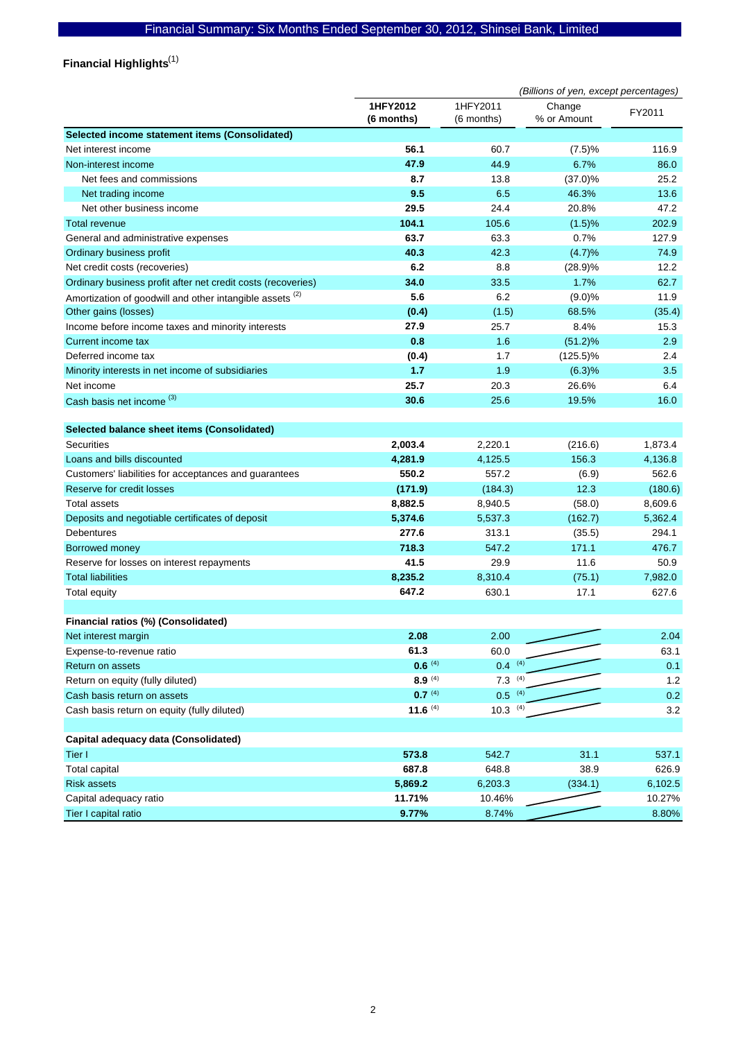## Financial Highlights[1]

*(Billions of yen, except percentages)*

| | 1HFY2012 (6 months) | 1HFY2011 (6 months) | Change % or Amount | FY2011 |
|---|---|---|---|---|
| **Selected income statement items (Consolidated)** | | | | |
| Net interest income | **56.1** | 60.7 | (7.5)% | 116.9 |
| Non-interest income | **47.9** | 44.9 | 6.7% | 86.0 |
| Net fees and commissions | **8.7** | 13.8 | (37.0)% | 25.2 |
| Net trading income | **9.5** | 6.5 | 46.3% | 13.6 |
| Net other business income | **29.5** | 24.4 | 20.8% | 47.2 |
| Total revenue | **104.1** | 105.6 | (1.5)% | 202.9 |
| General and administrative expenses | **63.7** | 63.3 | 0.7% | 127.9 |
| Ordinary business profit | **40.3** | 42.3 | (4.7)% | 74.9 |
| Net credit costs (recoveries) | **6.2** | 8.8 | (28.9)% | 12.2 |
| Ordinary business profit after net credit costs (recoveries) | **34.0** | 33.5 | 1.7% | 62.7 |
| Amortization of goodwill and other intangible assets [2] | **5.6** | 6.2 | (9.0)% | 11.9 |
| Other gains (losses) | **(0.4)** | (1.5) | 68.5% | (35.4) |
| Income before income taxes and minority interests | **27.9** | 25.7 | 8.4% | 15.3 |
| Current income tax | **0.8** | 1.6 | (51.2)% | 2.9 |
| Deferred income tax | **(0.4)** | 1.7 | (125.5)% | 2.4 |
| Minority interests in net income of subsidiaries | **1.7** | 1.9 | (6.3)% | 3.5 |
| Net income | **25.7** | 20.3 | 26.6% | 6.4 |
| Cash basis net income [3] | **30.6** | 25.6 | 19.5% | 16.0 |
| **Selected balance sheet items (Consolidated)** | | | | |
| Securities | **2,003.4** | 2,220.1 | (216.6) | 1,873.4 |
| Loans and bills discounted | **4,281.9** | 4,125.5 | 156.3 | 4,136.8 |
| Customers' liabilities for acceptances and guarantees | **550.2** | 557.2 | (6.9) | 562.6 |
| Reserve for credit losses | **(171.9)** | (184.3) | 12.3 | (180.6) |
| Total assets | **8,882.5** | 8,940.5 | (58.0) | 8,609.6 |
| Deposits and negotiable certificates of deposit | **5,374.6** | 5,537.3 | (162.7) | 5,362.4 |
| Debentures | **277.6** | 313.1 | (35.5) | 294.1 |
| Borrowed money | **718.3** | 547.2 | 171.1 | 476.7 |
| Reserve for losses on interest repayments | **41.5** | 29.9 | 11.6 | 50.9 |
| Total liabilities | **8,235.2** | 8,310.4 | (75.1) | 7,982.0 |
| Total equity | **647.2** | 630.1 | 17.1 | 627.6 |
| **Financial ratios (%) (Consolidated)** | | | | |
| Net interest margin | **2.08** | 2.00 | | 2.04 |
| Expense-to-revenue ratio | **61.3** | 60.0 | | 63.1 |
| Return on assets | **0.6** [4] | 0.4 [4] | | 0.1 |
| Return on equity (fully diluted) | **8.9** [4] | 7.3 [4] | | 1.2 |
| Cash basis return on assets | **0.7** [4] | 0.5 [4] | | 0.2 |
| Cash basis return on equity (fully diluted) | **11.6** [4] | 10.3 [4] | | 3.2 |
| **Capital adequacy data (Consolidated)** | | | | |
| Tier I | **573.8** | 542.7 | 31.1 | 537.1 |
| Total capital | **687.8** | 648.8 | 38.9 | 626.9 |
| Risk assets | **5,869.2** | 6,203.3 | (334.1) | 6,102.5 |
| Capital adequacy ratio | **11.71%** | 10.46% | | 10.27% |
| Tier I capital ratio | **9.77%** | 8.74% | | 8.80% |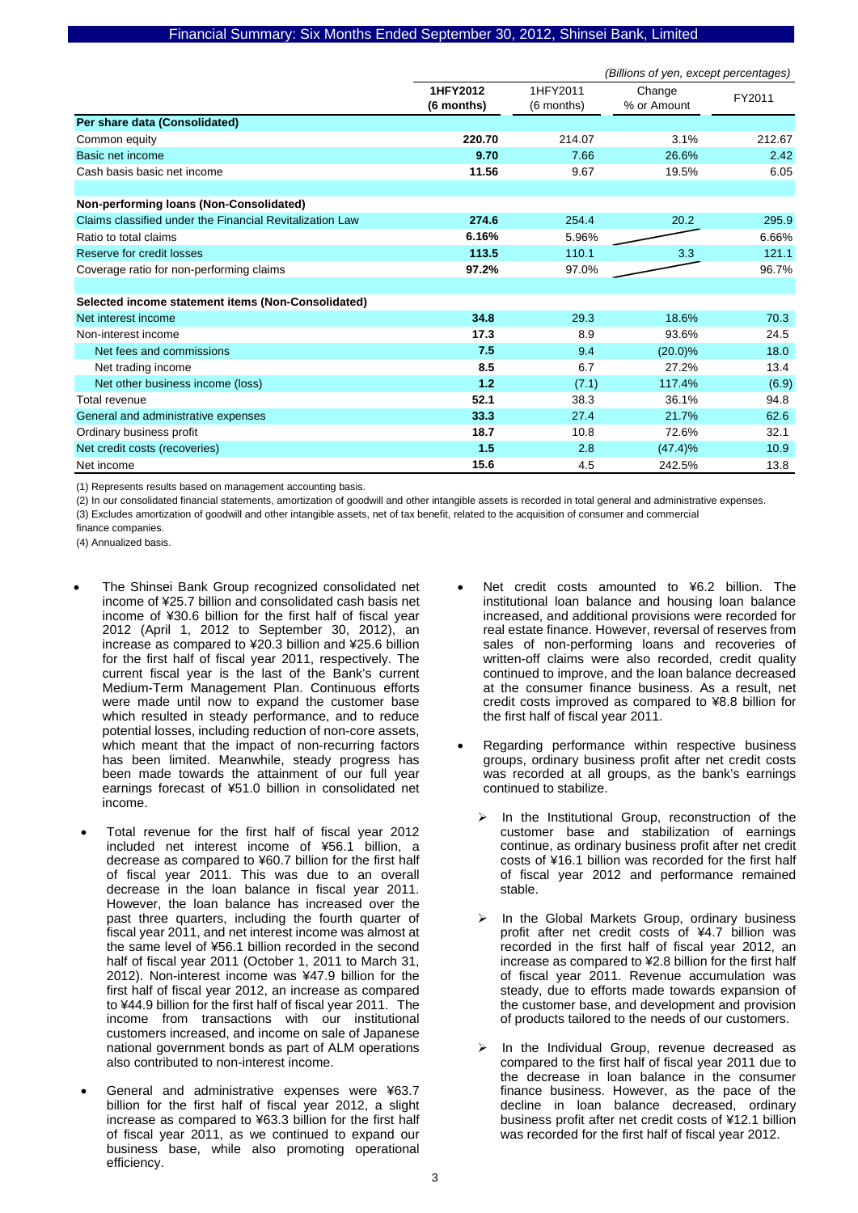## Financial Summary: Six Months Ended September 30, 2012, Shinsei Bank, Limited

*(Billions of yen, except percentages)*

| | **1HFY2012 (6 months)** | 1HFY2011 (6 months) | Change % or Amount | FY2011 |
|---|---|---|---|---|
| **Per share data (Consolidated)** | | | | |
| Common equity | **220.70** | 214.07 | 3.1% | 212.67 |
| Basic net income | **9.70** | 7.66 | 26.6% | 2.42 |
| Cash basis basic net income | **11.56** | 9.67 | 19.5% | 6.05 |
| | | | | |
| **Non-performing loans (Non-Consolidated)** | | | | |
| Claims classified under the Financial Revitalization Law | **274.6** | 254.4 | 20.2 | 295.9 |
| Ratio to total claims | **6.16%** | 5.96% | | 6.66% |
| Reserve for credit losses | **113.5** | 110.1 | 3.3 | 121.1 |
| Coverage ratio for non-performing claims | **97.2%** | 97.0% | | 96.7% |
| | | | | |
| **Selected income statement items (Non-Consolidated)** | | | | |
| Net interest income | **34.8** | 29.3 | 18.6% | 70.3 |
| Non-interest income | **17.3** | 8.9 | 93.6% | 24.5 |
| Net fees and commissions | **7.5** | 9.4 | (20.0)% | 18.0 |
| Net trading income | **8.5** | 6.7 | 27.2% | 13.4 |
| Net other business income (loss) | **1.2** | (7.1) | 117.4% | (6.9) |
| Total revenue | **52.1** | 38.3 | 36.1% | 94.8 |
| General and administrative expenses | **33.3** | 27.4 | 21.7% | 62.6 |
| Ordinary business profit | **18.7** | 10.8 | 72.6% | 32.1 |
| Net credit costs (recoveries) | **1.5** | 2.8 | (47.4)% | 10.9 |
| Net income | **15.6** | 4.5 | 242.5% | 13.8 |

(1) Represents results based on management accounting basis.

(2) In our consolidated financial statements, amortization of goodwill and other intangible assets is recorded in total general and administrative expenses.

(3) Excludes amortization of goodwill and other intangible assets, net of tax benefit, related to the acquisition of consumer and commercial finance companies.

(4) Annualized basis.

- The Shinsei Bank Group recognized consolidated net income of ¥25.7 billion and consolidated cash basis net income of ¥30.6 billion for the first half of fiscal year 2012 (April 1, 2012 to September 30, 2012), an increase as compared to ¥20.3 billion and ¥25.6 billion for the first half of fiscal year 2011, respectively. The current fiscal year is the last of the Bank's current Medium-Term Management Plan. Continuous efforts were made until now to expand the customer base which resulted in steady performance, and to reduce potential losses, including reduction of non-core assets, which meant that the impact of non-recurring factors has been limited. Meanwhile, steady progress has been made towards the attainment of our full year earnings forecast of ¥51.0 billion in consolidated net income.

- Total revenue for the first half of fiscal year 2012 included net interest income of ¥56.1 billion, a decrease as compared to ¥60.7 billion for the first half of fiscal year 2011. This was due to an overall decrease in the loan balance in fiscal year 2011. However, the loan balance has increased over the past three quarters, including the fourth quarter of fiscal year 2011, and net interest income was almost at the same level of ¥56.1 billion recorded in the second half of fiscal year 2011 (October 1, 2011 to March 31, 2012). Non-interest income was ¥47.9 billion for the first half of fiscal year 2012, an increase as compared to ¥44.9 billion for the first half of fiscal year 2011. The income from transactions with our institutional customers increased, and income on sale of Japanese national government bonds as part of ALM operations also contributed to non-interest income.

- General and administrative expenses were ¥63.7 billion for the first half of fiscal year 2012, a slight increase as compared to ¥63.3 billion for the first half of fiscal year 2011, as we continued to expand our business base, while also promoting operational efficiency.

- Net credit costs amounted to ¥6.2 billion. The institutional loan balance and housing loan balance increased, and additional provisions were recorded for real estate finance. However, reversal of reserves from sales of non-performing loans and recoveries of written-off claims were also recorded, credit quality continued to improve, and the loan balance decreased at the consumer finance business. As a result, net credit costs improved as compared to ¥8.8 billion for the first half of fiscal year 2011.

- Regarding performance within respective business groups, ordinary business profit after net credit costs was recorded at all groups, as the bank's earnings continued to stabilize.

  - In the Institutional Group, reconstruction of the customer base and stabilization of earnings continue, as ordinary business profit after net credit costs of ¥16.1 billion was recorded for the first half of fiscal year 2012 and performance remained stable.

  - In the Global Markets Group, ordinary business profit after net credit costs of ¥4.7 billion was recorded in the first half of fiscal year 2012, an increase as compared to ¥2.8 billion for the first half of fiscal year 2011. Revenue accumulation was steady, due to efforts made towards expansion of the customer base, and development and provision of products tailored to the needs of our customers.

  - In the Individual Group, revenue decreased as compared to the first half of fiscal year 2011 due to the decrease in loan balance in the consumer finance business. However, as the pace of the decline in loan balance decreased, ordinary business profit after net credit costs of ¥12.1 billion was recorded for the first half of fiscal year 2012.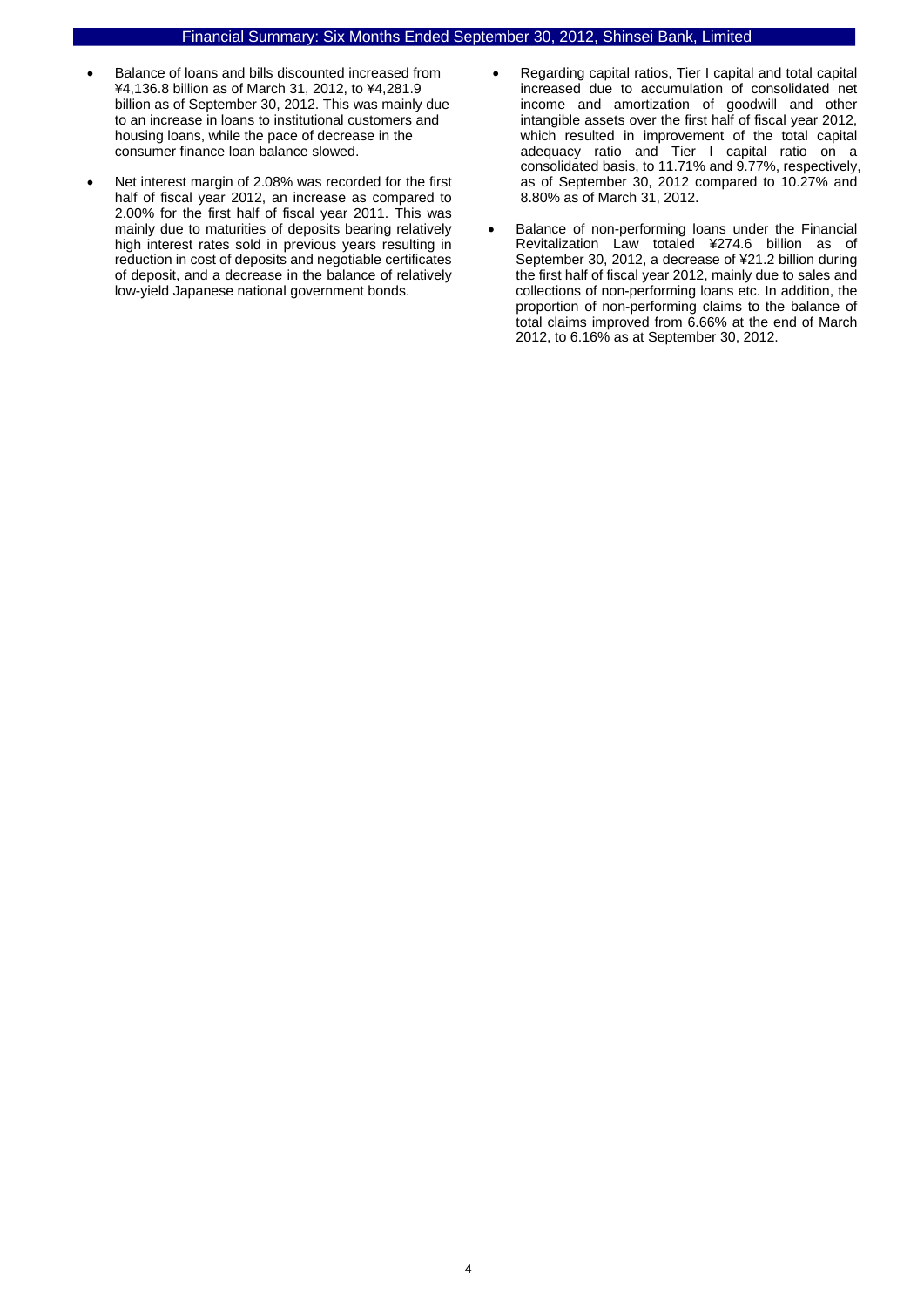- Balance of loans and bills discounted increased from ¥4,136.8 billion as of March 31, 2012, to ¥4,281.9 billion as of September 30, 2012. This was mainly due to an increase in loans to institutional customers and housing loans, while the pace of decrease in the consumer finance loan balance slowed.

- Net interest margin of 2.08% was recorded for the first half of fiscal year 2012, an increase as compared to 2.00% for the first half of fiscal year 2011. This was mainly due to maturities of deposits bearing relatively high interest rates sold in previous years resulting in reduction in cost of deposits and negotiable certificates of deposit, and a decrease in the balance of relatively low-yield Japanese national government bonds.

- Regarding capital ratios, Tier I capital and total capital increased due to accumulation of consolidated net income and amortization of goodwill and other intangible assets over the first half of fiscal year 2012, which resulted in improvement of the total capital adequacy ratio and Tier I capital ratio on a consolidated basis, to 11.71% and 9.77%, respectively, as of September 30, 2012 compared to 10.27% and 8.80% as of March 31, 2012.

- Balance of non-performing loans under the Financial Revitalization Law totaled ¥274.6 billion as of September 30, 2012, a decrease of ¥21.2 billion during the first half of fiscal year 2012, mainly due to sales and collections of non-performing loans etc. In addition, the proportion of non-performing claims to the balance of total claims improved from 6.66% at the end of March 2012, to 6.16% as at September 30, 2012.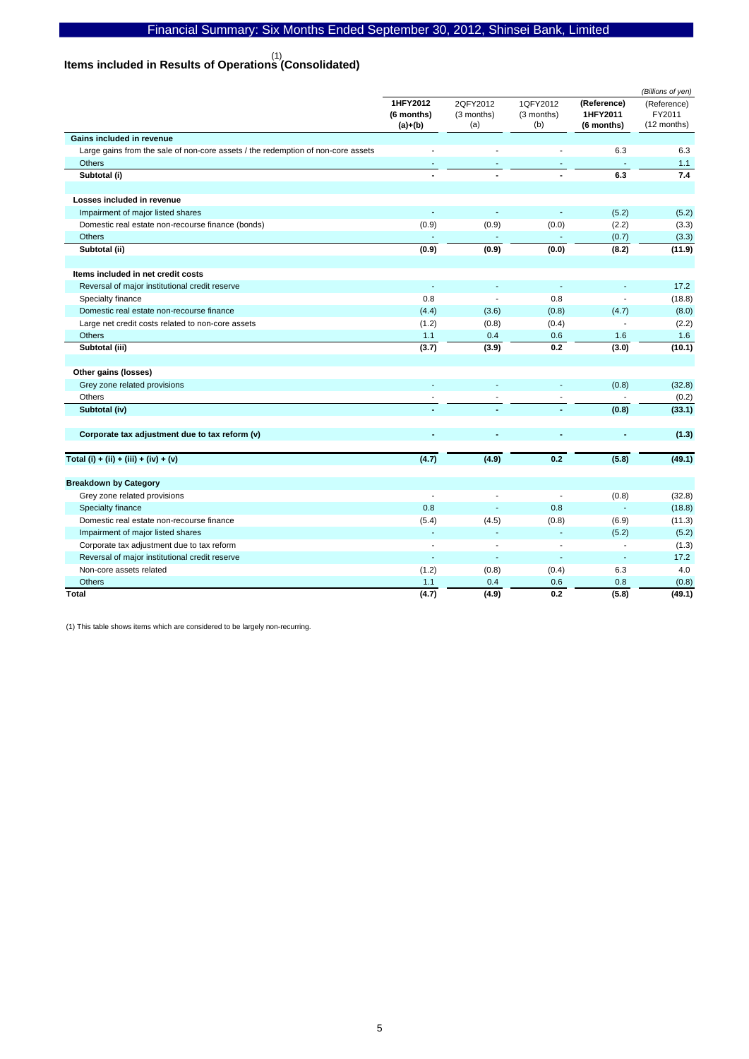# Items included in Results of Operations[1] (Consolidated)

*(Billions of yen)*

| | 1HFY2012 (6 months) (a)+(b) | 2QFY2012 (3 months) (a) | 1QFY2012 (3 months) (b) | (Reference) 1HFY2011 (6 months) | (Reference) FY2011 (12 months) |
|---|---|---|---|---|---|
| **Gains included in revenue** | | | | | |
| Large gains from the sale of non-core assets / the redemption of non-core assets | - | - | - | 6.3 | 6.3 |
| Others | - | - | - | - | 1.1 |
| **Subtotal (i)** | **-** | **-** | **-** | **6.3** | **7.4** |
| **Losses included in revenue** | | | | | |
| Impairment of major listed shares | - | - | - | (5.2) | (5.2) |
| Domestic real estate non-recourse finance (bonds) | (0.9) | (0.9) | (0.0) | (2.2) | (3.3) |
| Others | - | - | - | (0.7) | (3.3) |
| **Subtotal (ii)** | **(0.9)** | **(0.9)** | **(0.0)** | **(8.2)** | **(11.9)** |
| **Items included in net credit costs** | | | | | |
| Reversal of major institutional credit reserve | - | - | - | - | 17.2 |
| Specialty finance | 0.8 | - | 0.8 | - | (18.8) |
| Domestic real estate non-recourse finance | (4.4) | (3.6) | (0.8) | (4.7) | (8.0) |
| Large net credit costs related to non-core assets | (1.2) | (0.8) | (0.4) | - | (2.2) |
| Others | 1.1 | 0.4 | 0.6 | 1.6 | 1.6 |
| **Subtotal (iii)** | **(3.7)** | **(3.9)** | **0.2** | **(3.0)** | **(10.1)** |
| **Other gains (losses)** | | | | | |
| Grey zone related provisions | - | - | - | (0.8) | (32.8) |
| Others | - | - | - | - | (0.2) |
| **Subtotal (iv)** | **-** | **-** | **-** | **(0.8)** | **(33.1)** |
| **Corporate tax adjustment due to tax reform (v)** | **-** | **-** | **-** | **-** | **(1.3)** |
| **Total (i) + (ii) + (iii) + (iv) + (v)** | **(4.7)** | **(4.9)** | **0.2** | **(5.8)** | **(49.1)** |
| **Breakdown by Category** | | | | | |
| Grey zone related provisions | - | - | - | (0.8) | (32.8) |
| Specialty finance | 0.8 | - | 0.8 | - | (18.8) |
| Domestic real estate non-recourse finance | (5.4) | (4.5) | (0.8) | (6.9) | (11.3) |
| Impairment of major listed shares | - | - | - | (5.2) | (5.2) |
| Corporate tax adjustment due to tax reform | - | - | - | - | (1.3) |
| Reversal of major institutional credit reserve | - | - | - | - | 17.2 |
| Non-core assets related | (1.2) | (0.8) | (0.4) | 6.3 | 4.0 |
| Others | 1.1 | 0.4 | 0.6 | 0.8 | (0.8) |
| **Total** | **(4.7)** | **(4.9)** | **0.2** | **(5.8)** | **(49.1)** |

(1) This table shows items which are considered to be largely non-recurring.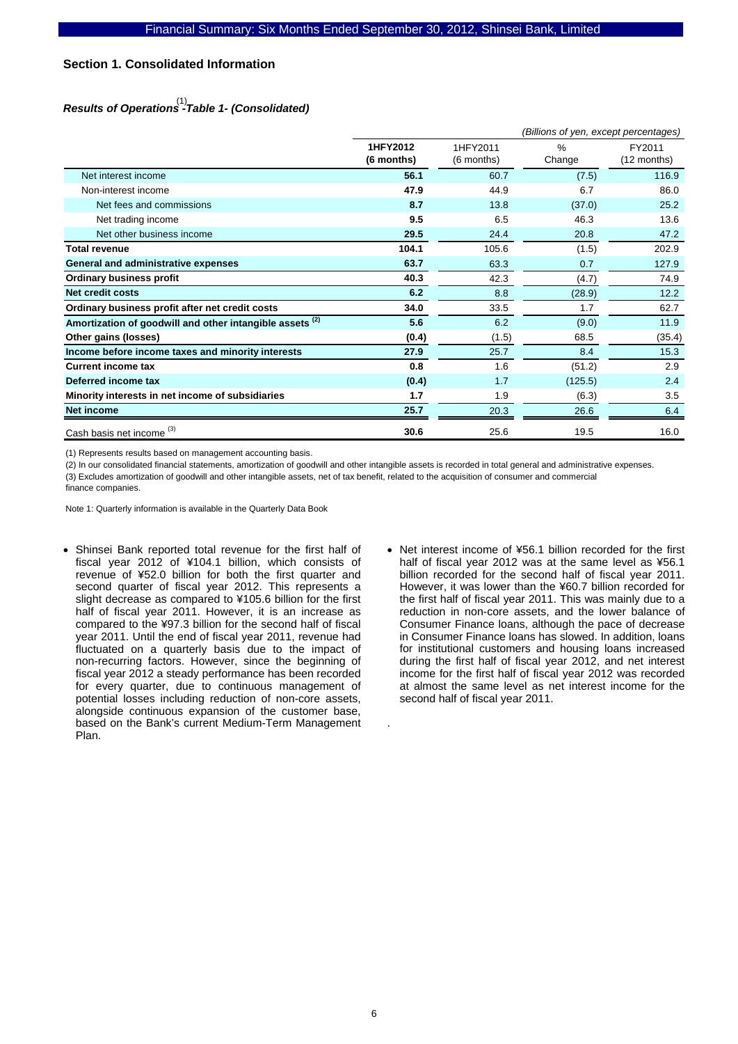## Section 1. Consolidated Information

### *Results of Operations[1] -Table 1- (Consolidated)*

*(Billions of yen, except percentages)*

| | 1HFY2012 (6 months) | 1HFY2011 (6 months) | % Change | FY2011 (12 months) |
|---|---|---|---|---|
| Net interest income | **56.1** | 60.7 | (7.5) | 116.9 |
| Non-interest income | **47.9** | 44.9 | 6.7 | 86.0 |
| Net fees and commissions | **8.7** | 13.8 | (37.0) | 25.2 |
| Net trading income | **9.5** | 6.5 | 46.3 | 13.6 |
| Net other business income | **29.5** | 24.4 | 20.8 | 47.2 |
| **Total revenue** | **104.1** | 105.6 | (1.5) | 202.9 |
| **General and administrative expenses** | **63.7** | 63.3 | 0.7 | 127.9 |
| **Ordinary business profit** | **40.3** | 42.3 | (4.7) | 74.9 |
| **Net credit costs** | **6.2** | 8.8 | (28.9) | 12.2 |
| **Ordinary business profit after net credit costs** | **34.0** | 33.5 | 1.7 | 62.7 |
| **Amortization of goodwill and other intangible assets [2]** | **5.6** | 6.2 | (9.0) | 11.9 |
| **Other gains (losses)** | **(0.4)** | (1.5) | 68.5 | (35.4) |
| **Income before income taxes and minority interests** | **27.9** | 25.7 | 8.4 | 15.3 |
| **Current income tax** | **0.8** | 1.6 | (51.2) | 2.9 |
| **Deferred income tax** | **(0.4)** | 1.7 | (125.5) | 2.4 |
| **Minority interests in net income of subsidiaries** | **1.7** | 1.9 | (6.3) | 3.5 |
| **Net income** | **25.7** | 20.3 | 26.6 | 6.4 |
| Cash basis net income [3] | **30.6** | 25.6 | 19.5 | 16.0 |

(1) Represents results based on management accounting basis.

(2) In our consolidated financial statements, amortization of goodwill and other intangible assets is recorded in total general and administrative expenses.

(3) Excludes amortization of goodwill and other intangible assets, net of tax benefit, related to the acquisition of consumer and commercial finance companies.

Note 1: Quarterly information is available in the Quarterly Data Book

- Shinsei Bank reported total revenue for the first half of fiscal year 2012 of ¥104.1 billion, which consists of revenue of ¥52.0 billion for both the first quarter and second quarter of fiscal year 2012. This represents a slight decrease as compared to ¥105.6 billion for the first half of fiscal year 2011. However, it is an increase as compared to the ¥97.3 billion for the second half of fiscal year 2011. Until the end of fiscal year 2011, revenue had fluctuated on a quarterly basis due to the impact of non-recurring factors. However, since the beginning of fiscal year 2012 a steady performance has been recorded for every quarter, due to continuous management of potential losses including reduction of non-core assets, alongside continuous expansion of the customer base, based on the Bank's current Medium-Term Management Plan.

- Net interest income of ¥56.1 billion recorded for the first half of fiscal year 2012 was at the same level as ¥56.1 billion recorded for the second half of fiscal year 2011. However, it was lower than the ¥60.7 billion recorded for the first half of fiscal year 2011. This was mainly due to a reduction in non-core assets, and the lower balance of Consumer Finance loans, although the pace of decrease in Consumer Finance loans has slowed. In addition, loans for institutional customers and housing loans increased during the first half of fiscal year 2012, and net interest income for the first half of fiscal year 2012 was recorded at almost the same level as net interest income for the second half of fiscal year 2011.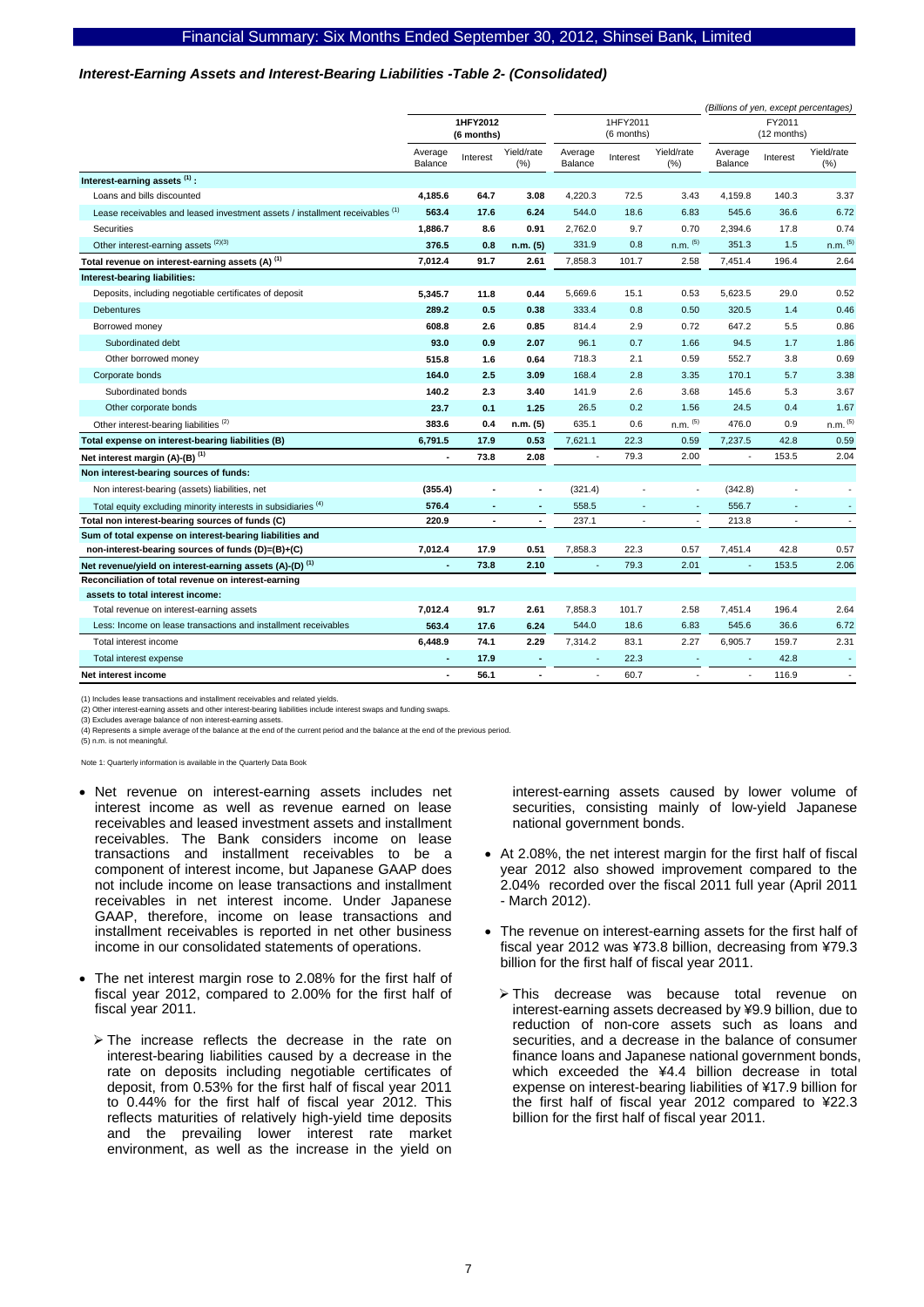### *Interest-Earning Assets and Interest-Bearing Liabilities -Table 2- (Consolidated)*

*(Billions of yen, except percentages)*

| | 1HFY2012 (6 months) | | | 1HFY2011 (6 months) | | | FY2011 (12 months) | | |
|---|---|---|---|---|---|---|---|---|---|
| | Average Balance | Interest | Yield/rate (%) | Average Balance | Interest | Yield/rate (%) | Average Balance | Interest | Yield/rate (%) |
| **Interest-earning assets [(1)]:** | | | | | | | | | |
| Loans and bills discounted | **4,185.6** | **64.7** | **3.08** | 4,220.3 | 72.5 | 3.43 | 4,159.8 | 140.3 | 3.37 |
| Lease receivables and leased investment assets / installment receivables [(1)] | **563.4** | **17.6** | **6.24** | 544.0 | 18.6 | 6.83 | 545.6 | 36.6 | 6.72 |
| Securities | **1,886.7** | **8.6** | **0.91** | 2,762.0 | 9.7 | 0.70 | 2,394.6 | 17.8 | 0.74 |
| Other interest-earning assets [(2)(3)] | **376.5** | **0.8** | **n.m. (5)** | 331.9 | 0.8 | n.m. [(5)] | 351.3 | 1.5 | n.m. [(5)] |
| **Total revenue on interest-earning assets (A) [(1)]** | **7,012.4** | **91.7** | **2.61** | 7,858.3 | 101.7 | 2.58 | 7,451.4 | 196.4 | 2.64 |
| **Interest-bearing liabilities:** | | | | | | | | | |
| Deposits, including negotiable certificates of deposit | **5,345.7** | **11.8** | **0.44** | 5,669.6 | 15.1 | 0.53 | 5,623.5 | 29.0 | 0.52 |
| Debentures | **289.2** | **0.5** | **0.38** | 333.4 | 0.8 | 0.50 | 320.5 | 1.4 | 0.46 |
| Borrowed money | **608.8** | **2.6** | **0.85** | 814.4 | 2.9 | 0.72 | 647.2 | 5.5 | 0.86 |
| Subordinated debt | **93.0** | **0.9** | **2.07** | 96.1 | 0.7 | 1.66 | 94.5 | 1.7 | 1.86 |
| Other borrowed money | **515.8** | **1.6** | **0.64** | 718.3 | 2.1 | 0.59 | 552.7 | 3.8 | 0.69 |
| Corporate bonds | **164.0** | **2.5** | **3.09** | 168.4 | 2.8 | 3.35 | 170.1 | 5.7 | 3.38 |
| Subordinated bonds | **140.2** | **2.3** | **3.40** | 141.9 | 2.6 | 3.68 | 145.6 | 5.3 | 3.67 |
| Other corporate bonds | **23.7** | **0.1** | **1.25** | 26.5 | 0.2 | 1.56 | 24.5 | 0.4 | 1.67 |
| Other interest-bearing liabilities [(2)] | **383.6** | **0.4** | **n.m. (5)** | 635.1 | 0.6 | n.m. [(5)] | 476.0 | 0.9 | n.m. [(5)] |
| **Total expense on interest-bearing liabilities (B)** | **6,791.5** | **17.9** | **0.53** | 7,621.1 | 22.3 | 0.59 | 7,237.5 | 42.8 | 0.59 |
| **Net interest margin (A)-(B) [(1)]** | **-** | **73.8** | **2.08** | - | 79.3 | 2.00 | - | 153.5 | 2.04 |
| **Non interest-bearing sources of funds:** | | | | | | | | | |
| Non interest-bearing (assets) liabilities, net | **(355.4)** | **-** | **-** | (321.4) | - | - | (342.8) | - | - |
| Total equity excluding minority interests in subsidiaries [(4)] | **576.4** | **-** | **-** | 558.5 | - | - | 556.7 | - | - |
| **Total non interest-bearing sources of funds (C)** | **220.9** | **-** | **-** | 237.1 | - | - | 213.8 | - | - |
| **Sum of total expense on interest-bearing liabilities and non-interest-bearing sources of funds (D)=(B)+(C)** | **7,012.4** | **17.9** | **0.51** | 7,858.3 | 22.3 | 0.57 | 7,451.4 | 42.8 | 0.57 |
| **Net revenue/yield on interest-earning assets (A)-(D) [(1)]** | **-** | **73.8** | **2.10** | - | 79.3 | 2.01 | - | 153.5 | 2.06 |
| **Reconciliation of total revenue on interest-earning assets to total interest income:** | | | | | | | | | |
| Total revenue on interest-earning assets | **7,012.4** | **91.7** | **2.61** | 7,858.3 | 101.7 | 2.58 | 7,451.4 | 196.4 | 2.64 |
| Less: Income on lease transactions and installment receivables | **563.4** | **17.6** | **6.24** | 544.0 | 18.6 | 6.83 | 545.6 | 36.6 | 6.72 |
| Total interest income | **6,448.9** | **74.1** | **2.29** | 7,314.2 | 83.1 | 2.27 | 6,905.7 | 159.7 | 2.31 |
| Total interest expense | **-** | **17.9** | **-** | - | 22.3 | - | - | 42.8 | - |
| **Net interest income** | **-** | **56.1** | **-** | - | 60.7 | - | - | 116.9 | - |

(1) Includes lease transactions and installment receivables and related yields.
(2) Other interest-earning assets and other interest-bearing liabilities include interest swaps and funding swaps.
(3) Excludes average balance of non interest-earning assets.
(4) Represents a simple average of the balance at the end of the current period and the balance at the end of the previous period.
(5) n.m. is not meaningful.

Note 1: Quarterly information is available in the Quarterly Data Book

- Net revenue on interest-earning assets includes net interest income as well as revenue earned on lease receivables and leased investment assets and installment receivables. The Bank considers income on lease transactions and installment receivables to be a component of interest income, but Japanese GAAP does not include income on lease transactions and installment receivables in net interest income. Under Japanese GAAP, therefore, income on lease transactions and installment receivables is reported in net other business income in our consolidated statements of operations.
- The net interest margin rose to 2.08% for the first half of fiscal year 2012, compared to 2.00% for the first half of fiscal year 2011.
  - The increase reflects the decrease in the rate on interest-bearing liabilities caused by a decrease in the rate on deposits including negotiable certificates of deposit, from 0.53% for the first half of fiscal year 2011 to 0.44% for the first half of fiscal year 2012. This reflects maturities of relatively high-yield time deposits and the prevailing lower interest rate market environment, as well as the increase in the yield on interest-earning assets caused by lower volume of securities, consisting mainly of low-yield Japanese national government bonds.
- At 2.08%, the net interest margin for the first half of fiscal year 2012 also showed improvement compared to the 2.04% recorded over the fiscal 2011 full year (April 2011 - March 2012).
- The revenue on interest-earning assets for the first half of fiscal year 2012 was ¥73.8 billion, decreasing from ¥79.3 billion for the first half of fiscal year 2011.
  - This decrease was because total revenue on interest-earning assets decreased by ¥9.9 billion, due to reduction of non-core assets such as loans and securities, and a decrease in the balance of consumer finance loans and Japanese national government bonds, which exceeded the ¥4.4 billion decrease in total expense on interest-bearing liabilities of ¥17.9 billion for the first half of fiscal year 2012 compared to ¥22.3 billion for the first half of fiscal year 2011.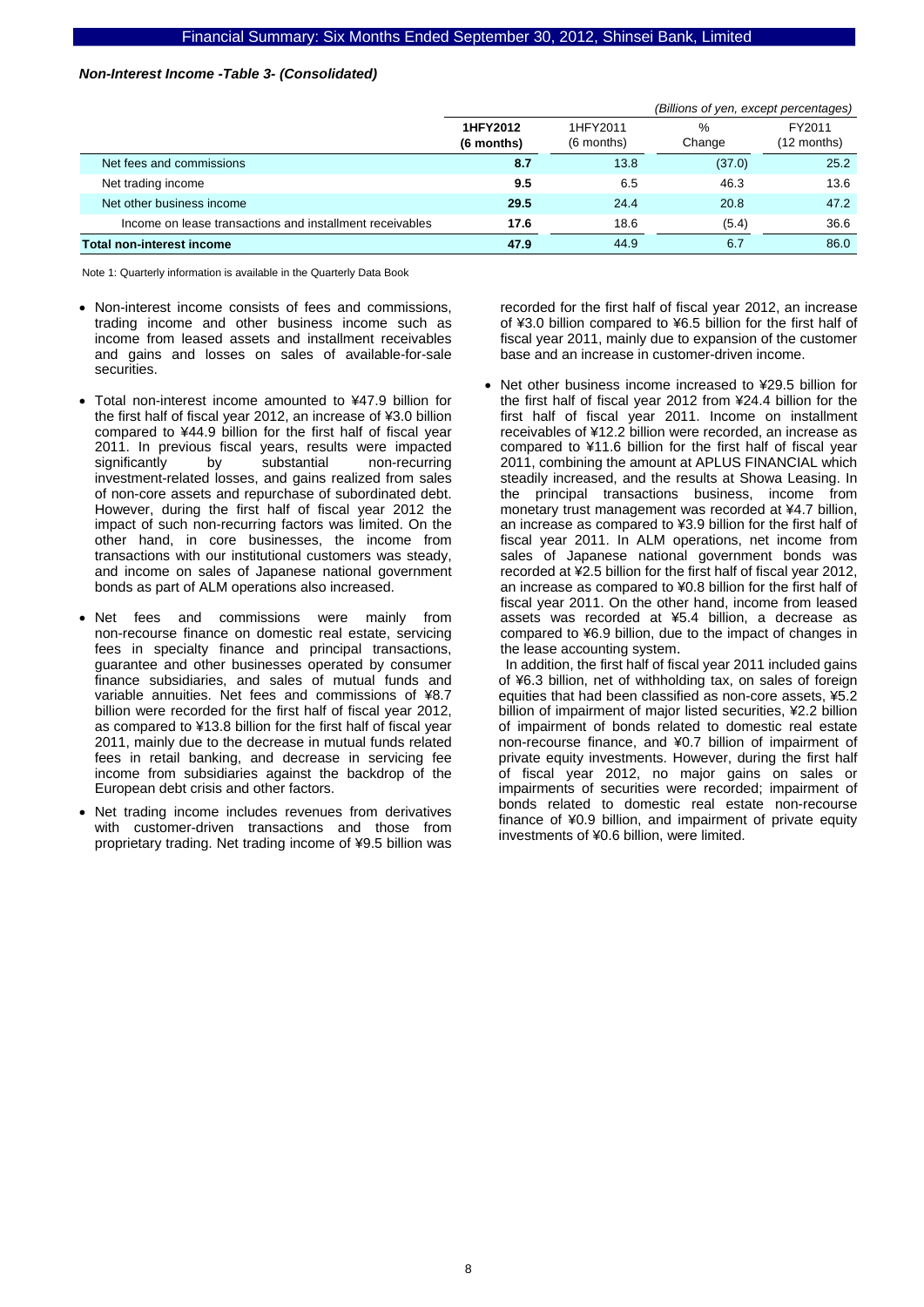### *Non-Interest Income -Table 3- (Consolidated)*

*(Billions of yen, except percentages)*

| | 1HFY2012 (6 months) | 1HFY2011 (6 months) | % Change | FY2011 (12 months) |
|---|---|---|---|---|
| Net fees and commissions | **8.7** | 13.8 | (37.0) | 25.2 |
| Net trading income | **9.5** | 6.5 | 46.3 | 13.6 |
| Net other business income | **29.5** | 24.4 | 20.8 | 47.2 |
| Income on lease transactions and installment receivables | **17.6** | 18.6 | (5.4) | 36.6 |
| **Total non-interest income** | **47.9** | 44.9 | 6.7 | 86.0 |

Note 1: Quarterly information is available in the Quarterly Data Book

- Non-interest income consists of fees and commissions, trading income and other business income such as income from leased assets and installment receivables and gains and losses on sales of available-for-sale securities.
- Total non-interest income amounted to ¥47.9 billion for the first half of fiscal year 2012, an increase of ¥3.0 billion compared to ¥44.9 billion for the first half of fiscal year 2011. In previous fiscal years, results were impacted significantly by substantial non-recurring investment-related losses, and gains realized from sales of non-core assets and repurchase of subordinated debt. However, during the first half of fiscal year 2012 the impact of such non-recurring factors was limited. On the other hand, in core businesses, the income from transactions with our institutional customers was steady, and income on sales of Japanese national government bonds as part of ALM operations also increased.
- Net fees and commissions were mainly from non-recourse finance on domestic real estate, servicing fees in specialty finance and principal transactions, guarantee and other businesses operated by consumer finance subsidiaries, and sales of mutual funds and variable annuities. Net fees and commissions of ¥8.7 billion were recorded for the first half of fiscal year 2012, as compared to ¥13.8 billion for the first half of fiscal year 2011, mainly due to the decrease in mutual funds related fees in retail banking, and decrease in servicing fee income from subsidiaries against the backdrop of the European debt crisis and other factors.
- Net trading income includes revenues from derivatives with customer-driven transactions and those from proprietary trading. Net trading income of ¥9.5 billion was recorded for the first half of fiscal year 2012, an increase of ¥3.0 billion compared to ¥6.5 billion for the first half of fiscal year 2011, mainly due to expansion of the customer base and an increase in customer-driven income.
- Net other business income increased to ¥29.5 billion for the first half of fiscal year 2012 from ¥24.4 billion for the first half of fiscal year 2011. Income on installment receivables of ¥12.2 billion were recorded, an increase as compared to ¥11.6 billion for the first half of fiscal year 2011, combining the amount at APLUS FINANCIAL which steadily increased, and the results at Showa Leasing. In the principal transactions business, income from monetary trust management was recorded at ¥4.7 billion, an increase as compared to ¥3.9 billion for the first half of fiscal year 2011. In ALM operations, net income from sales of Japanese national government bonds was recorded at ¥2.5 billion for the first half of fiscal year 2012, an increase as compared to ¥0.8 billion for the first half of fiscal year 2011. On the other hand, income from leased assets was recorded at ¥5.4 billion, a decrease as compared to ¥6.9 billion, due to the impact of changes in the lease accounting system.

  In addition, the first half of fiscal year 2011 included gains of ¥6.3 billion, net of withholding tax, on sales of foreign equities that had been classified as non-core assets, ¥5.2 billion of impairment of major listed securities, ¥2.2 billion of impairment of bonds related to domestic real estate non-recourse finance, and ¥0.7 billion of impairment of private equity investments. However, during the first half of fiscal year 2012, no major gains on sales or impairments of securities were recorded; impairment of bonds related to domestic real estate non-recourse finance of ¥0.9 billion, and impairment of private equity investments of ¥0.6 billion, were limited.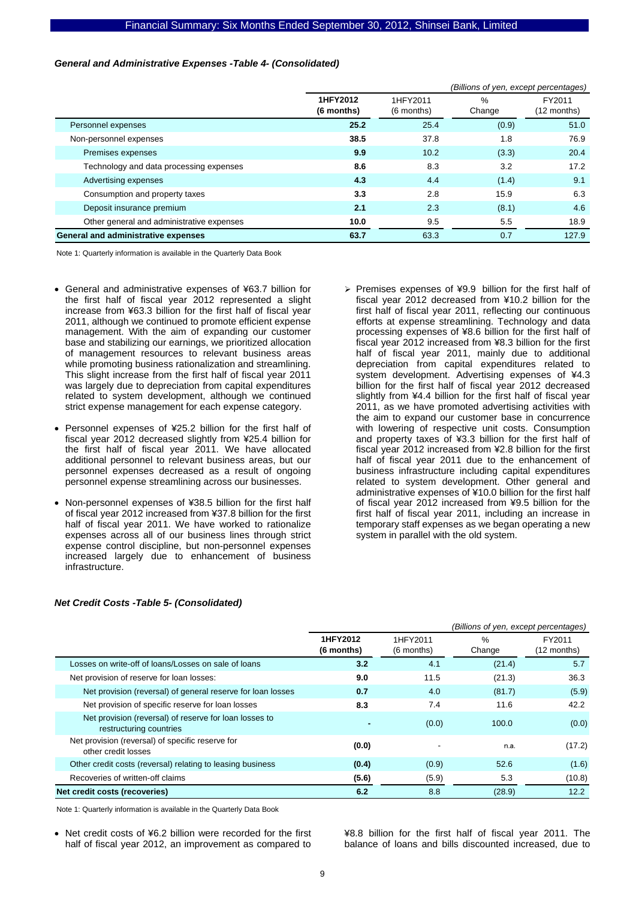### *General and Administrative Expenses -Table 4- (Consolidated)*

*(Billions of yen, except percentages)*

| | **1HFY2012 (6 months)** | 1HFY2011 (6 months) | % Change | FY2011 (12 months) |
|---|---|---|---|---|
| Personnel expenses | **25.2** | 25.4 | (0.9) | 51.0 |
| Non-personnel expenses | **38.5** | 37.8 | 1.8 | 76.9 |
| Premises expenses | **9.9** | 10.2 | (3.3) | 20.4 |
| Technology and data processing expenses | **8.6** | 8.3 | 3.2 | 17.2 |
| Advertising expenses | **4.3** | 4.4 | (1.4) | 9.1 |
| Consumption and property taxes | **3.3** | 2.8 | 15.9 | 6.3 |
| Deposit insurance premium | **2.1** | 2.3 | (8.1) | 4.6 |
| Other general and administrative expenses | **10.0** | 9.5 | 5.5 | 18.9 |
| **General and administrative expenses** | **63.7** | 63.3 | 0.7 | 127.9 |

Note 1: Quarterly information is available in the Quarterly Data Book

- General and administrative expenses of ¥63.7 billion for the first half of fiscal year 2012 represented a slight increase from ¥63.3 billion for the first half of fiscal year 2011, although we continued to promote efficient expense management. With the aim of expanding our customer base and stabilizing our earnings, we prioritized allocation of management resources to relevant business areas while promoting business rationalization and streamlining. This slight increase from the first half of fiscal year 2011 was largely due to depreciation from capital expenditures related to system development, although we continued strict expense management for each expense category.
- Personnel expenses of ¥25.2 billion for the first half of fiscal year 2012 decreased slightly from ¥25.4 billion for the first half of fiscal year 2011. We have allocated additional personnel to relevant business areas, but our personnel expenses decreased as a result of ongoing personnel expense streamlining across our businesses.
- Non-personnel expenses of ¥38.5 billion for the first half of fiscal year 2012 increased from ¥37.8 billion for the first half of fiscal year 2011. We have worked to rationalize expenses across all of our business lines through strict expense control discipline, but non-personnel expenses increased largely due to enhancement of business infrastructure.
  - Premises expenses of ¥9.9 billion for the first half of fiscal year 2012 decreased from ¥10.2 billion for the first half of fiscal year 2011, reflecting our continuous efforts at expense streamlining. Technology and data processing expenses of ¥8.6 billion for the first half of fiscal year 2012 increased from ¥8.3 billion for the first half of fiscal year 2011, mainly due to additional depreciation from capital expenditures related to system development. Advertising expenses of ¥4.3 billion for the first half of fiscal year 2012 decreased slightly from ¥4.4 billion for the first half of fiscal year 2011, as we have promoted advertising activities with the aim to expand our customer base in concurrence with lowering of respective unit costs. Consumption and property taxes of ¥3.3 billion for the first half of fiscal year 2012 increased from ¥2.8 billion for the first half of fiscal year 2011 due to the enhancement of business infrastructure including capital expenditures related to system development. Other general and administrative expenses of ¥10.0 billion for the first half of fiscal year 2012 increased from ¥9.5 billion for the first half of fiscal year 2011, including an increase in temporary staff expenses as we began operating a new system in parallel with the old system.

### *Net Credit Costs -Table 5- (Consolidated)*

*(Billions of yen, except percentages)*

| | **1HFY2012 (6 months)** | 1HFY2011 (6 months) | % Change | FY2011 (12 months) |
|---|---|---|---|---|
| Losses on write-off of loans/Losses on sale of loans | **3.2** | 4.1 | (21.4) | 5.7 |
| Net provision of reserve for loan losses: | **9.0** | 11.5 | (21.3) | 36.3 |
| Net provision (reversal) of general reserve for loan losses | **0.7** | 4.0 | (81.7) | (5.9) |
| Net provision of specific reserve for loan losses | **8.3** | 7.4 | 11.6 | 42.2 |
| Net provision (reversal) of reserve for loan losses to restructuring countries | **-** | (0.0) | 100.0 | (0.0) |
| Net provision (reversal) of specific reserve for other credit losses | **(0.0)** | - | n.a. | (17.2) |
| Other credit costs (reversal) relating to leasing business | **(0.4)** | (0.9) | 52.6 | (1.6) |
| Recoveries of written-off claims | **(5.6)** | (5.9) | 5.3 | (10.8) |
| **Net credit costs (recoveries)** | **6.2** | 8.8 | (28.9) | 12.2 |

Note 1: Quarterly information is available in the Quarterly Data Book

- Net credit costs of ¥6.2 billion were recorded for the first half of fiscal year 2012, an improvement as compared to ¥8.8 billion for the first half of fiscal year 2011. The balance of loans and bills discounted increased, due to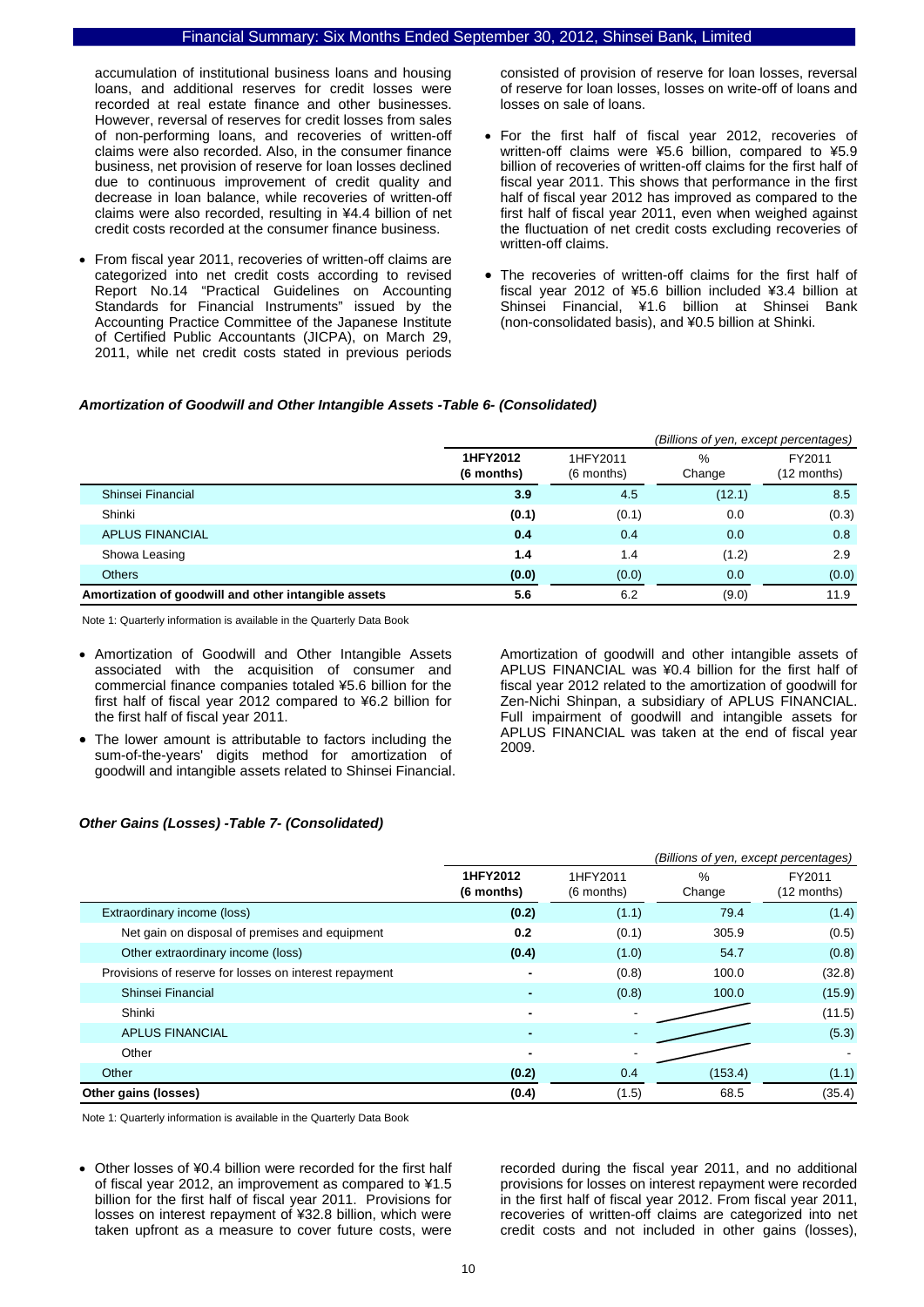accumulation of institutional business loans and housing loans, and additional reserves for credit losses were recorded at real estate finance and other businesses. However, reversal of reserves for credit losses from sales of non-performing loans, and recoveries of written-off claims were also recorded. Also, in the consumer finance business, net provision of reserve for loan losses declined due to continuous improvement of credit quality and decrease in loan balance, while recoveries of written-off claims were also recorded, resulting in ¥4.4 billion of net credit costs recorded at the consumer finance business.

- From fiscal year 2011, recoveries of written-off claims are categorized into net credit costs according to revised Report No.14 "Practical Guidelines on Accounting Standards for Financial Instruments" issued by the Accounting Practice Committee of the Japanese Institute of Certified Public Accountants (JICPA), on March 29, 2011, while net credit costs stated in previous periods consisted of provision of reserve for loan losses, reversal of reserve for loan losses, losses on write-off of loans and losses on sale of loans.
- For the first half of fiscal year 2012, recoveries of written-off claims were ¥5.6 billion, compared to ¥5.9 billion of recoveries of written-off claims for the first half of fiscal year 2011. This shows that performance in the first half of fiscal year 2012 has improved as compared to the first half of fiscal year 2011, even when weighed against the fluctuation of net credit costs excluding recoveries of written-off claims.
- The recoveries of written-off claims for the first half of fiscal year 2012 of ¥5.6 billion included ¥3.4 billion at Shinsei Financial, ¥1.6 billion at Shinsei Bank (non-consolidated basis), and ¥0.5 billion at Shinki.

### *Amortization of Goodwill and Other Intangible Assets -Table 6- (Consolidated)*

*(Billions of yen, except percentages)*

| | **1HFY2012 (6 months)** | 1HFY2011 (6 months) | % Change | FY2011 (12 months) |
|---|---|---|---|---|
| Shinsei Financial | **3.9** | 4.5 | (12.1) | 8.5 |
| Shinki | **(0.1)** | (0.1) | 0.0 | (0.3) |
| APLUS FINANCIAL | **0.4** | 0.4 | 0.0 | 0.8 |
| Showa Leasing | **1.4** | 1.4 | (1.2) | 2.9 |
| Others | **(0.0)** | (0.0) | 0.0 | (0.0) |
| **Amortization of goodwill and other intangible assets** | **5.6** | 6.2 | (9.0) | 11.9 |

Note 1: Quarterly information is available in the Quarterly Data Book

- Amortization of Goodwill and Other Intangible Assets associated with the acquisition of consumer and commercial finance companies totaled ¥5.6 billion for the first half of fiscal year 2012 compared to ¥6.2 billion for the first half of fiscal year 2011.
- The lower amount is attributable to factors including the sum-of-the-years' digits method for amortization of goodwill and intangible assets related to Shinsei Financial.

Amortization of goodwill and other intangible assets of APLUS FINANCIAL was ¥0.4 billion for the first half of fiscal year 2012 related to the amortization of goodwill for Zen-Nichi Shinpan, a subsidiary of APLUS FINANCIAL. Full impairment of goodwill and intangible assets for APLUS FINANCIAL was taken at the end of fiscal year 2009.

### *Other Gains (Losses) -Table 7- (Consolidated)*

*(Billions of yen, except percentages)*

| | **1HFY2012 (6 months)** | 1HFY2011 (6 months) | % Change | FY2011 (12 months) |
|---|---|---|---|---|
| Extraordinary income (loss) | **(0.2)** | (1.1) | 79.4 | (1.4) |
| Net gain on disposal of premises and equipment | **0.2** | (0.1) | 305.9 | (0.5) |
| Other extraordinary income (loss) | **(0.4)** | (1.0) | 54.7 | (0.8) |
| Provisions of reserve for losses on interest repayment | **-** | (0.8) | 100.0 | (32.8) |
| Shinsei Financial | **-** | (0.8) | 100.0 | (15.9) |
| Shinki | **-** | - | | (11.5) |
| APLUS FINANCIAL | **-** | - | | (5.3) |
| Other | **-** | - | | - |
| Other | **(0.2)** | 0.4 | (153.4) | (1.1) |
| **Other gains (losses)** | **(0.4)** | (1.5) | 68.5 | (35.4) |

Note 1: Quarterly information is available in the Quarterly Data Book

- Other losses of ¥0.4 billion were recorded for the first half of fiscal year 2012, an improvement as compared to ¥1.5 billion for the first half of fiscal year 2011. Provisions for losses on interest repayment of ¥32.8 billion, which were taken upfront as a measure to cover future costs, were recorded during the fiscal year 2011, and no additional provisions for losses on interest repayment were recorded in the first half of fiscal year 2012. From fiscal year 2011, recoveries of written-off claims are categorized into net credit costs and not included in other gains (losses),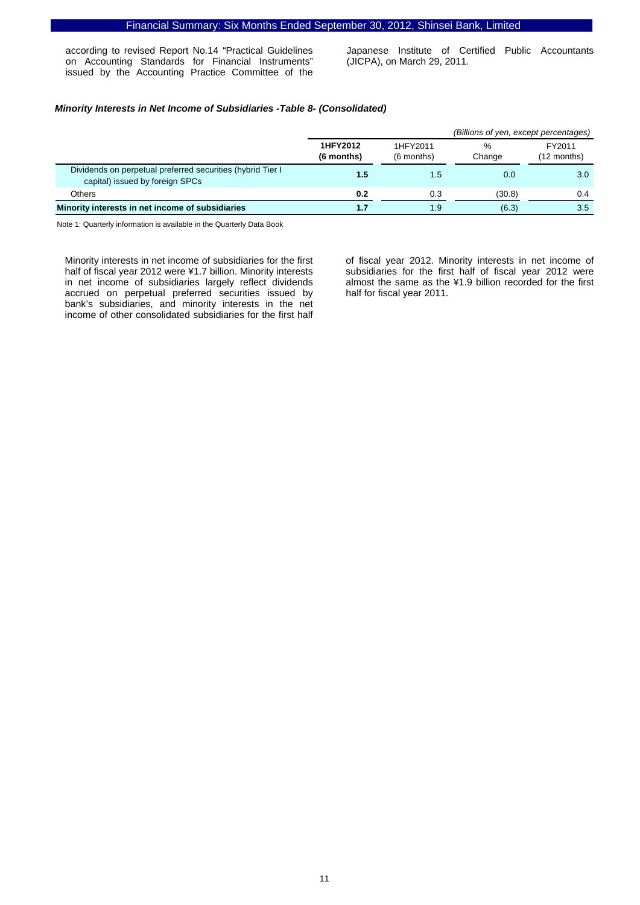according to revised Report No.14 "Practical Guidelines on Accounting Standards for Financial Instruments" issued by the Accounting Practice Committee of the Japanese Institute of Certified Public Accountants (JICPA), on March 29, 2011.

### *Minority Interests in Net Income of Subsidiaries -Table 8- (Consolidated)*

*(Billions of yen, except percentages)*

| | **1HFY2012 (6 months)** | 1HFY2011 (6 months) | % Change | FY2011 (12 months) |
|---|---|---|---|---|
| Dividends on perpetual preferred securities (hybrid Tier I capital) issued by foreign SPCs | **1.5** | 1.5 | 0.0 | 3.0 |
| Others | **0.2** | 0.3 | (30.8) | 0.4 |
| **Minority interests in net income of subsidiaries** | **1.7** | 1.9 | (6.3) | 3.5 |

Note 1: Quarterly information is available in the Quarterly Data Book

Minority interests in net income of subsidiaries for the first half of fiscal year 2012 were ¥1.7 billion. Minority interests in net income of subsidiaries largely reflect dividends accrued on perpetual preferred securities issued by bank's subsidiaries, and minority interests in the net income of other consolidated subsidiaries for the first half of fiscal year 2012. Minority interests in net income of subsidiaries for the first half of fiscal year 2012 were almost the same as the ¥1.9 billion recorded for the first half for fiscal year 2011.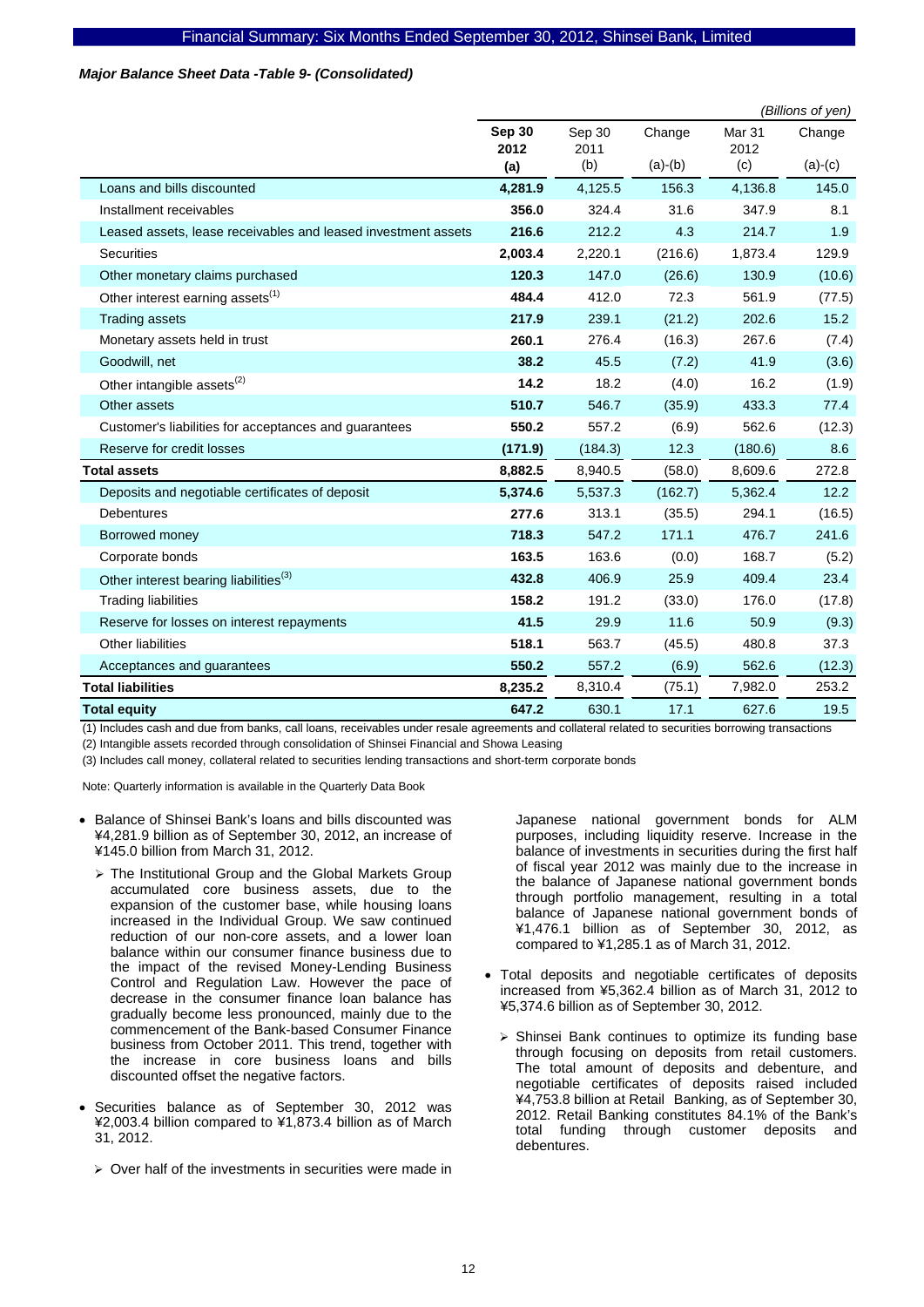*Major Balance Sheet Data -Table 9- (Consolidated)*

*(Billions of yen)*

| | **Sep 30 2012 (a)** | Sep 30 2011 (b) | Change (a)-(b) | Mar 31 2012 (c) | Change (a)-(c) |
|---|---|---|---|---|---|
| Loans and bills discounted | **4,281.9** | 4,125.5 | 156.3 | 4,136.8 | 145.0 |
| Installment receivables | **356.0** | 324.4 | 31.6 | 347.9 | 8.1 |
| Leased assets, lease receivables and leased investment assets | **216.6** | 212.2 | 4.3 | 214.7 | 1.9 |
| Securities | **2,003.4** | 2,220.1 | (216.6) | 1,873.4 | 129.9 |
| Other monetary claims purchased | **120.3** | 147.0 | (26.6) | 130.9 | (10.6) |
| Other interest earning assets(1) | **484.4** | 412.0 | 72.3 | 561.9 | (77.5) |
| Trading assets | **217.9** | 239.1 | (21.2) | 202.6 | 15.2 |
| Monetary assets held in trust | **260.1** | 276.4 | (16.3) | 267.6 | (7.4) |
| Goodwill, net | **38.2** | 45.5 | (7.2) | 41.9 | (3.6) |
| Other intangible assets(2) | **14.2** | 18.2 | (4.0) | 16.2 | (1.9) |
| Other assets | **510.7** | 546.7 | (35.9) | 433.3 | 77.4 |
| Customer's liabilities for acceptances and guarantees | **550.2** | 557.2 | (6.9) | 562.6 | (12.3) |
| Reserve for credit losses | **(171.9)** | (184.3) | 12.3 | (180.6) | 8.6 |
| **Total assets** | **8,882.5** | 8,940.5 | (58.0) | 8,609.6 | 272.8 |
| Deposits and negotiable certificates of deposit | **5,374.6** | 5,537.3 | (162.7) | 5,362.4 | 12.2 |
| Debentures | **277.6** | 313.1 | (35.5) | 294.1 | (16.5) |
| Borrowed money | **718.3** | 547.2 | 171.1 | 476.7 | 241.6 |
| Corporate bonds | **163.5** | 163.6 | (0.0) | 168.7 | (5.2) |
| Other interest bearing liabilities(3) | **432.8** | 406.9 | 25.9 | 409.4 | 23.4 |
| Trading liabilities | **158.2** | 191.2 | (33.0) | 176.0 | (17.8) |
| Reserve for losses on interest repayments | **41.5** | 29.9 | 11.6 | 50.9 | (9.3) |
| Other liabilities | **518.1** | 563.7 | (45.5) | 480.8 | 37.3 |
| Acceptances and guarantees | **550.2** | 557.2 | (6.9) | 562.6 | (12.3) |
| **Total liabilities** | **8,235.2** | 8,310.4 | (75.1) | 7,982.0 | 253.2 |
| **Total equity** | **647.2** | 630.1 | 17.1 | 627.6 | 19.5 |

(1) Includes cash and due from banks, call loans, receivables under resale agreements and collateral related to securities borrowing transactions

(2) Intangible assets recorded through consolidation of Shinsei Financial and Showa Leasing

(3) Includes call money, collateral related to securities lending transactions and short-term corporate bonds

Note: Quarterly information is available in the Quarterly Data Book

- Balance of Shinsei Bank's loans and bills discounted was ¥4,281.9 billion as of September 30, 2012, an increase of ¥145.0 billion from March 31, 2012.
  - The Institutional Group and the Global Markets Group accumulated core business assets, due to the expansion of the customer base, while housing loans increased in the Individual Group. We saw continued reduction of our non-core assets, and a lower loan balance within our consumer finance business due to the impact of the revised Money-Lending Business Control and Regulation Law. However the pace of decrease in the consumer finance loan balance has gradually become less pronounced, mainly due to the commencement of the Bank-based Consumer Finance business from October 2011. This trend, together with the increase in core business loans and bills discounted offset the negative factors.
- Securities balance as of September 30, 2012 was ¥2,003.4 billion compared to ¥1,873.4 billion as of March 31, 2012.
  - Over half of the investments in securities were made in Japanese national government bonds for ALM purposes, including liquidity reserve. Increase in the balance of investments in securities during the first half of fiscal year 2012 was mainly due to the increase in the balance of Japanese national government bonds through portfolio management, resulting in a total balance of Japanese national government bonds of ¥1,476.1 billion as of September 30, 2012, as compared to ¥1,285.1 as of March 31, 2012.
- Total deposits and negotiable certificates of deposits increased from ¥5,362.4 billion as of March 31, 2012 to ¥5,374.6 billion as of September 30, 2012.
  - Shinsei Bank continues to optimize its funding base through focusing on deposits from retail customers. The total amount of deposits and debenture, and negotiable certificates of deposits raised included ¥4,753.8 billion at Retail Banking, as of September 30, 2012. Retail Banking constitutes 84.1% of the Bank's total funding through customer deposits and debentures.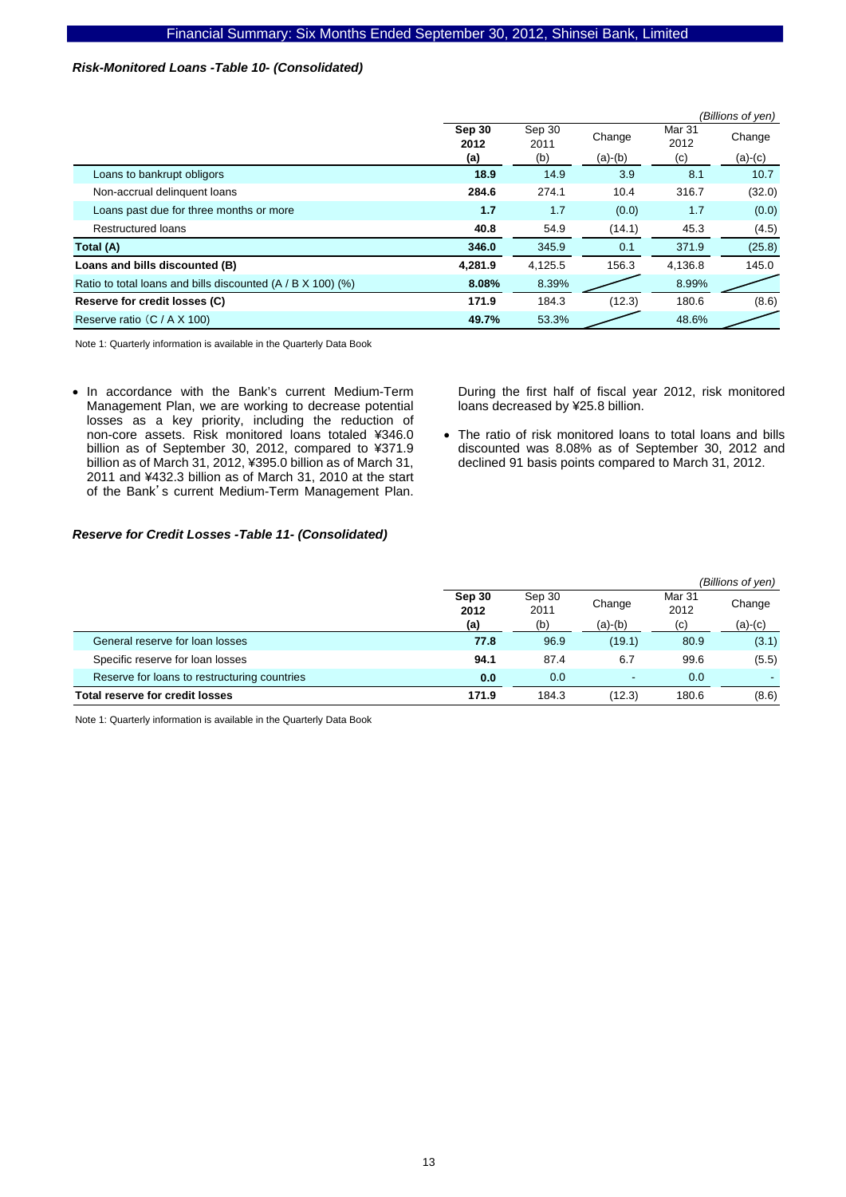### *Risk-Monitored Loans -Table 10- (Consolidated)*

*(Billions of yen)*

| | **Sep 30 2012 (a)** | Sep 30 2011 (b) | Change (a)-(b) | Mar 31 2012 (c) | Change (a)-(c) |
|---|---|---|---|---|---|
| Loans to bankrupt obligors | **18.9** | 14.9 | 3.9 | 8.1 | 10.7 |
| Non-accrual delinquent loans | **284.6** | 274.1 | 10.4 | 316.7 | (32.0) |
| Loans past due for three months or more | **1.7** | 1.7 | (0.0) | 1.7 | (0.0) |
| Restructured loans | **40.8** | 54.9 | (14.1) | 45.3 | (4.5) |
| **Total (A)** | **346.0** | 345.9 | 0.1 | 371.9 | (25.8) |
| **Loans and bills discounted (B)** | **4,281.9** | 4,125.5 | 156.3 | 4,136.8 | 145.0 |
| Ratio to total loans and bills discounted (A / B X 100) (%) | **8.08%** | 8.39% | | 8.99% | |
| **Reserve for credit losses (C)** | **171.9** | 184.3 | (12.3) | 180.6 | (8.6) |
| Reserve ratio（C / A X 100) | **49.7%** | 53.3% | | 48.6% | |

Note 1: Quarterly information is available in the Quarterly Data Book

- In accordance with the Bank's current Medium-Term Management Plan, we are working to decrease potential losses as a key priority, including the reduction of non-core assets. Risk monitored loans totaled ¥346.0 billion as of September 30, 2012, compared to ¥371.9 billion as of March 31, 2012, ¥395.0 billion as of March 31, 2011 and ¥432.3 billion as of March 31, 2010 at the start of the Bank's current Medium-Term Management Plan. During the first half of fiscal year 2012, risk monitored loans decreased by ¥25.8 billion.
- The ratio of risk monitored loans to total loans and bills discounted was 8.08% as of September 30, 2012 and declined 91 basis points compared to March 31, 2012.

### *Reserve for Credit Losses -Table 11- (Consolidated)*

*(Billions of yen)*

| | **Sep 30 2012 (a)** | Sep 30 2011 (b) | Change (a)-(b) | Mar 31 2012 (c) | Change (a)-(c) |
|---|---|---|---|---|---|
| General reserve for loan losses | **77.8** | 96.9 | (19.1) | 80.9 | (3.1) |
| Specific reserve for loan losses | **94.1** | 87.4 | 6.7 | 99.6 | (5.5) |
| Reserve for loans to restructuring countries | **0.0** | 0.0 | - | 0.0 | - |
| **Total reserve for credit losses** | **171.9** | 184.3 | (12.3) | 180.6 | (8.6) |

Note 1: Quarterly information is available in the Quarterly Data Book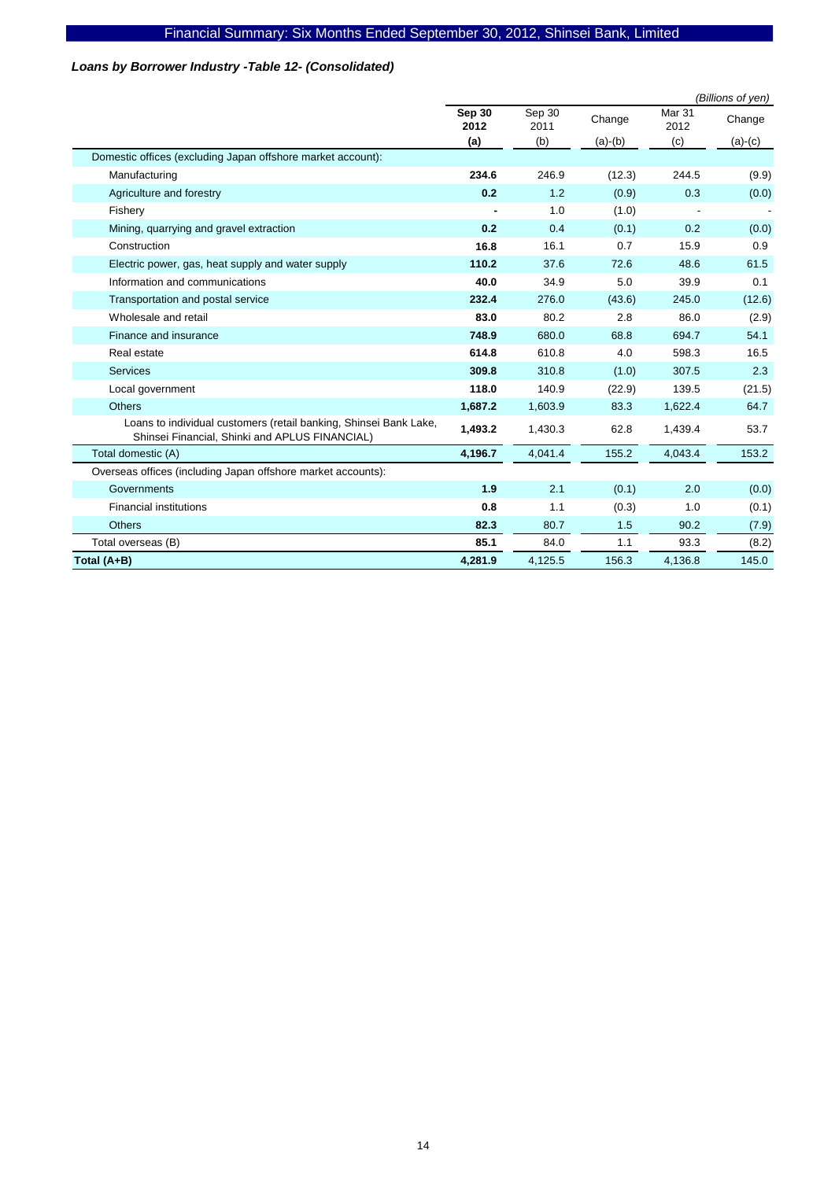### *Loans by Borrower Industry -Table 12- (Consolidated)*

*(Billions of yen)*

| | **Sep 30 2012** | Sep 30 2011 | Change | Mar 31 2012 | Change |
|---|---|---|---|---|---|
| | **(a)** | (b) | (a)-(b) | (c) | (a)-(c) |
| Domestic offices (excluding Japan offshore market account): | | | | | |
| Manufacturing | **234.6** | 246.9 | (12.3) | 244.5 | (9.9) |
| Agriculture and forestry | **0.2** | 1.2 | (0.9) | 0.3 | (0.0) |
| Fishery | **-** | 1.0 | (1.0) | - | - |
| Mining, quarrying and gravel extraction | **0.2** | 0.4 | (0.1) | 0.2 | (0.0) |
| Construction | **16.8** | 16.1 | 0.7 | 15.9 | 0.9 |
| Electric power, gas, heat supply and water supply | **110.2** | 37.6 | 72.6 | 48.6 | 61.5 |
| Information and communications | **40.0** | 34.9 | 5.0 | 39.9 | 0.1 |
| Transportation and postal service | **232.4** | 276.0 | (43.6) | 245.0 | (12.6) |
| Wholesale and retail | **83.0** | 80.2 | 2.8 | 86.0 | (2.9) |
| Finance and insurance | **748.9** | 680.0 | 68.8 | 694.7 | 54.1 |
| Real estate | **614.8** | 610.8 | 4.0 | 598.3 | 16.5 |
| Services | **309.8** | 310.8 | (1.0) | 307.5 | 2.3 |
| Local government | **118.0** | 140.9 | (22.9) | 139.5 | (21.5) |
| Others | **1,687.2** | 1,603.9 | 83.3 | 1,622.4 | 64.7 |
| Loans to individual customers (retail banking, Shinsei Bank Lake, Shinsei Financial, Shinki and APLUS FINANCIAL) | **1,493.2** | 1,430.3 | 62.8 | 1,439.4 | 53.7 |
| Total domestic (A) | **4,196.7** | 4,041.4 | 155.2 | 4,043.4 | 153.2 |
| Overseas offices (including Japan offshore market accounts): | | | | | |
| Governments | **1.9** | 2.1 | (0.1) | 2.0 | (0.0) |
| Financial institutions | **0.8** | 1.1 | (0.3) | 1.0 | (0.1) |
| Others | **82.3** | 80.7 | 1.5 | 90.2 | (7.9) |
| Total overseas (B) | **85.1** | 84.0 | 1.1 | 93.3 | (8.2) |
| **Total (A+B)** | **4,281.9** | 4,125.5 | 156.3 | 4,136.8 | 145.0 |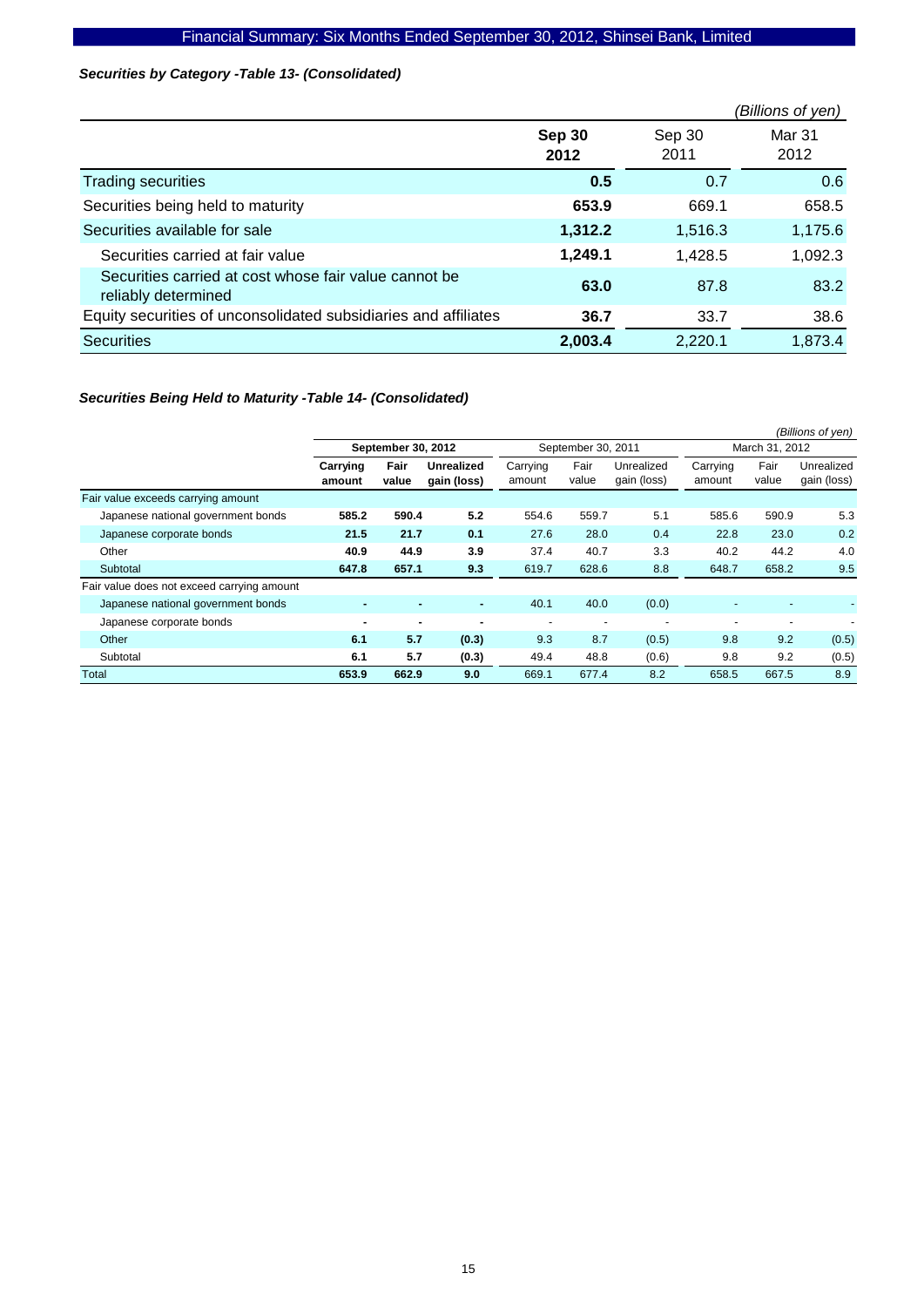### *Securities by Category -Table 13- (Consolidated)*

*(Billions of yen)*

| | **Sep 30 2012** | Sep 30 2011 | Mar 31 2012 |
|---|---|---|---|
| Trading securities | **0.5** | 0.7 | 0.6 |
| Securities being held to maturity | **653.9** | 669.1 | 658.5 |
| Securities available for sale | **1,312.2** | 1,516.3 | 1,175.6 |
| Securities carried at fair value | **1,249.1** | 1,428.5 | 1,092.3 |
| Securities carried at cost whose fair value cannot be reliably determined | **63.0** | 87.8 | 83.2 |
| Equity securities of unconsolidated subsidiaries and affiliates | **36.7** | 33.7 | 38.6 |
| Securities | **2,003.4** | 2,220.1 | 1,873.4 |

### *Securities Being Held to Maturity -Table 14- (Consolidated)*

*(Billions of yen)*

| | **September 30, 2012** | | | September 30, 2011 | | | March 31, 2012 | | |
|---|---|---|---|---|---|---|---|---|---|
| | **Carrying amount** | **Fair value** | **Unrealized gain (loss)** | Carrying amount | Fair value | Unrealized gain (loss) | Carrying amount | Fair value | Unrealized gain (loss) |
| Fair value exceeds carrying amount | | | | | | | | | |
| Japanese national government bonds | **585.2** | **590.4** | **5.2** | 554.6 | 559.7 | 5.1 | 585.6 | 590.9 | 5.3 |
| Japanese corporate bonds | **21.5** | **21.7** | **0.1** | 27.6 | 28.0 | 0.4 | 22.8 | 23.0 | 0.2 |
| Other | **40.9** | **44.9** | **3.9** | 37.4 | 40.7 | 3.3 | 40.2 | 44.2 | 4.0 |
| Subtotal | **647.8** | **657.1** | **9.3** | 619.7 | 628.6 | 8.8 | 648.7 | 658.2 | 9.5 |
| Fair value does not exceed carrying amount | | | | | | | | | |
| Japanese national government bonds | **-** | **-** | **-** | 40.1 | 40.0 | (0.0) | - | - | - |
| Japanese corporate bonds | **-** | **-** | **-** | - | - | - | - | - | - |
| Other | **6.1** | **5.7** | **(0.3)** | 9.3 | 8.7 | (0.5) | 9.8 | 9.2 | (0.5) |
| Subtotal | **6.1** | **5.7** | **(0.3)** | 49.4 | 48.8 | (0.6) | 9.8 | 9.2 | (0.5) |
| Total | **653.9** | **662.9** | **9.0** | 669.1 | 677.4 | 8.2 | 658.5 | 667.5 | 8.9 |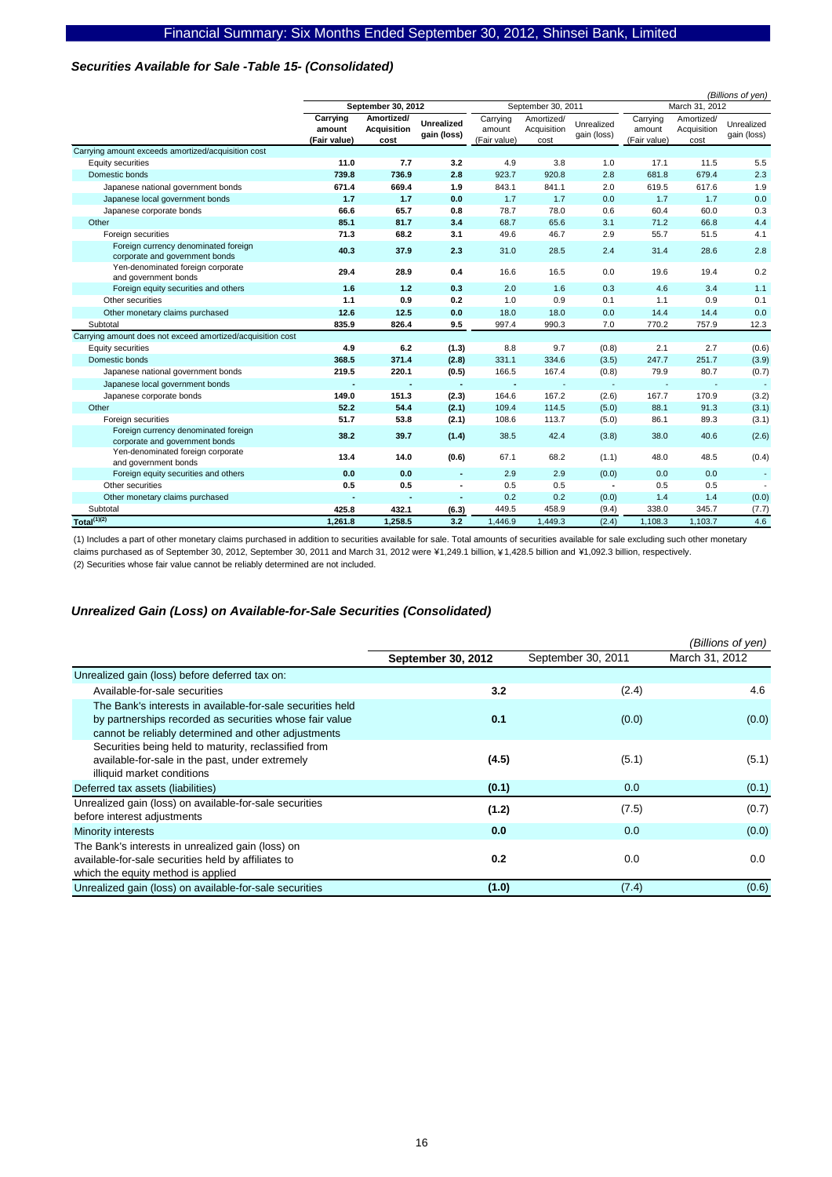### *Securities Available for Sale -Table 15- (Consolidated)*

*(Billions of yen)*

| | September 30, 2012 | | | September 30, 2011 | | | March 31, 2012 | | |
|---|---|---|---|---|---|---|---|---|---|
| | **Carrying amount (Fair value)** | **Amortized/ Acquisition cost** | **Unrealized gain (loss)** | Carrying amount (Fair value) | Amortized/ Acquisition cost | Unrealized gain (loss) | Carrying amount (Fair value) | Amortized/ Acquisition cost | Unrealized gain (loss) |
| Carrying amount exceeds amortized/acquisition cost | | | | | | | | | |
| Equity securities | **11.0** | **7.7** | **3.2** | 4.9 | 3.8 | 1.0 | 17.1 | 11.5 | 5.5 |
| Domestic bonds | **739.8** | **736.9** | **2.8** | 923.7 | 920.8 | 2.8 | 681.8 | 679.4 | 2.3 |
| Japanese national government bonds | **671.4** | **669.4** | **1.9** | 843.1 | 841.1 | 2.0 | 619.5 | 617.6 | 1.9 |
| Japanese local government bonds | **1.7** | **1.7** | **0.0** | 1.7 | 1.7 | 0.0 | 1.7 | 1.7 | 0.0 |
| Japanese corporate bonds | **66.6** | **65.7** | **0.8** | 78.7 | 78.0 | 0.6 | 60.4 | 60.0 | 0.3 |
| Other | **85.1** | **81.7** | **3.4** | 68.7 | 65.6 | 3.1 | 71.2 | 66.8 | 4.4 |
| Foreign securities | **71.3** | **68.2** | **3.1** | 49.6 | 46.7 | 2.9 | 55.7 | 51.5 | 4.1 |
| Foreign currency denominated foreign corporate and government bonds | **40.3** | **37.9** | **2.3** | 31.0 | 28.5 | 2.4 | 31.4 | 28.6 | 2.8 |
| Yen-denominated foreign corporate and government bonds | **29.4** | **28.9** | **0.4** | 16.6 | 16.5 | 0.0 | 19.6 | 19.4 | 0.2 |
| Foreign equity securities and others | **1.6** | **1.2** | **0.3** | 2.0 | 1.6 | 0.3 | 4.6 | 3.4 | 1.1 |
| Other securities | **1.1** | **0.9** | **0.2** | 1.0 | 0.9 | 0.1 | 1.1 | 0.9 | 0.1 |
| Other monetary claims purchased | **12.6** | **12.5** | **0.0** | 18.0 | 18.0 | 0.0 | 14.4 | 14.4 | 0.0 |
| Subtotal | **835.9** | **826.4** | **9.5** | 997.4 | 990.3 | 7.0 | 770.2 | 757.9 | 12.3 |
| Carrying amount does not exceed amortized/acquisition cost | | | | | | | | | |
| Equity securities | **4.9** | **6.2** | **(1.3)** | 8.8 | 9.7 | (0.8) | 2.1 | 2.7 | (0.6) |
| Domestic bonds | **368.5** | **371.4** | **(2.8)** | 331.1 | 334.6 | (3.5) | 247.7 | 251.7 | (3.9) |
| Japanese national government bonds | **219.5** | **220.1** | **(0.5)** | 166.5 | 167.4 | (0.8) | 79.9 | 80.7 | (0.7) |
| Japanese local government bonds | **-** | **-** | **-** | - | - | - | - | - | - |
| Japanese corporate bonds | **149.0** | **151.3** | **(2.3)** | 164.6 | 167.2 | (2.6) | 167.7 | 170.9 | (3.2) |
| Other | **52.2** | **54.4** | **(2.1)** | 109.4 | 114.5 | (5.0) | 88.1 | 91.3 | (3.1) |
| Foreign securities | **51.7** | **53.8** | **(2.1)** | 108.6 | 113.7 | (5.0) | 86.1 | 89.3 | (3.1) |
| Foreign currency denominated foreign corporate and government bonds | **38.2** | **39.7** | **(1.4)** | 38.5 | 42.4 | (3.8) | 38.0 | 40.6 | (2.6) |
| Yen-denominated foreign corporate and government bonds | **13.4** | **14.0** | **(0.6)** | 67.1 | 68.2 | (1.1) | 48.0 | 48.5 | (0.4) |
| Foreign equity securities and others | **0.0** | **0.0** | **-** | 2.9 | 2.9 | (0.0) | 0.0 | 0.0 | - |
| Other securities | **0.5** | **0.5** | **-** | 0.5 | 0.5 | - | 0.5 | 0.5 | - |
| Other monetary claims purchased | **-** | **-** | **-** | 0.2 | 0.2 | (0.0) | 1.4 | 1.4 | (0.0) |
| Subtotal | **425.8** | **432.1** | **(6.3)** | 449.5 | 458.9 | (9.4) | 338.0 | 345.7 | (7.7) |
| **Total[1][2]** | **1,261.8** | **1,258.5** | **3.2** | 1,446.9 | 1,449.3 | (2.4) | 1,108.3 | 1,103.7 | 4.6 |

(1) Includes a part of other monetary claims purchased in addition to securities available for sale. Total amounts of securities available for sale excluding such other monetary claims purchased as of September 30, 2012, September 30, 2011 and March 31, 2012 were ¥1,249.1 billion, ¥1,428.5 billion and ¥1,092.3 billion, respectively.
(2) Securities whose fair value cannot be reliably determined are not included.

### *Unrealized Gain (Loss) on Available-for-Sale Securities (Consolidated)*

*(Billions of yen)*

| | **September 30, 2012** | September 30, 2011 | March 31, 2012 |
|---|---|---|---|
| Unrealized gain (loss) before deferred tax on: | | | |
| Available-for-sale securities | **3.2** | (2.4) | 4.6 |
| The Bank's interests in available-for-sale securities held by partnerships recorded as securities whose fair value cannot be reliably determined and other adjustments | **0.1** | (0.0) | (0.0) |
| Securities being held to maturity, reclassified from available-for-sale in the past, under extremely illiquid market conditions | **(4.5)** | (5.1) | (5.1) |
| Deferred tax assets (liabilities) | **(0.1)** | 0.0 | (0.1) |
| Unrealized gain (loss) on available-for-sale securities before interest adjustments | **(1.2)** | (7.5) | (0.7) |
| Minority interests | **0.0** | 0.0 | (0.0) |
| The Bank's interests in unrealized gain (loss) on available-for-sale securities held by affiliates to which the equity method is applied | **0.2** | 0.0 | 0.0 |
| Unrealized gain (loss) on available-for-sale securities | **(1.0)** | (7.4) | (0.6) |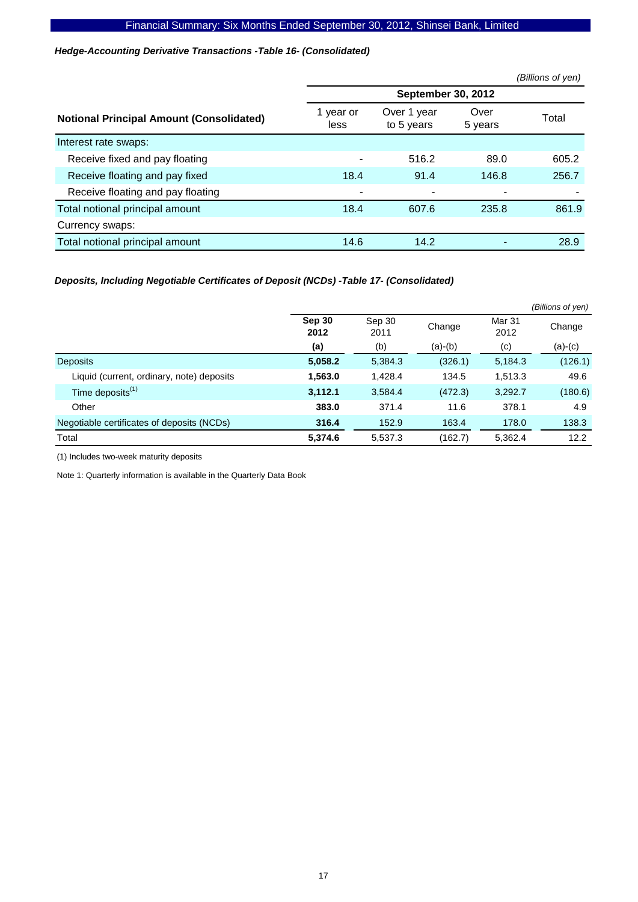### *Hedge-Accounting Derivative Transactions -Table 16- (Consolidated)*

*(Billions of yen)*

| Notional Principal Amount (Consolidated) | September 30, 2012 | | | |
|---|---|---|---|---|
| | 1 year or less | Over 1 year to 5 years | Over 5 years | Total |
| Interest rate swaps: | | | | |
| Receive fixed and pay floating | - | 516.2 | 89.0 | 605.2 |
| Receive floating and pay fixed | 18.4 | 91.4 | 146.8 | 256.7 |
| Receive floating and pay floating | - | - | - | - |
| Total notional principal amount | 18.4 | 607.6 | 235.8 | 861.9 |
| Currency swaps: | | | | |
| Total notional principal amount | 14.6 | 14.2 | - | 28.9 |

### *Deposits, Including Negotiable Certificates of Deposit (NCDs) -Table 17- (Consolidated)*

*(Billions of yen)*

| | **Sep 30 2012** | Sep 30 2011 | Change | Mar 31 2012 | Change |
|---|---|---|---|---|---|
| | **(a)** | (b) | (a)-(b) | (c) | (a)-(c) |
| Deposits | **5,058.2** | 5,384.3 | (326.1) | 5,184.3 | (126.1) |
| Liquid (current, ordinary, note) deposits | **1,563.0** | 1,428.4 | 134.5 | 1,513.3 | 49.6 |
| Time deposits[(1)] | **3,112.1** | 3,584.4 | (472.3) | 3,292.7 | (180.6) |
| Other | **383.0** | 371.4 | 11.6 | 378.1 | 4.9 |
| Negotiable certificates of deposits (NCDs) | **316.4** | 152.9 | 163.4 | 178.0 | 138.3 |
| Total | **5,374.6** | 5,537.3 | (162.7) | 5,362.4 | 12.2 |

(1) Includes two-week maturity deposits

Note 1: Quarterly information is available in the Quarterly Data Book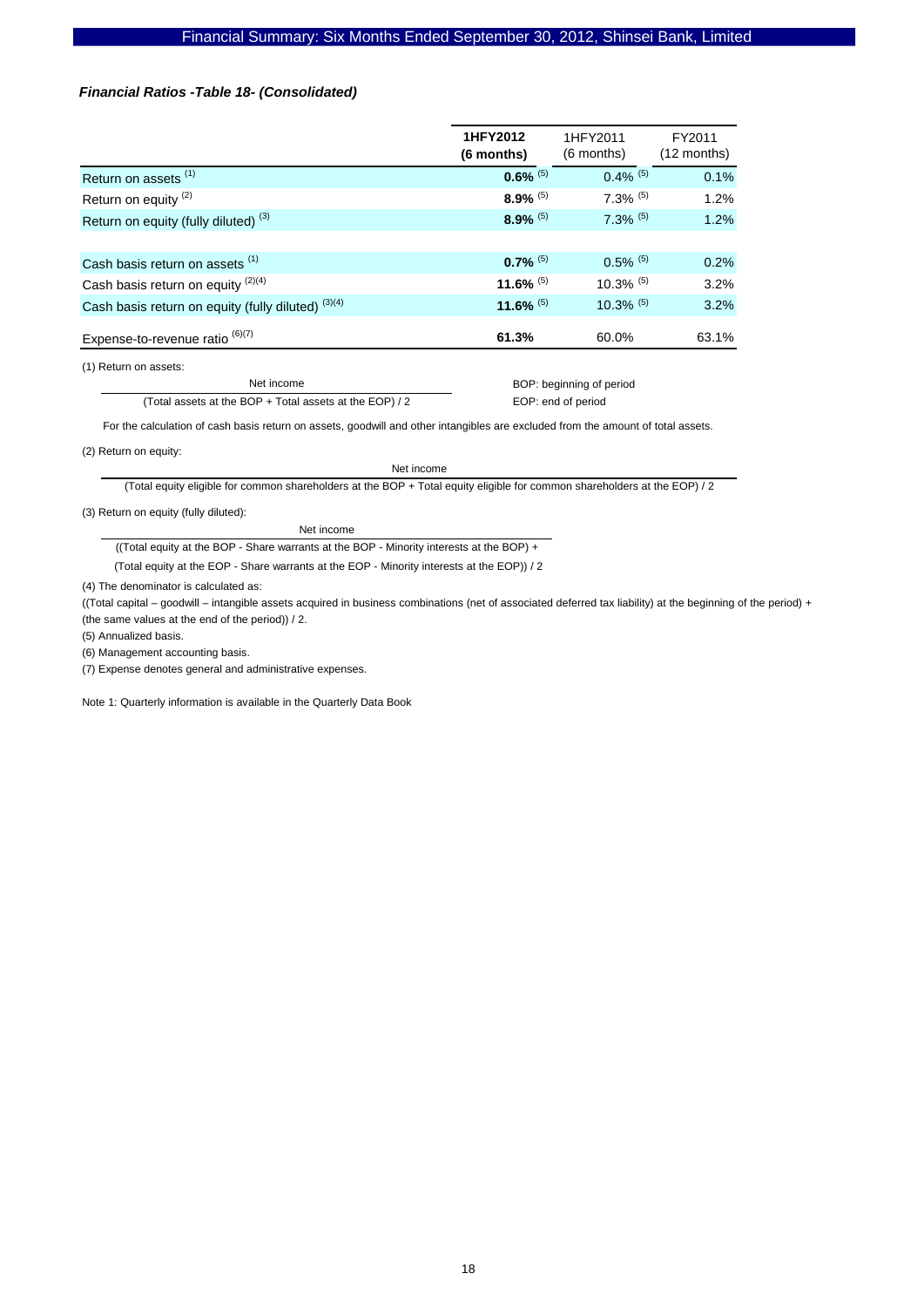***Financial Ratios -Table 18- (Consolidated)***

| | **1HFY2012 (6 months)** | 1HFY2011 (6 months) | FY2011 (12 months) |
|---|---|---|---|
| Return on assets [1] | **0.6%** [5] | 0.4% [5] | 0.1% |
| Return on equity [2] | **8.9%** [5] | 7.3% [5] | 1.2% |
| Return on equity (fully diluted) [3] | **8.9%** [5] | 7.3% [5] | 1.2% |
| | | | |
| Cash basis return on assets [1] | **0.7%** [5] | 0.5% [5] | 0.2% |
| Cash basis return on equity [2][4] | **11.6%** [5] | 10.3% [5] | 3.2% |
| Cash basis return on equity (fully diluted) [3][4] | **11.6%** [5] | 10.3% [5] | 3.2% |
| Expense-to-revenue ratio [6][7] | **61.3%** | 60.0% | 63.1% |

(1) Return on assets:

$$\frac{\text{Net income}}{(\text{Total assets at the BOP} + \text{Total assets at the EOP}) / 2}$$

BOP: beginning of period
EOP: end of period

For the calculation of cash basis return on assets, goodwill and other intangibles are excluded from the amount of total assets.

(2) Return on equity:

$$\frac{\text{Net income}}{(\text{Total equity eligible for common shareholders at the BOP} + \text{Total equity eligible for common shareholders at the EOP}) / 2}$$

(3) Return on equity (fully diluted):

$$\frac{\text{Net income}}{((\text{Total equity at the BOP} - \text{Share warrants at the BOP} - \text{Minority interests at the BOP}) + (\text{Total equity at the EOP} - \text{Share warrants at the EOP} - \text{Minority interests at the EOP})) / 2}$$

(4) The denominator is calculated as:

((Total capital – goodwill – intangible assets acquired in business combinations (net of associated deferred tax liability) at the beginning of the period) + (the same values at the end of the period)) / 2.

(5) Annualized basis.

(6) Management accounting basis.

(7) Expense denotes general and administrative expenses.

Note 1: Quarterly information is available in the Quarterly Data Book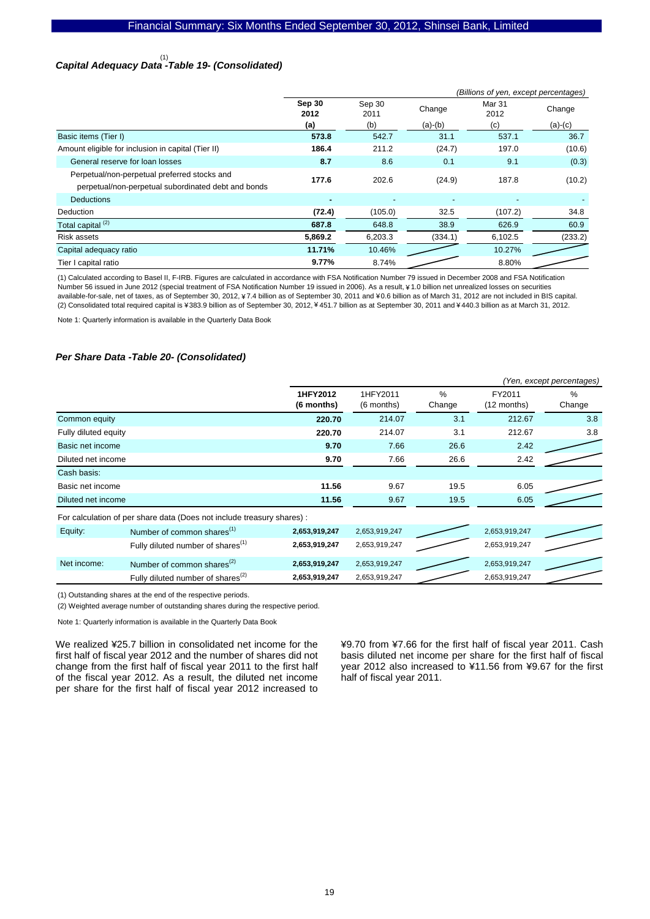### *Capital Adequacy Data[1] -Table 19- (Consolidated)*

*(Billions of yen, except percentages)*

| | Sep 30 2012 (a) | Sep 30 2011 (b) | Change (a)-(b) | Mar 31 2012 (c) | Change (a)-(c) |
|---|---|---|---|---|---|
| Basic items (Tier I) | **573.8** | 542.7 | 31.1 | 537.1 | 36.7 |
| Amount eligible for inclusion in capital (Tier II) | **186.4** | 211.2 | (24.7) | 197.0 | (10.6) |
| General reserve for loan losses | **8.7** | 8.6 | 0.1 | 9.1 | (0.3) |
| Perpetual/non-perpetual preferred stocks and perpetual/non-perpetual subordinated debt and bonds | **177.6** | 202.6 | (24.9) | 187.8 | (10.2) |
| Deductions | **-** | - | - | - | - |
| Deduction | **(72.4)** | (105.0) | 32.5 | (107.2) | 34.8 |
| Total capital [2] | **687.8** | 648.8 | 38.9 | 626.9 | 60.9 |
| Risk assets | **5,869.2** | 6,203.3 | (334.1) | 6,102.5 | (233.2) |
| Capital adequacy ratio | **11.71%** | 10.46% | | 10.27% | |
| Tier I capital ratio | **9.77%** | 8.74% | | 8.80% | |

(1) Calculated according to Basel II, F-IRB. Figures are calculated in accordance with FSA Notification Number 79 issued in December 2008 and FSA Notification Number 56 issued in June 2012 (special treatment of FSA Notification Number 19 issued in 2006). As a result, ¥1.0 billion net unrealized losses on securities available-for-sale, net of taxes, as of September 30, 2012, ¥7.4 billion as of September 30, 2011 and ¥0.6 billion as of March 31, 2012 are not included in BIS capital.
(2) Consolidated total required capital is ¥383.9 billion as of September 30, 2012, ¥451.7 billion as at September 30, 2011 and ¥440.3 billion as at March 31, 2012.

Note 1: Quarterly information is available in the Quarterly Data Book

### *Per Share Data -Table 20- (Consolidated)*

*(Yen, except percentages)*

| | | 1HFY2012 (6 months) | 1HFY2011 (6 months) | % Change | FY2011 (12 months) | % Change |
|---|---|---|---|---|---|---|
| Common equity | | **220.70** | 214.07 | 3.1 | 212.67 | 3.8 |
| Fully diluted equity | | **220.70** | 214.07 | 3.1 | 212.67 | 3.8 |
| Basic net income | | **9.70** | 7.66 | 26.6 | 2.42 | |
| Diluted net income | | **9.70** | 7.66 | 26.6 | 2.42 | |
| Cash basis: | | | | | | |
| Basic net income | | **11.56** | 9.67 | 19.5 | 6.05 | |
| Diluted net income | | **11.56** | 9.67 | 19.5 | 6.05 | |
| For calculation of per share data (Does not include treasury shares) : | | | | | | |
| Equity: | Number of common shares[1] | **2,653,919,247** | 2,653,919,247 | | 2,653,919,247 | |
| | Fully diluted number of shares[1] | **2,653,919,247** | 2,653,919,247 | | 2,653,919,247 | |
| Net income: | Number of common shares[2] | **2,653,919,247** | 2,653,919,247 | | 2,653,919,247 | |
| | Fully diluted number of shares[2] | **2,653,919,247** | 2,653,919,247 | | 2,653,919,247 | |

(1) Outstanding shares at the end of the respective periods.

(2) Weighted average number of outstanding shares during the respective period.

Note 1: Quarterly information is available in the Quarterly Data Book

We realized ¥25.7 billion in consolidated net income for the first half of fiscal year 2012 and the number of shares did not change from the first half of fiscal year 2011 to the first half of the fiscal year 2012. As a result, the diluted net income per share for the first half of fiscal year 2012 increased to ¥9.70 from ¥7.66 for the first half of fiscal year 2011. Cash basis diluted net income per share for the first half of fiscal year 2012 also increased to ¥11.56 from ¥9.67 for the first half of fiscal year 2011.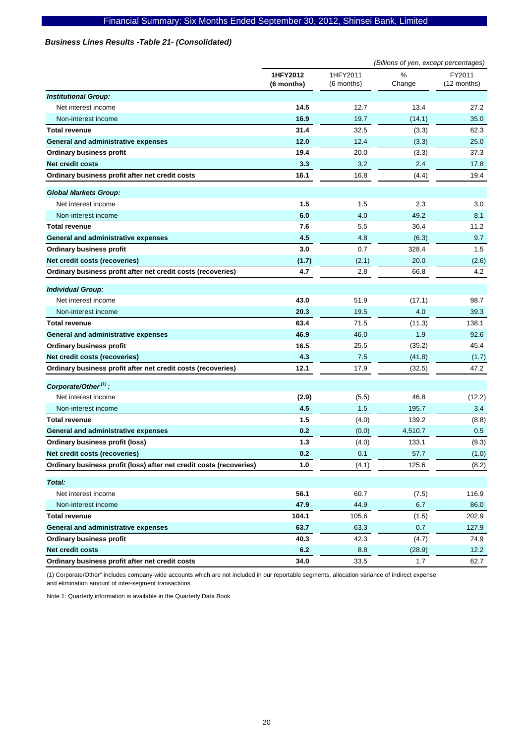### *Business Lines Results -Table 21- (Consolidated)*

*(Billions of yen, except percentages)*

| | **1HFY2012 (6 months)** | 1HFY2011 (6 months) | % Change | FY2011 (12 months) |
|---|---|---|---|---|
| ***Institutional Group:*** | | | | |
| Net interest income | **14.5** | 12.7 | 13.4 | 27.2 |
| Non-interest income | **16.9** | 19.7 | (14.1) | 35.0 |
| **Total revenue** | **31.4** | 32.5 | (3.3) | 62.3 |
| **General and administrative expenses** | **12.0** | 12.4 | (3.3) | 25.0 |
| **Ordinary business profit** | **19.4** | 20.0 | (3.3) | 37.3 |
| **Net credit costs** | **3.3** | 3.2 | 2.4 | 17.8 |
| **Ordinary business profit after net credit costs** | **16.1** | 16.8 | (4.4) | 19.4 |
| ***Global Markets Group:*** | | | | |
| Net interest income | **1.5** | 1.5 | 2.3 | 3.0 |
| Non-interest income | **6.0** | 4.0 | 49.2 | 8.1 |
| **Total revenue** | **7.6** | 5.5 | 36.4 | 11.2 |
| **General and administrative expenses** | **4.5** | 4.8 | (6.3) | 9.7 |
| **Ordinary business profit** | **3.0** | 0.7 | 328.4 | 1.5 |
| **Net credit costs (recoveries)** | **(1.7)** | (2.1) | 20.0 | (2.6) |
| **Ordinary business profit after net credit costs (recoveries)** | **4.7** | 2.8 | 66.8 | 4.2 |
| ***Individual Group:*** | | | | |
| Net interest income | **43.0** | 51.9 | (17.1) | 98.7 |
| Non-interest income | **20.3** | 19.5 | 4.0 | 39.3 |
| **Total revenue** | **63.4** | 71.5 | (11.3) | 138.1 |
| **General and administrative expenses** | **46.9** | 46.0 | 1.9 | 92.6 |
| **Ordinary business profit** | **16.5** | 25.5 | (35.2) | 45.4 |
| **Net credit costs (recoveries)** | **4.3** | 7.5 | (41.8) | (1.7) |
| **Ordinary business profit after net credit costs (recoveries)** | **12.1** | 17.9 | (32.5) | 47.2 |
| ***Corporate/Other[(1)]:*** | | | | |
| Net interest income | **(2.9)** | (5.5) | 46.8 | (12.2) |
| Non-interest income | **4.5** | 1.5 | 195.7 | 3.4 |
| **Total revenue** | **1.5** | (4.0) | 139.2 | (8.8) |
| **General and administrative expenses** | **0.2** | (0.0) | 4,510.7 | 0.5 |
| **Ordinary business profit (loss)** | **1.3** | (4.0) | 133.1 | (9.3) |
| **Net credit costs (recoveries)** | **0.2** | 0.1 | 57.7 | (1.0) |
| **Ordinary business profit (loss) after net credit costs (recoveries)** | **1.0** | (4.1) | 125.6 | (8.2) |
| ***Total:*** | | | | |
| Net interest income | **56.1** | 60.7 | (7.5) | 116.9 |
| Non-interest income | **47.9** | 44.9 | 6.7 | 86.0 |
| **Total revenue** | **104.1** | 105.6 | (1.5) | 202.9 |
| **General and administrative expenses** | **63.7** | 63.3 | 0.7 | 127.9 |
| **Ordinary business profit** | **40.3** | 42.3 | (4.7) | 74.9 |
| **Net credit costs** | **6.2** | 8.8 | (28.9) | 12.2 |
| **Ordinary business profit after net credit costs** | **34.0** | 33.5 | 1.7 | 62.7 |

(1) Corporate/Other" includes company-wide accounts which are not included in our reportable segments, allocation variance of indirect expense and elimination amount of inter-segment transactions.

Note 1: Quarterly information is available in the Quarterly Data Book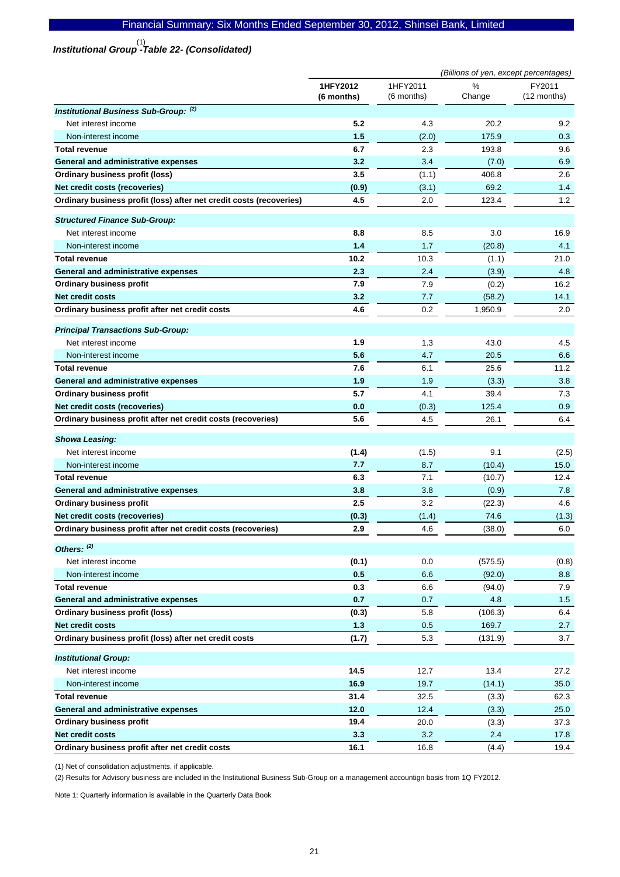### *Institutional Group[1] -Table 22- (Consolidated)*

*(Billions of yen, except percentages)*

| | 1HFY2012 (6 months) | 1HFY2011 (6 months) | % Change | FY2011 (12 months) |
|---|---|---|---|---|
| ***Institutional Business Sub-Group:*** [2] | | | | |
| Net interest income | **5.2** | 4.3 | 20.2 | 9.2 |
| Non-interest income | **1.5** | (2.0) | 175.9 | 0.3 |
| **Total revenue** | **6.7** | 2.3 | 193.8 | 9.6 |
| **General and administrative expenses** | **3.2** | 3.4 | (7.0) | 6.9 |
| **Ordinary business profit (loss)** | **3.5** | (1.1) | 406.8 | 2.6 |
| **Net credit costs (recoveries)** | **(0.9)** | (3.1) | 69.2 | 1.4 |
| **Ordinary business profit (loss) after net credit costs (recoveries)** | **4.5** | 2.0 | 123.4 | 1.2 |
| ***Structured Finance Sub-Group:*** | | | | |
| Net interest income | **8.8** | 8.5 | 3.0 | 16.9 |
| Non-interest income | **1.4** | 1.7 | (20.8) | 4.1 |
| **Total revenue** | **10.2** | 10.3 | (1.1) | 21.0 |
| **General and administrative expenses** | **2.3** | 2.4 | (3.9) | 4.8 |
| **Ordinary business profit** | **7.9** | 7.9 | (0.2) | 16.2 |
| **Net credit costs** | **3.2** | 7.7 | (58.2) | 14.1 |
| **Ordinary business profit after net credit costs** | **4.6** | 0.2 | 1,950.9 | 2.0 |
| ***Principal Transactions Sub-Group:*** | | | | |
| Net interest income | **1.9** | 1.3 | 43.0 | 4.5 |
| Non-interest income | **5.6** | 4.7 | 20.5 | 6.6 |
| **Total revenue** | **7.6** | 6.1 | 25.6 | 11.2 |
| **General and administrative expenses** | **1.9** | 1.9 | (3.3) | 3.8 |
| **Ordinary business profit** | **5.7** | 4.1 | 39.4 | 7.3 |
| **Net credit costs (recoveries)** | **0.0** | (0.3) | 125.4 | 0.9 |
| **Ordinary business profit after net credit costs (recoveries)** | **5.6** | 4.5 | 26.1 | 6.4 |
| ***Showa Leasing:*** | | | | |
| Net interest income | **(1.4)** | (1.5) | 9.1 | (2.5) |
| Non-interest income | **7.7** | 8.7 | (10.4) | 15.0 |
| **Total revenue** | **6.3** | 7.1 | (10.7) | 12.4 |
| **General and administrative expenses** | **3.8** | 3.8 | (0.9) | 7.8 |
| **Ordinary business profit** | **2.5** | 3.2 | (22.3) | 4.6 |
| **Net credit costs (recoveries)** | **(0.3)** | (1.4) | 74.6 | (1.3) |
| **Ordinary business profit after net credit costs (recoveries)** | **2.9** | 4.6 | (38.0) | 6.0 |
| ***Others:*** [2] | | | | |
| Net interest income | **(0.1)** | 0.0 | (575.5) | (0.8) |
| Non-interest income | **0.5** | 6.6 | (92.0) | 8.8 |
| **Total revenue** | **0.3** | 6.6 | (94.0) | 7.9 |
| **General and administrative expenses** | **0.7** | 0.7 | 4.8 | 1.5 |
| **Ordinary business profit (loss)** | **(0.3)** | 5.8 | (106.3) | 6.4 |
| **Net credit costs** | **1.3** | 0.5 | 169.7 | 2.7 |
| **Ordinary business profit (loss) after net credit costs** | **(1.7)** | 5.3 | (131.9) | 3.7 |
| ***Institutional Group:*** | | | | |
| Net interest income | **14.5** | 12.7 | 13.4 | 27.2 |
| Non-interest income | **16.9** | 19.7 | (14.1) | 35.0 |
| **Total revenue** | **31.4** | 32.5 | (3.3) | 62.3 |
| **General and administrative expenses** | **12.0** | 12.4 | (3.3) | 25.0 |
| **Ordinary business profit** | **19.4** | 20.0 | (3.3) | 37.3 |
| **Net credit costs** | **3.3** | 3.2 | 2.4 | 17.8 |
| **Ordinary business profit after net credit costs** | **16.1** | 16.8 | (4.4) | 19.4 |

(1) Net of consolidation adjustments, if applicable.

(2) Results for Advisory business are included in the Institutional Business Sub-Group on a management accountign basis from 1Q FY2012.

Note 1: Quarterly information is available in the Quarterly Data Book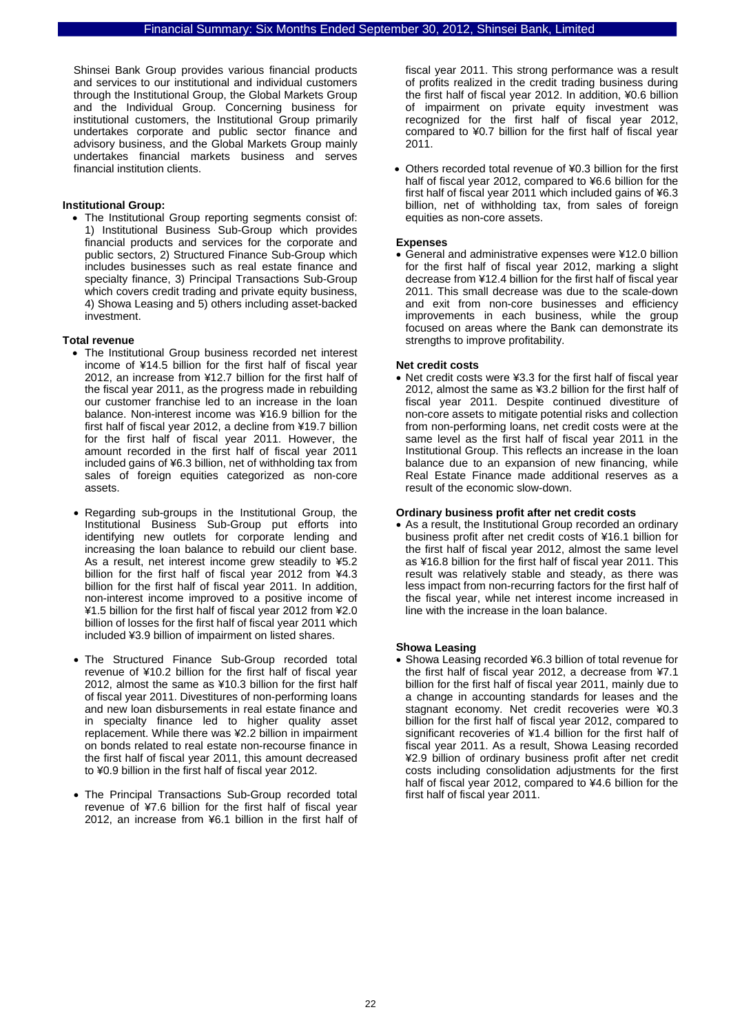Shinsei Bank Group provides various financial products and services to our institutional and individual customers through the Institutional Group, the Global Markets Group and the Individual Group. Concerning business for institutional customers, the Institutional Group primarily undertakes corporate and public sector finance and advisory business, and the Global Markets Group mainly undertakes financial markets business and serves financial institution clients.

**Institutional Group:**

- The Institutional Group reporting segments consist of: 1) Institutional Business Sub-Group which provides financial products and services for the corporate and public sectors, 2) Structured Finance Sub-Group which includes businesses such as real estate finance and specialty finance, 3) Principal Transactions Sub-Group which covers credit trading and private equity business, 4) Showa Leasing and 5) others including asset-backed investment.

**Total revenue**

- The Institutional Group business recorded net interest income of ¥14.5 billion for the first half of fiscal year 2012, an increase from ¥12.7 billion for the first half of the fiscal year 2011, as the progress made in rebuilding our customer franchise led to an increase in the loan balance. Non-interest income was ¥16.9 billion for the first half of fiscal year 2012, a decline from ¥19.7 billion for the first half of fiscal year 2011. However, the amount recorded in the first half of fiscal year 2011 included gains of ¥6.3 billion, net of withholding tax from sales of foreign equities categorized as non-core assets.

- Regarding sub-groups in the Institutional Group, the Institutional Business Sub-Group put efforts into identifying new outlets for corporate lending and increasing the loan balance to rebuild our client base. As a result, net interest income grew steadily to ¥5.2 billion for the first half of fiscal year 2012 from ¥4.3 billion for the first half of fiscal year 2011. In addition, non-interest income improved to a positive income of ¥1.5 billion for the first half of fiscal year 2012 from ¥2.0 billion of losses for the first half of fiscal year 2011 which included ¥3.9 billion of impairment on listed shares.

- The Structured Finance Sub-Group recorded total revenue of ¥10.2 billion for the first half of fiscal year 2012, almost the same as ¥10.3 billion for the first half of fiscal year 2011. Divestitures of non-performing loans and new loan disbursements in real estate finance and in specialty finance led to higher quality asset replacement. While there was ¥2.2 billion in impairment on bonds related to real estate non-recourse finance in the first half of fiscal year 2011, this amount decreased to ¥0.9 billion in the first half of fiscal year 2012.

- The Principal Transactions Sub-Group recorded total revenue of ¥7.6 billion for the first half of fiscal year 2012, an increase from ¥6.1 billion in the first half of fiscal year 2011. This strong performance was a result of profits realized in the credit trading business during the first half of fiscal year 2012. In addition, ¥0.6 billion of impairment on private equity investment was recognized for the first half of fiscal year 2012, compared to ¥0.7 billion for the first half of fiscal year 2011.

- Others recorded total revenue of ¥0.3 billion for the first half of fiscal year 2012, compared to ¥6.6 billion for the first half of fiscal year 2011 which included gains of ¥6.3 billion, net of withholding tax, from sales of foreign equities as non-core assets.

**Expenses**

- General and administrative expenses were ¥12.0 billion for the first half of fiscal year 2012, marking a slight decrease from ¥12.4 billion for the first half of fiscal year 2011. This small decrease was due to the scale-down and exit from non-core businesses and efficiency improvements in each business, while the group focused on areas where the Bank can demonstrate its strengths to improve profitability.

**Net credit costs**

- Net credit costs were ¥3.3 for the first half of fiscal year 2012, almost the same as ¥3.2 billion for the first half of fiscal year 2011. Despite continued divestiture of non-core assets to mitigate potential risks and collection from non-performing loans, net credit costs were at the same level as the first half of fiscal year 2011 in the Institutional Group. This reflects an increase in the loan balance due to an expansion of new financing, while Real Estate Finance made additional reserves as a result of the economic slow-down.

**Ordinary business profit after net credit costs**

- As a result, the Institutional Group recorded an ordinary business profit after net credit costs of ¥16.1 billion for the first half of fiscal year 2012, almost the same level as ¥16.8 billion for the first half of fiscal year 2011. This result was relatively stable and steady, as there was less impact from non-recurring factors for the first half of the fiscal year, while net interest income increased in line with the increase in the loan balance.

**Showa Leasing**

- Showa Leasing recorded ¥6.3 billion of total revenue for the first half of fiscal year 2012, a decrease from ¥7.1 billion for the first half of fiscal year 2011, mainly due to a change in accounting standards for leases and the stagnant economy. Net credit recoveries were ¥0.3 billion for the first half of fiscal year 2012, compared to significant recoveries of ¥1.4 billion for the first half of fiscal year 2011. As a result, Showa Leasing recorded ¥2.9 billion of ordinary business profit after net credit costs including consolidation adjustments for the first half of fiscal year 2012, compared to ¥4.6 billion for the first half of fiscal year 2011.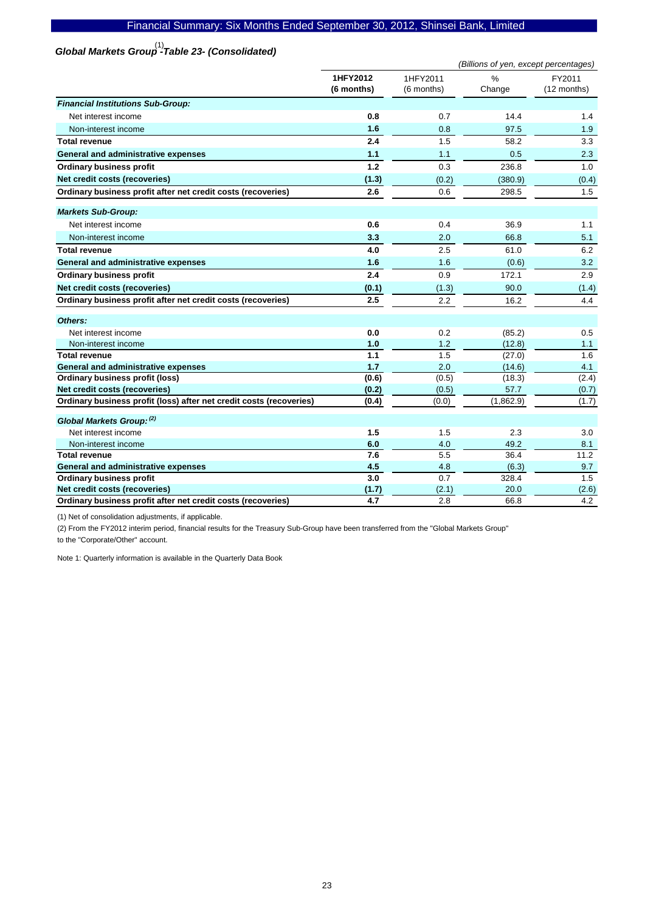## *Global Markets Group[1] -Table 23- (Consolidated)*

*(Billions of yen, except percentages)*

| | 1HFY2012 (6 months) | 1HFY2011 (6 months) | % Change | FY2011 (12 months) |
|---|---|---|---|---|
| ***Financial Institutions Sub-Group:*** | | | | |
| Net interest income | 0.8 | 0.7 | 14.4 | 1.4 |
| Non-interest income | 1.6 | 0.8 | 97.5 | 1.9 |
| **Total revenue** | 2.4 | 1.5 | 58.2 | 3.3 |
| **General and administrative expenses** | 1.1 | 1.1 | 0.5 | 2.3 |
| **Ordinary business profit** | 1.2 | 0.3 | 236.8 | 1.0 |
| **Net credit costs (recoveries)** | (1.3) | (0.2) | (380.9) | (0.4) |
| **Ordinary business profit after net credit costs (recoveries)** | 2.6 | 0.6 | 298.5 | 1.5 |
| ***Markets Sub-Group:*** | | | | |
| Net interest income | 0.6 | 0.4 | 36.9 | 1.1 |
| Non-interest income | 3.3 | 2.0 | 66.8 | 5.1 |
| **Total revenue** | 4.0 | 2.5 | 61.0 | 6.2 |
| **General and administrative expenses** | 1.6 | 1.6 | (0.6) | 3.2 |
| **Ordinary business profit** | 2.4 | 0.9 | 172.1 | 2.9 |
| **Net credit costs (recoveries)** | (0.1) | (1.3) | 90.0 | (1.4) |
| **Ordinary business profit after net credit costs (recoveries)** | 2.5 | 2.2 | 16.2 | 4.4 |
| ***Others:*** | | | | |
| Net interest income | 0.0 | 0.2 | (85.2) | 0.5 |
| Non-interest income | 1.0 | 1.2 | (12.8) | 1.1 |
| **Total revenue** | 1.1 | 1.5 | (27.0) | 1.6 |
| **General and administrative expenses** | 1.7 | 2.0 | (14.6) | 4.1 |
| **Ordinary business profit (loss)** | (0.6) | (0.5) | (18.3) | (2.4) |
| **Net credit costs (recoveries)** | (0.2) | (0.5) | 57.7 | (0.7) |
| **Ordinary business profit (loss) after net credit costs (recoveries)** | (0.4) | (0.0) | (1,862.9) | (1.7) |
| ***Global Markets Group:[2]*** | | | | |
| Net interest income | 1.5 | 1.5 | 2.3 | 3.0 |
| Non-interest income | 6.0 | 4.0 | 49.2 | 8.1 |
| **Total revenue** | 7.6 | 5.5 | 36.4 | 11.2 |
| **General and administrative expenses** | 4.5 | 4.8 | (6.3) | 9.7 |
| **Ordinary business profit** | 3.0 | 0.7 | 328.4 | 1.5 |
| **Net credit costs (recoveries)** | (1.7) | (2.1) | 20.0 | (2.6) |
| **Ordinary business profit after net credit costs (recoveries)** | 4.7 | 2.8 | 66.8 | 4.2 |

(1) Net of consolidation adjustments, if applicable.

(2) From the FY2012 interim period, financial results for the Treasury Sub-Group have been transferred from the "Global Markets Group" to the "Corporate/Other" account.

Note 1: Quarterly information is available in the Quarterly Data Book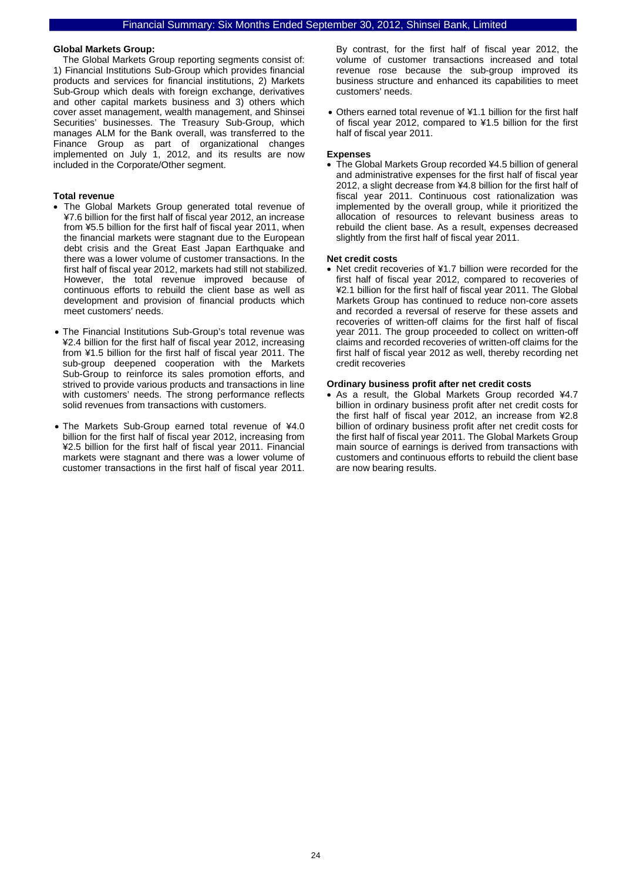**Global Markets Group:**

The Global Markets Group reporting segments consist of: 1) Financial Institutions Sub-Group which provides financial products and services for financial institutions, 2) Markets Sub-Group which deals with foreign exchange, derivatives and other capital markets business and 3) others which cover asset management, wealth management, and Shinsei Securities' businesses. The Treasury Sub-Group, which manages ALM for the Bank overall, was transferred to the Finance Group as part of organizational changes implemented on July 1, 2012, and its results are now included in the Corporate/Other segment.

**Total revenue**

- The Global Markets Group generated total revenue of ¥7.6 billion for the first half of fiscal year 2012, an increase from ¥5.5 billion for the first half of fiscal year 2011, when the financial markets were stagnant due to the European debt crisis and the Great East Japan Earthquake and there was a lower volume of customer transactions. In the first half of fiscal year 2012, markets had still not stabilized. However, the total revenue improved because of continuous efforts to rebuild the client base as well as development and provision of financial products which meet customers' needs.

- The Financial Institutions Sub-Group's total revenue was ¥2.4 billion for the first half of fiscal year 2012, increasing from ¥1.5 billion for the first half of fiscal year 2011. The sub-group deepened cooperation with the Markets Sub-Group to reinforce its sales promotion efforts, and strived to provide various products and transactions in line with customers' needs. The strong performance reflects solid revenues from transactions with customers.

- The Markets Sub-Group earned total revenue of ¥4.0 billion for the first half of fiscal year 2012, increasing from ¥2.5 billion for the first half of fiscal year 2011. Financial markets were stagnant and there was a lower volume of customer transactions in the first half of fiscal year 2011. By contrast, for the first half of fiscal year 2012, the volume of customer transactions increased and total revenue rose because the sub-group improved its business structure and enhanced its capabilities to meet customers' needs.

- Others earned total revenue of ¥1.1 billion for the first half of fiscal year 2012, compared to ¥1.5 billion for the first half of fiscal year 2011.

**Expenses**

- The Global Markets Group recorded ¥4.5 billion of general and administrative expenses for the first half of fiscal year 2012, a slight decrease from ¥4.8 billion for the first half of fiscal year 2011. Continuous cost rationalization was implemented by the overall group, while it prioritized the allocation of resources to relevant business areas to rebuild the client base. As a result, expenses decreased slightly from the first half of fiscal year 2011.

**Net credit costs**

- Net credit recoveries of ¥1.7 billion were recorded for the first half of fiscal year 2012, compared to recoveries of ¥2.1 billion for the first half of fiscal year 2011. The Global Markets Group has continued to reduce non-core assets and recorded a reversal of reserve for these assets and recoveries of written-off claims for the first half of fiscal year 2011. The group proceeded to collect on written-off claims and recorded recoveries of written-off claims for the first half of fiscal year 2012 as well, thereby recording net credit recoveries

**Ordinary business profit after net credit costs**

- As a result, the Global Markets Group recorded ¥4.7 billion in ordinary business profit after net credit costs for the first half of fiscal year 2012, an increase from ¥2.8 billion of ordinary business profit after net credit costs for the first half of fiscal year 2011. The Global Markets Group main source of earnings is derived from transactions with customers and continuous efforts to rebuild the client base are now bearing results.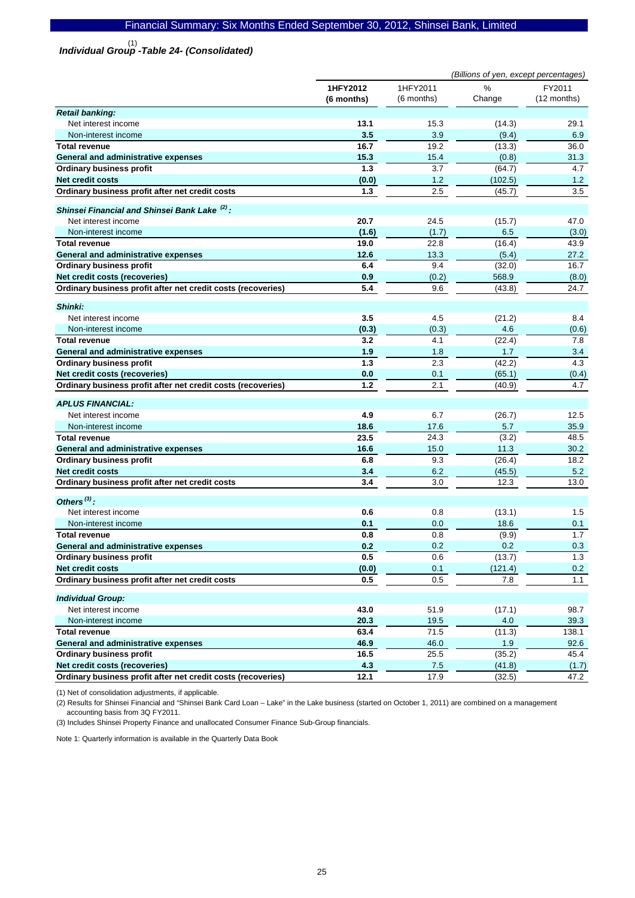### *Individual Group[1] -Table 24- (Consolidated)*

*(Billions of yen, except percentages)*

| | **1HFY2012 (6 months)** | 1HFY2011 (6 months) | % Change | FY2011 (12 months) |
|---|---|---|---|---|
| ***Retail banking:*** | | | | |
| Net interest income | **13.1** | 15.3 | (14.3) | 29.1 |
| Non-interest income | **3.5** | 3.9 | (9.4) | 6.9 |
| **Total revenue** | **16.7** | 19.2 | (13.3) | 36.0 |
| **General and administrative expenses** | **15.3** | 15.4 | (0.8) | 31.3 |
| **Ordinary business profit** | **1.3** | 3.7 | (64.7) | 4.7 |
| **Net credit costs** | **(0.0)** | 1.2 | (102.5) | 1.2 |
| **Ordinary business profit after net credit costs** | **1.3** | 2.5 | (45.7) | 3.5 |
| ***Shinsei Financial and Shinsei Bank Lake [2]:*** | | | | |
| Net interest income | **20.7** | 24.5 | (15.7) | 47.0 |
| Non-interest income | **(1.6)** | (1.7) | 6.5 | (3.0) |
| **Total revenue** | **19.0** | 22.8 | (16.4) | 43.9 |
| **General and administrative expenses** | **12.6** | 13.3 | (5.4) | 27.2 |
| **Ordinary business profit** | **6.4** | 9.4 | (32.0) | 16.7 |
| **Net credit costs (recoveries)** | **0.9** | (0.2) | 568.9 | (8.0) |
| **Ordinary business profit after net credit costs (recoveries)** | **5.4** | 9.6 | (43.8) | 24.7 |
| ***Shinki:*** | | | | |
| Net interest income | **3.5** | 4.5 | (21.2) | 8.4 |
| Non-interest income | **(0.3)** | (0.3) | 4.6 | (0.6) |
| **Total revenue** | **3.2** | 4.1 | (22.4) | 7.8 |
| **General and administrative expenses** | **1.9** | 1.8 | 1.7 | 3.4 |
| **Ordinary business profit** | **1.3** | 2.3 | (42.2) | 4.3 |
| **Net credit costs (recoveries)** | **0.0** | 0.1 | (65.1) | (0.4) |
| **Ordinary business profit after net credit costs (recoveries)** | **1.2** | 2.1 | (40.9) | 4.7 |
| ***APLUS FINANCIAL:*** | | | | |
| Net interest income | **4.9** | 6.7 | (26.7) | 12.5 |
| Non-interest income | **18.6** | 17.6 | 5.7 | 35.9 |
| **Total revenue** | **23.5** | 24.3 | (3.2) | 48.5 |
| **General and administrative expenses** | **16.6** | 15.0 | 11.3 | 30.2 |
| **Ordinary business profit** | **6.8** | 9.3 | (26.4) | 18.2 |
| **Net credit costs** | **3.4** | 6.2 | (45.5) | 5.2 |
| **Ordinary business profit after net credit costs** | **3.4** | 3.0 | 12.3 | 13.0 |
| ***Others [3]:*** | | | | |
| Net interest income | **0.6** | 0.8 | (13.1) | 1.5 |
| Non-interest income | **0.1** | 0.0 | 18.6 | 0.1 |
| **Total revenue** | **0.8** | 0.8 | (9.9) | 1.7 |
| **General and administrative expenses** | **0.2** | 0.2 | 0.2 | 0.3 |
| **Ordinary business profit** | **0.5** | 0.6 | (13.7) | 1.3 |
| **Net credit costs** | **(0.0)** | 0.1 | (121.4) | 0.2 |
| **Ordinary business profit after net credit costs** | **0.5** | 0.5 | 7.8 | 1.1 |
| ***Individual Group:*** | | | | |
| Net interest income | **43.0** | 51.9 | (17.1) | 98.7 |
| Non-interest income | **20.3** | 19.5 | 4.0 | 39.3 |
| **Total revenue** | **63.4** | 71.5 | (11.3) | 138.1 |
| **General and administrative expenses** | **46.9** | 46.0 | 1.9 | 92.6 |
| **Ordinary business profit** | **16.5** | 25.5 | (35.2) | 45.4 |
| **Net credit costs (recoveries)** | **4.3** | 7.5 | (41.8) | (1.7) |
| **Ordinary business profit after net credit costs (recoveries)** | **12.1** | 17.9 | (32.5) | 47.2 |

(1) Net of consolidation adjustments, if applicable.

(2) Results for Shinsei Financial and "Shinsei Bank Card Loan – Lake" in the Lake business (started on October 1, 2011) are combined on a management accounting basis from 3Q FY2011.

(3) Includes Shinsei Property Finance and unallocated Consumer Finance Sub-Group financials.

Note 1: Quarterly information is available in the Quarterly Data Book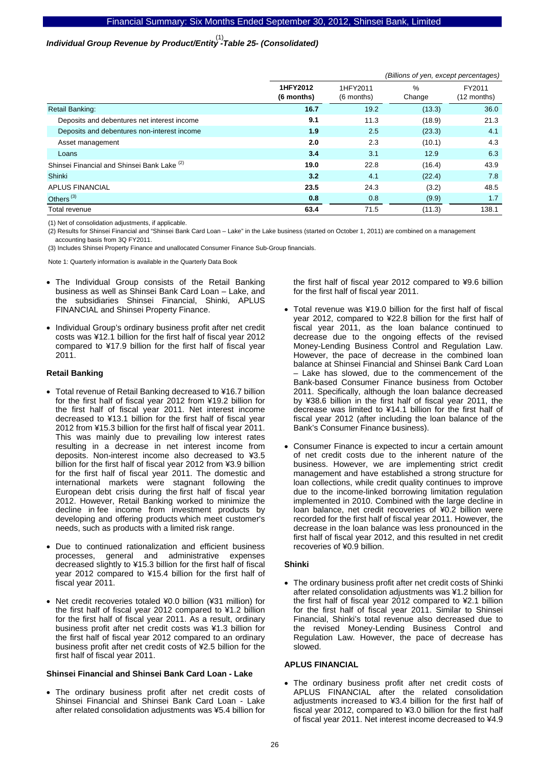## *Individual Group Revenue by Product/Entity*[(1)] *-Table 25- (Consolidated)*

*(Billions of yen, except percentages)*

| | 1HFY2012 (6 months) | 1HFY2011 (6 months) | % Change | FY2011 (12 months) |
|---|---|---|---|---|
| Retail Banking: | **16.7** | 19.2 | (13.3) | 36.0 |
| Deposits and debentures net interest income | **9.1** | 11.3 | (18.9) | 21.3 |
| Deposits and debentures non-interest income | **1.9** | 2.5 | (23.3) | 4.1 |
| Asset management | **2.0** | 2.3 | (10.1) | 4.3 |
| Loans | **3.4** | 3.1 | 12.9 | 6.3 |
| Shinsei Financial and Shinsei Bank Lake [(2)] | **19.0** | 22.8 | (16.4) | 43.9 |
| Shinki | **3.2** | 4.1 | (22.4) | 7.8 |
| APLUS FINANCIAL | **23.5** | 24.3 | (3.2) | 48.5 |
| Others [(3)] | **0.8** | 0.8 | (9.9) | 1.7 |
| Total revenue | **63.4** | 71.5 | (11.3) | 138.1 |

(1) Net of consolidation adjustments, if applicable.

(2) Results for Shinsei Financial and "Shinsei Bank Card Loan – Lake" in the Lake business (started on October 1, 2011) are combined on a management accounting basis from 3Q FY2011.

(3) Includes Shinsei Property Finance and unallocated Consumer Finance Sub-Group financials.

Note 1: Quarterly information is available in the Quarterly Data Book

- The Individual Group consists of the Retail Banking business as well as Shinsei Bank Card Loan – Lake, and the subsidiaries Shinsei Financial, Shinki, APLUS FINANCIAL and Shinsei Property Finance.
- Individual Group's ordinary business profit after net credit costs was ¥12.1 billion for the first half of fiscal year 2012 compared to ¥17.9 billion for the first half of fiscal year 2011.

**Retail Banking**

- Total revenue of Retail Banking decreased to ¥16.7 billion for the first half of fiscal year 2012 from ¥19.2 billion for the first half of fiscal year 2011. Net interest income decreased to ¥13.1 billion for the first half of fiscal year 2012 from ¥15.3 billion for the first half of fiscal year 2011. This was mainly due to prevailing low interest rates resulting in a decrease in net interest income from deposits. Non-interest income also decreased to ¥3.5 billion for the first half of fiscal year 2012 from ¥3.9 billion for the first half of fiscal year 2011. The domestic and international markets were stagnant following the European debt crisis during the first half of fiscal year 2012. However, Retail Banking worked to minimize the decline in fee income from investment products by developing and offering products which meet customer's needs, such as products with a limited risk range.
- Due to continued rationalization and efficient business processes, general and administrative expenses decreased slightly to ¥15.3 billion for the first half of fiscal year 2012 compared to ¥15.4 billion for the first half of fiscal year 2011.
- Net credit recoveries totaled ¥0.0 billion (¥31 million) for the first half of fiscal year 2012 compared to ¥1.2 billion for the first half of fiscal year 2011. As a result, ordinary business profit after net credit costs was ¥1.3 billion for the first half of fiscal year 2012 compared to an ordinary business profit after net credit costs of ¥2.5 billion for the first half of fiscal year 2011.

**Shinsei Financial and Shinsei Bank Card Loan - Lake**

- The ordinary business profit after net credit costs of Shinsei Financial and Shinsei Bank Card Loan - Lake after related consolidation adjustments was ¥5.4 billion for the first half of fiscal year 2012 compared to ¥9.6 billion for the first half of fiscal year 2011.
- Total revenue was ¥19.0 billion for the first half of fiscal year 2012, compared to ¥22.8 billion for the first half of fiscal year 2011, as the loan balance continued to decrease due to the ongoing effects of the revised Money-Lending Business Control and Regulation Law. However, the pace of decrease in the combined loan balance at Shinsei Financial and Shinsei Bank Card Loan – Lake has slowed, due to the commencement of the Bank-based Consumer Finance business from October 2011. Specifically, although the loan balance decreased by ¥38.6 billion in the first half of fiscal year 2011, the decrease was limited to ¥14.1 billion for the first half of fiscal year 2012 (after including the loan balance of the Bank's Consumer Finance business).
- Consumer Finance is expected to incur a certain amount of net credit costs due to the inherent nature of the business. However, we are implementing strict credit management and have established a strong structure for loan collections, while credit quality continues to improve due to the income-linked borrowing limitation regulation implemented in 2010. Combined with the large decline in loan balance, net credit recoveries of ¥0.2 billion were recorded for the first half of fiscal year 2011. However, the decrease in the loan balance was less pronounced in the first half of fiscal year 2012, and this resulted in net credit recoveries of ¥0.9 billion.

**Shinki**

- The ordinary business profit after net credit costs of Shinki after related consolidation adjustments was ¥1.2 billion for the first half of fiscal year 2012 compared to ¥2.1 billion for the first half of fiscal year 2011. Similar to Shinsei Financial, Shinki's total revenue also decreased due to the revised Money-Lending Business Control and Regulation Law. However, the pace of decrease has slowed.

**APLUS FINANCIAL**

- The ordinary business profit after net credit costs of APLUS FINANCIAL after the related consolidation adjustments increased to ¥3.4 billion for the first half of fiscal year 2012, compared to ¥3.0 billion for the first half of fiscal year 2011. Net interest income decreased to ¥4.9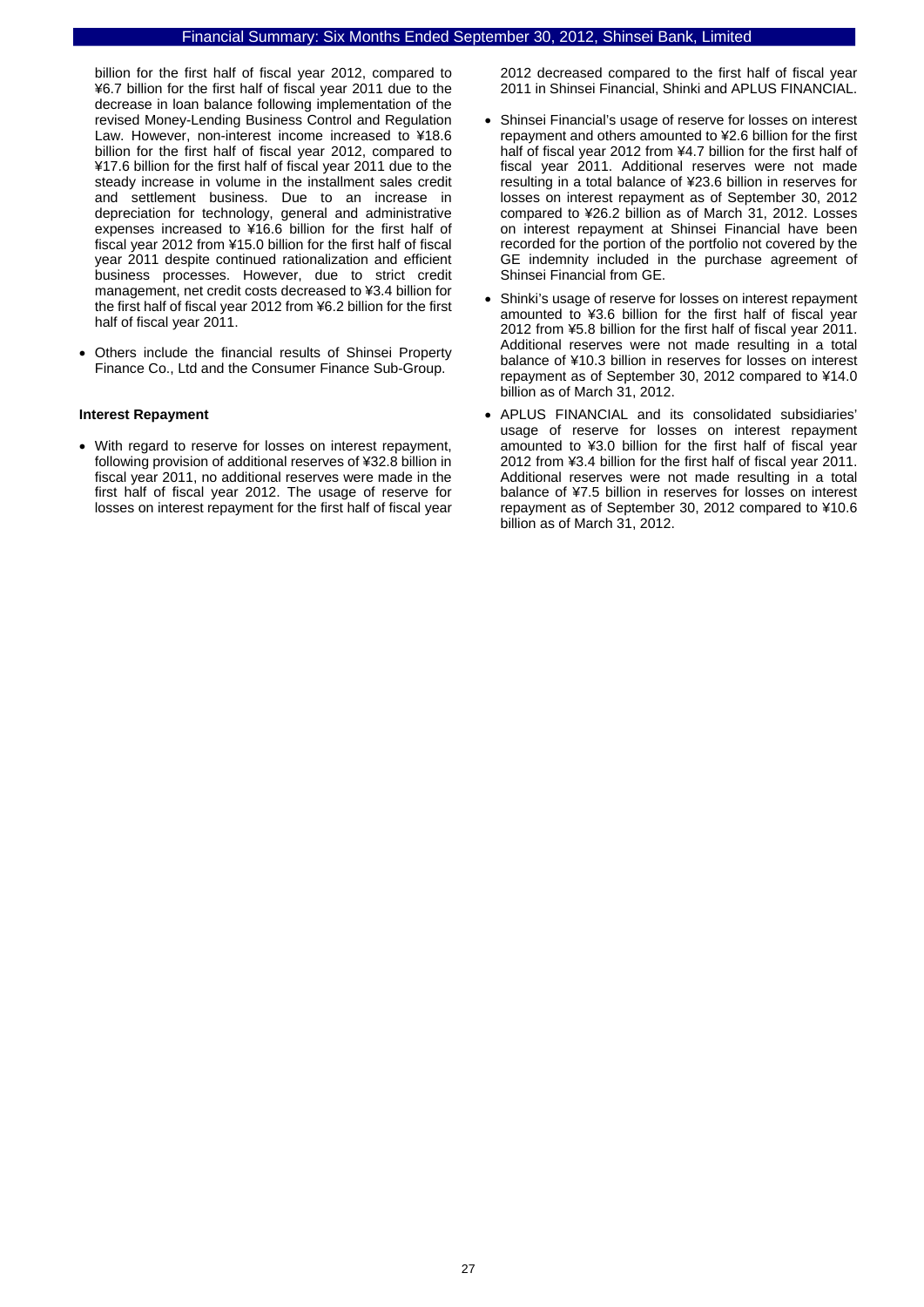billion for the first half of fiscal year 2012, compared to ¥6.7 billion for the first half of fiscal year 2011 due to the decrease in loan balance following implementation of the revised Money-Lending Business Control and Regulation Law. However, non-interest income increased to ¥18.6 billion for the first half of fiscal year 2012, compared to ¥17.6 billion for the first half of fiscal year 2011 due to the steady increase in volume in the installment sales credit and settlement business. Due to an increase in depreciation for technology, general and administrative expenses increased to ¥16.6 billion for the first half of fiscal year 2012 from ¥15.0 billion for the first half of fiscal year 2011 despite continued rationalization and efficient business processes. However, due to strict credit management, net credit costs decreased to ¥3.4 billion for the first half of fiscal year 2012 from ¥6.2 billion for the first half of fiscal year 2011.

- Others include the financial results of Shinsei Property Finance Co., Ltd and the Consumer Finance Sub-Group.

**Interest Repayment**

- With regard to reserve for losses on interest repayment, following provision of additional reserves of ¥32.8 billion in fiscal year 2011, no additional reserves were made in the first half of fiscal year 2012. The usage of reserve for losses on interest repayment for the first half of fiscal year 2012 decreased compared to the first half of fiscal year 2011 in Shinsei Financial, Shinki and APLUS FINANCIAL.
- Shinsei Financial's usage of reserve for losses on interest repayment and others amounted to ¥2.6 billion for the first half of fiscal year 2012 from ¥4.7 billion for the first half of fiscal year 2011. Additional reserves were not made resulting in a total balance of ¥23.6 billion in reserves for losses on interest repayment as of September 30, 2012 compared to ¥26.2 billion as of March 31, 2012. Losses on interest repayment at Shinsei Financial have been recorded for the portion of the portfolio not covered by the GE indemnity included in the purchase agreement of Shinsei Financial from GE.
- Shinki's usage of reserve for losses on interest repayment amounted to ¥3.6 billion for the first half of fiscal year 2012 from ¥5.8 billion for the first half of fiscal year 2011. Additional reserves were not made resulting in a total balance of ¥10.3 billion in reserves for losses on interest repayment as of September 30, 2012 compared to ¥14.0 billion as of March 31, 2012.
- APLUS FINANCIAL and its consolidated subsidiaries' usage of reserve for losses on interest repayment amounted to ¥3.0 billion for the first half of fiscal year 2012 from ¥3.4 billion for the first half of fiscal year 2011. Additional reserves were not made resulting in a total balance of ¥7.5 billion in reserves for losses on interest repayment as of September 30, 2012 compared to ¥10.6 billion as of March 31, 2012.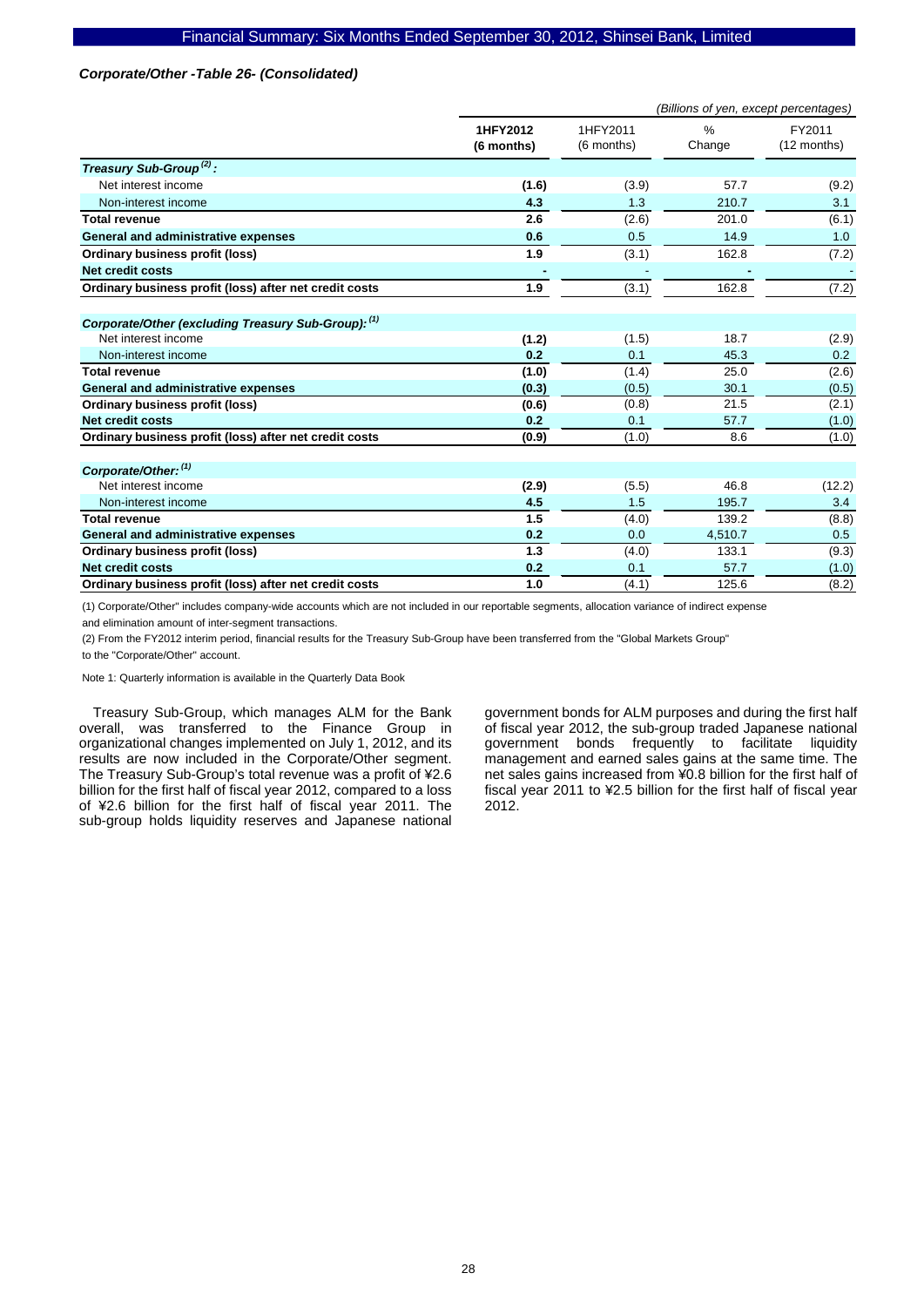### *Corporate/Other -Table 26- (Consolidated)*

*(Billions of yen, except percentages)*

| | 1HFY2012 (6 months) | 1HFY2011 (6 months) | % Change | FY2011 (12 months) |
|---|---|---|---|---|
| ***Treasury Sub-Group [(2)]:*** | | | | |
| Net interest income | **(1.6)** | (3.9) | 57.7 | (9.2) |
| Non-interest income | **4.3** | 1.3 | 210.7 | 3.1 |
| **Total revenue** | **2.6** | (2.6) | 201.0 | (6.1) |
| **General and administrative expenses** | **0.6** | 0.5 | 14.9 | 1.0 |
| **Ordinary business profit (loss)** | **1.9** | (3.1) | 162.8 | (7.2) |
| **Net credit costs** | **-** | - | **-** | - |
| **Ordinary business profit (loss) after net credit costs** | **1.9** | (3.1) | 162.8 | (7.2) |
| ***Corporate/Other (excluding Treasury Sub-Group): [(1)]*** | | | | |
| Net interest income | **(1.2)** | (1.5) | 18.7 | (2.9) |
| Non-interest income | **0.2** | 0.1 | 45.3 | 0.2 |
| **Total revenue** | **(1.0)** | (1.4) | 25.0 | (2.6) |
| **General and administrative expenses** | **(0.3)** | (0.5) | 30.1 | (0.5) |
| **Ordinary business profit (loss)** | **(0.6)** | (0.8) | 21.5 | (2.1) |
| **Net credit costs** | **0.2** | 0.1 | 57.7 | (1.0) |
| **Ordinary business profit (loss) after net credit costs** | **(0.9)** | (1.0) | 8.6 | (1.0) |
| ***Corporate/Other: [(1)]*** | | | | |
| Net interest income | **(2.9)** | (5.5) | 46.8 | (12.2) |
| Non-interest income | **4.5** | 1.5 | 195.7 | 3.4 |
| **Total revenue** | **1.5** | (4.0) | 139.2 | (8.8) |
| **General and administrative expenses** | **0.2** | 0.0 | 4,510.7 | 0.5 |
| **Ordinary business profit (loss)** | **1.3** | (4.0) | 133.1 | (9.3) |
| **Net credit costs** | **0.2** | 0.1 | 57.7 | (1.0) |
| **Ordinary business profit (loss) after net credit costs** | **1.0** | (4.1) | 125.6 | (8.2) |

(1) Corporate/Other" includes company-wide accounts which are not included in our reportable segments, allocation variance of indirect expense and elimination amount of inter-segment transactions.

(2) From the FY2012 interim period, financial results for the Treasury Sub-Group have been transferred from the "Global Markets Group" to the "Corporate/Other" account.

Note 1: Quarterly information is available in the Quarterly Data Book

Treasury Sub-Group, which manages ALM for the Bank overall, was transferred to the Finance Group in organizational changes implemented on July 1, 2012, and its results are now included in the Corporate/Other segment. The Treasury Sub-Group's total revenue was a profit of ¥2.6 billion for the first half of fiscal year 2012, compared to a loss of ¥2.6 billion for the first half of fiscal year 2011. The sub-group holds liquidity reserves and Japanese national government bonds for ALM purposes and during the first half of fiscal year 2012, the sub-group traded Japanese national government bonds frequently to facilitate liquidity management and earned sales gains at the same time. The net sales gains increased from ¥0.8 billion for the first half of fiscal year 2011 to ¥2.5 billion for the first half of fiscal year 2012.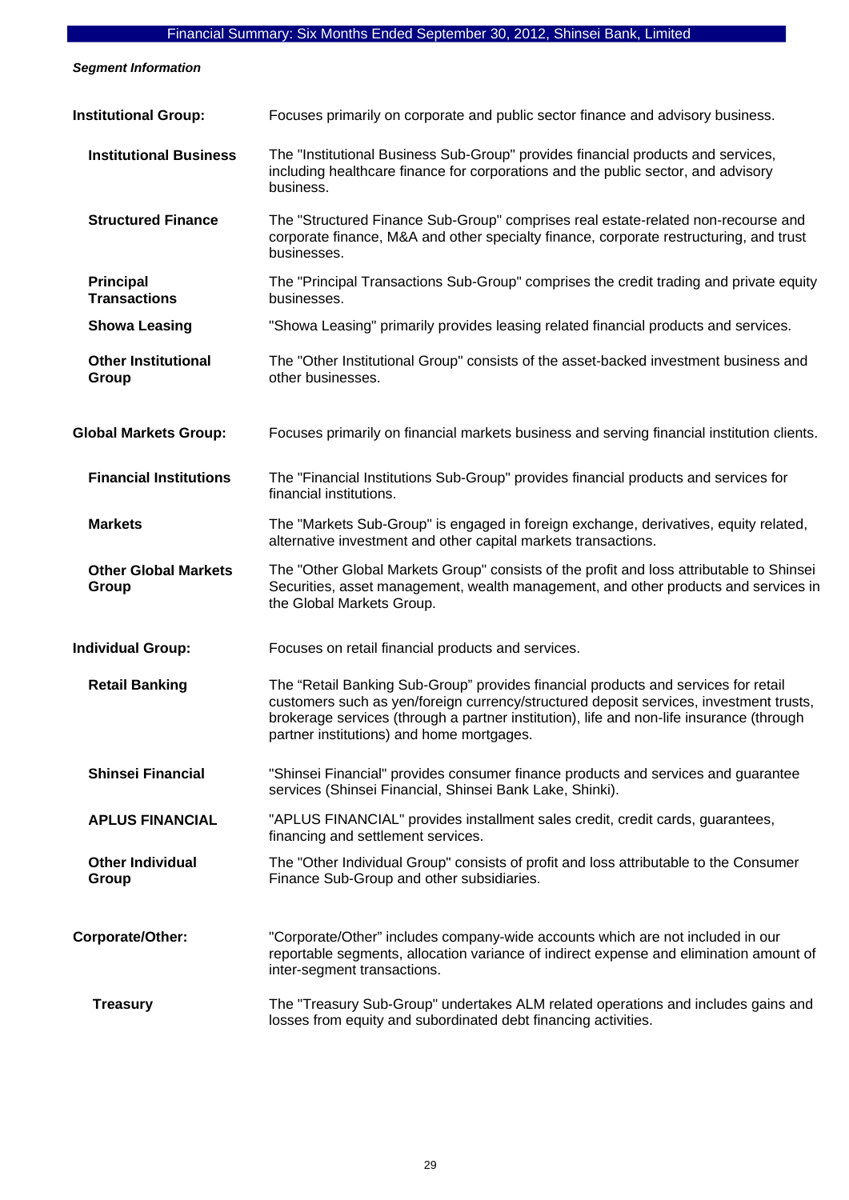***Segment Information***

**Institutional Group:** Focuses primarily on corporate and public sector finance and advisory business.

- **Institutional Business** — The "Institutional Business Sub-Group" provides financial products and services, including healthcare finance for corporations and the public sector, and advisory business.
- **Structured Finance** — The "Structured Finance Sub-Group" comprises real estate-related non-recourse and corporate finance, M&A and other specialty finance, corporate restructuring, and trust businesses.
- **Principal Transactions** — The "Principal Transactions Sub-Group" comprises the credit trading and private equity businesses.
- **Showa Leasing** — "Showa Leasing" primarily provides leasing related financial products and services.
- **Other Institutional Group** — The "Other Institutional Group" consists of the asset-backed investment business and other businesses.

**Global Markets Group:** Focuses primarily on financial markets business and serving financial institution clients.

- **Financial Institutions** — The "Financial Institutions Sub-Group" provides financial products and services for financial institutions.
- **Markets** — The "Markets Sub-Group" is engaged in foreign exchange, derivatives, equity related, alternative investment and other capital markets transactions.
- **Other Global Markets Group** — The "Other Global Markets Group" consists of the profit and loss attributable to Shinsei Securities, asset management, wealth management, and other products and services in the Global Markets Group.

**Individual Group:** Focuses on retail financial products and services.

- **Retail Banking** — The "Retail Banking Sub-Group" provides financial products and services for retail customers such as yen/foreign currency/structured deposit services, investment trusts, brokerage services (through a partner institution), life and non-life insurance (through partner institutions) and home mortgages.
- **Shinsei Financial** — "Shinsei Financial" provides consumer finance products and services and guarantee services (Shinsei Financial, Shinsei Bank Lake, Shinki).
- **APLUS FINANCIAL** — "APLUS FINANCIAL" provides installment sales credit, credit cards, guarantees, financing and settlement services.
- **Other Individual Group** — The "Other Individual Group" consists of profit and loss attributable to the Consumer Finance Sub-Group and other subsidiaries.

**Corporate/Other:** "Corporate/Other" includes company-wide accounts which are not included in our reportable segments, allocation variance of indirect expense and elimination amount of inter-segment transactions.

- **Treasury** — The "Treasury Sub-Group" undertakes ALM related operations and includes gains and losses from equity and subordinated debt financing activities.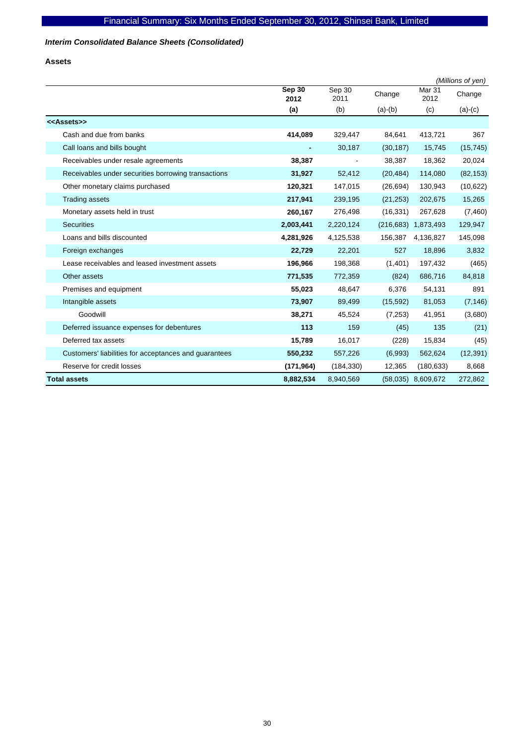# Interim Consolidated Balance Sheets (Consolidated)

## Assets

*(Millions of yen)*

| | Sep 30 2012 (a) | Sep 30 2011 (b) | Change (a)-(b) | Mar 31 2012 (c) | Change (a)-(c) |
|---|---|---|---|---|---|
| **<<Assets>>** | | | | | |
| Cash and due from banks | **414,089** | 329,447 | 84,641 | 413,721 | 367 |
| Call loans and bills bought | **-** | 30,187 | (30,187) | 15,745 | (15,745) |
| Receivables under resale agreements | **38,387** | - | 38,387 | 18,362 | 20,024 |
| Receivables under securities borrowing transactions | **31,927** | 52,412 | (20,484) | 114,080 | (82,153) |
| Other monetary claims purchased | **120,321** | 147,015 | (26,694) | 130,943 | (10,622) |
| Trading assets | **217,941** | 239,195 | (21,253) | 202,675 | 15,265 |
| Monetary assets held in trust | **260,167** | 276,498 | (16,331) | 267,628 | (7,460) |
| Securities | **2,003,441** | 2,220,124 | (216,683) | 1,873,493 | 129,947 |
| Loans and bills discounted | **4,281,926** | 4,125,538 | 156,387 | 4,136,827 | 145,098 |
| Foreign exchanges | **22,729** | 22,201 | 527 | 18,896 | 3,832 |
| Lease receivables and leased investment assets | **196,966** | 198,368 | (1,401) | 197,432 | (465) |
| Other assets | **771,535** | 772,359 | (824) | 686,716 | 84,818 |
| Premises and equipment | **55,023** | 48,647 | 6,376 | 54,131 | 891 |
| Intangible assets | **73,907** | 89,499 | (15,592) | 81,053 | (7,146) |
| Goodwill | **38,271** | 45,524 | (7,253) | 41,951 | (3,680) |
| Deferred issuance expenses for debentures | **113** | 159 | (45) | 135 | (21) |
| Deferred tax assets | **15,789** | 16,017 | (228) | 15,834 | (45) |
| Customers' liabilities for acceptances and guarantees | **550,232** | 557,226 | (6,993) | 562,624 | (12,391) |
| Reserve for credit losses | **(171,964)** | (184,330) | 12,365 | (180,633) | 8,668 |
| **Total assets** | **8,882,534** | 8,940,569 | (58,035) | 8,609,672 | 272,862 |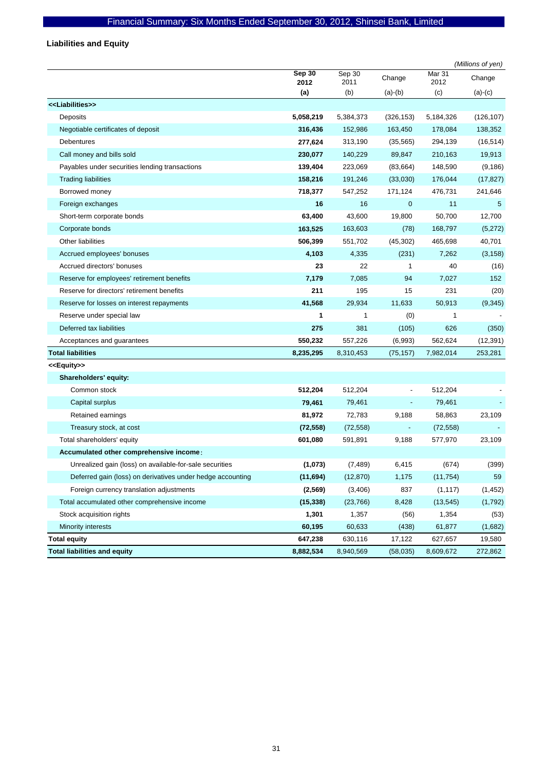## Liabilities and Equity

*(Millions of yen)*

| | **Sep 30 2012** | Sep 30 2011 | Change | Mar 31 2012 | Change |
|---|---|---|---|---|---|
| | **(a)** | (b) | (a)-(b) | (c) | (a)-(c) |
| **<<Liabilities>>** | | | | | |
| Deposits | **5,058,219** | 5,384,373 | (326,153) | 5,184,326 | (126,107) |
| Negotiable certificates of deposit | **316,436** | 152,986 | 163,450 | 178,084 | 138,352 |
| Debentures | **277,624** | 313,190 | (35,565) | 294,139 | (16,514) |
| Call money and bills sold | **230,077** | 140,229 | 89,847 | 210,163 | 19,913 |
| Payables under securities lending transactions | **139,404** | 223,069 | (83,664) | 148,590 | (9,186) |
| Trading liabilities | **158,216** | 191,246 | (33,030) | 176,044 | (17,827) |
| Borrowed money | **718,377** | 547,252 | 171,124 | 476,731 | 241,646 |
| Foreign exchanges | **16** | 16 | 0 | 11 | 5 |
| Short-term corporate bonds | **63,400** | 43,600 | 19,800 | 50,700 | 12,700 |
| Corporate bonds | **163,525** | 163,603 | (78) | 168,797 | (5,272) |
| Other liabilities | **506,399** | 551,702 | (45,302) | 465,698 | 40,701 |
| Accrued employees' bonuses | **4,103** | 4,335 | (231) | 7,262 | (3,158) |
| Accrued directors' bonuses | **23** | 22 | 1 | 40 | (16) |
| Reserve for employees' retirement benefits | **7,179** | 7,085 | 94 | 7,027 | 152 |
| Reserve for directors' retirement benefits | **211** | 195 | 15 | 231 | (20) |
| Reserve for losses on interest repayments | **41,568** | 29,934 | 11,633 | 50,913 | (9,345) |
| Reserve under special law | **1** | 1 | (0) | 1 | - |
| Deferred tax liabilities | **275** | 381 | (105) | 626 | (350) |
| Acceptances and guarantees | **550,232** | 557,226 | (6,993) | 562,624 | (12,391) |
| **Total liabilities** | **8,235,295** | 8,310,453 | (75,157) | 7,982,014 | 253,281 |
| **<<Equity>>** | | | | | |
| **Shareholders' equity:** | | | | | |
| Common stock | **512,204** | 512,204 | - | 512,204 | - |
| Capital surplus | **79,461** | 79,461 | - | 79,461 | - |
| Retained earnings | **81,972** | 72,783 | 9,188 | 58,863 | 23,109 |
| Treasury stock, at cost | **(72,558)** | (72,558) | - | (72,558) | - |
| Total shareholders' equity | **601,080** | 591,891 | 9,188 | 577,970 | 23,109 |
| **Accumulated other comprehensive income:** | | | | | |
| Unrealized gain (loss) on available-for-sale securities | **(1,073)** | (7,489) | 6,415 | (674) | (399) |
| Deferred gain (loss) on derivatives under hedge accounting | **(11,694)** | (12,870) | 1,175 | (11,754) | 59 |
| Foreign currency translation adjustments | **(2,569)** | (3,406) | 837 | (1,117) | (1,452) |
| Total accumulated other comprehensive income | **(15,338)** | (23,766) | 8,428 | (13,545) | (1,792) |
| Stock acquisition rights | **1,301** | 1,357 | (56) | 1,354 | (53) |
| Minority interests | **60,195** | 60,633 | (438) | 61,877 | (1,682) |
| **Total equity** | **647,238** | 630,116 | 17,122 | 627,657 | 19,580 |
| **Total liabilities and equity** | **8,882,534** | 8,940,569 | (58,035) | 8,609,672 | 272,862 |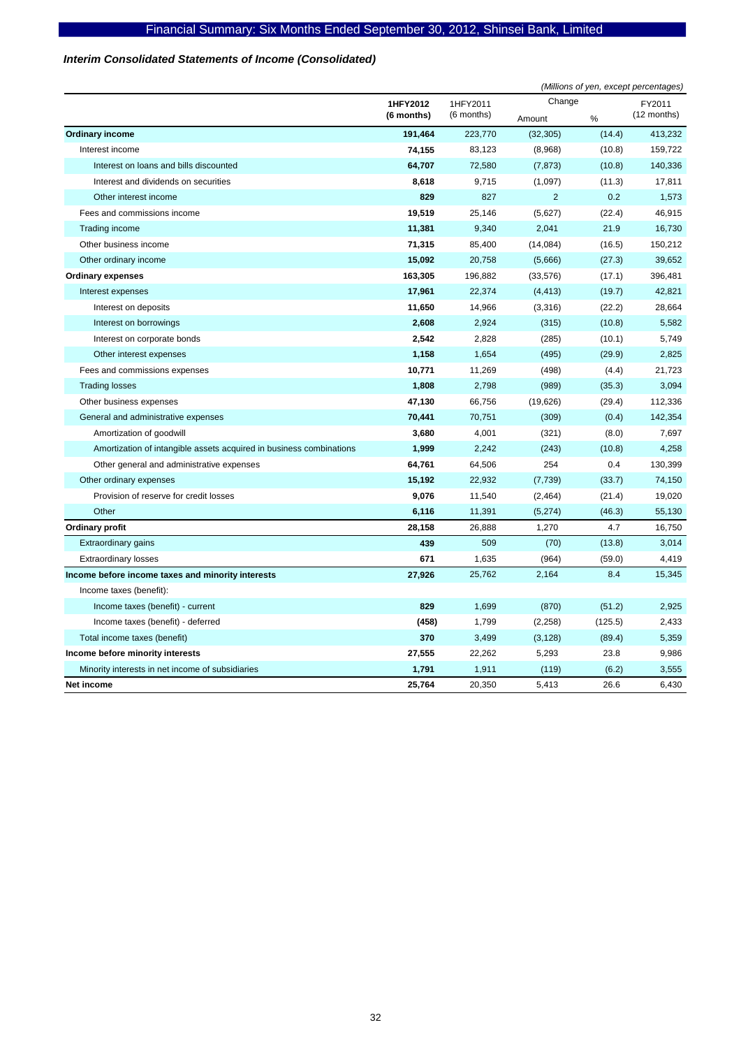*Interim Consolidated Statements of Income (Consolidated)*

*(Millions of yen, except percentages)*

| | 1HFY2012 (6 months) | 1HFY2011 (6 months) | Change | | FY2011 (12 months) |
|---|---|---|---|---|---|
| | | | Amount | % | |
| **Ordinary income** | **191,464** | 223,770 | (32,305) | (14.4) | 413,232 |
| Interest income | **74,155** | 83,123 | (8,968) | (10.8) | 159,722 |
| Interest on loans and bills discounted | **64,707** | 72,580 | (7,873) | (10.8) | 140,336 |
| Interest and dividends on securities | **8,618** | 9,715 | (1,097) | (11.3) | 17,811 |
| Other interest income | **829** | 827 | 2 | 0.2 | 1,573 |
| Fees and commissions income | **19,519** | 25,146 | (5,627) | (22.4) | 46,915 |
| Trading income | **11,381** | 9,340 | 2,041 | 21.9 | 16,730 |
| Other business income | **71,315** | 85,400 | (14,084) | (16.5) | 150,212 |
| Other ordinary income | **15,092** | 20,758 | (5,666) | (27.3) | 39,652 |
| **Ordinary expenses** | **163,305** | 196,882 | (33,576) | (17.1) | 396,481 |
| Interest expenses | **17,961** | 22,374 | (4,413) | (19.7) | 42,821 |
| Interest on deposits | **11,650** | 14,966 | (3,316) | (22.2) | 28,664 |
| Interest on borrowings | **2,608** | 2,924 | (315) | (10.8) | 5,582 |
| Interest on corporate bonds | **2,542** | 2,828 | (285) | (10.1) | 5,749 |
| Other interest expenses | **1,158** | 1,654 | (495) | (29.9) | 2,825 |
| Fees and commissions expenses | **10,771** | 11,269 | (498) | (4.4) | 21,723 |
| Trading losses | **1,808** | 2,798 | (989) | (35.3) | 3,094 |
| Other business expenses | **47,130** | 66,756 | (19,626) | (29.4) | 112,336 |
| General and administrative expenses | **70,441** | 70,751 | (309) | (0.4) | 142,354 |
| Amortization of goodwill | **3,680** | 4,001 | (321) | (8.0) | 7,697 |
| Amortization of intangible assets acquired in business combinations | **1,999** | 2,242 | (243) | (10.8) | 4,258 |
| Other general and administrative expenses | **64,761** | 64,506 | 254 | 0.4 | 130,399 |
| Other ordinary expenses | **15,192** | 22,932 | (7,739) | (33.7) | 74,150 |
| Provision of reserve for credit losses | **9,076** | 11,540 | (2,464) | (21.4) | 19,020 |
| Other | **6,116** | 11,391 | (5,274) | (46.3) | 55,130 |
| **Ordinary profit** | **28,158** | 26,888 | 1,270 | 4.7 | 16,750 |
| Extraordinary gains | **439** | 509 | (70) | (13.8) | 3,014 |
| Extraordinary losses | **671** | 1,635 | (964) | (59.0) | 4,419 |
| **Income before income taxes and minority interests** | **27,926** | 25,762 | 2,164 | 8.4 | 15,345 |
| Income taxes (benefit): | | | | | |
| Income taxes (benefit) - current | **829** | 1,699 | (870) | (51.2) | 2,925 |
| Income taxes (benefit) - deferred | **(458)** | 1,799 | (2,258) | (125.5) | 2,433 |
| Total income taxes (benefit) | **370** | 3,499 | (3,128) | (89.4) | 5,359 |
| **Income before minority interests** | **27,555** | 22,262 | 5,293 | 23.8 | 9,986 |
| Minority interests in net income of subsidiaries | **1,791** | 1,911 | (119) | (6.2) | 3,555 |
| **Net income** | **25,764** | 20,350 | 5,413 | 26.6 | 6,430 |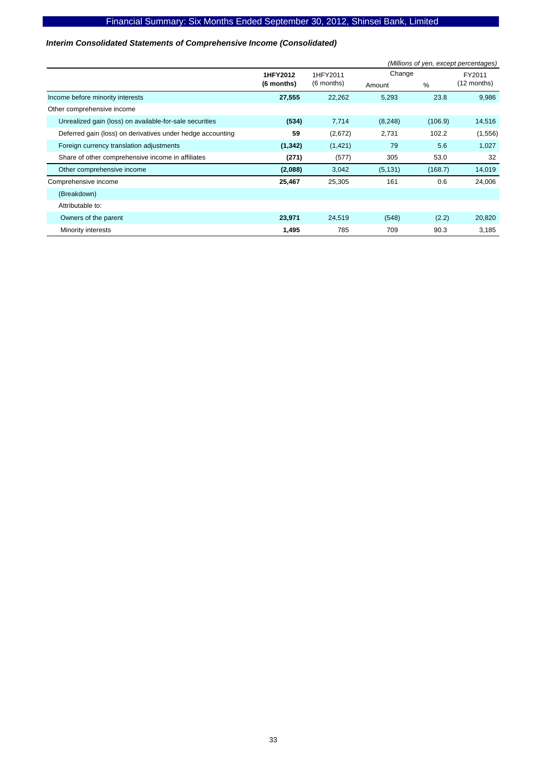### *Interim Consolidated Statements of Comprehensive Income (Consolidated)*

*(Millions of yen, except percentages)*

| | 1HFY2012 (6 months) | 1HFY2011 (6 months) | Change Amount | Change % | FY2011 (12 months) |
|---|---|---|---|---|---|
| Income before minority interests | **27,555** | 22,262 | 5,293 | 23.8 | 9,986 |
| Other comprehensive income | | | | | |
| Unrealized gain (loss) on available-for-sale securities | **(534)** | 7,714 | (8,248) | (106.9) | 14,516 |
| Deferred gain (loss) on derivatives under hedge accounting | **59** | (2,672) | 2,731 | 102.2 | (1,556) |
| Foreign currency translation adjustments | **(1,342)** | (1,421) | 79 | 5.6 | 1,027 |
| Share of other comprehensive income in affiliates | **(271)** | (577) | 305 | 53.0 | 32 |
| Other comprehensive income | **(2,088)** | 3,042 | (5,131) | (168.7) | 14,019 |
| Comprehensive income | **25,467** | 25,305 | 161 | 0.6 | 24,006 |
| (Breakdown) | | | | | |
| Attributable to: | | | | | |
| Owners of the parent | **23,971** | 24,519 | (548) | (2.2) | 20,820 |
| Minority interests | **1,495** | 785 | 709 | 90.3 | 3,185 |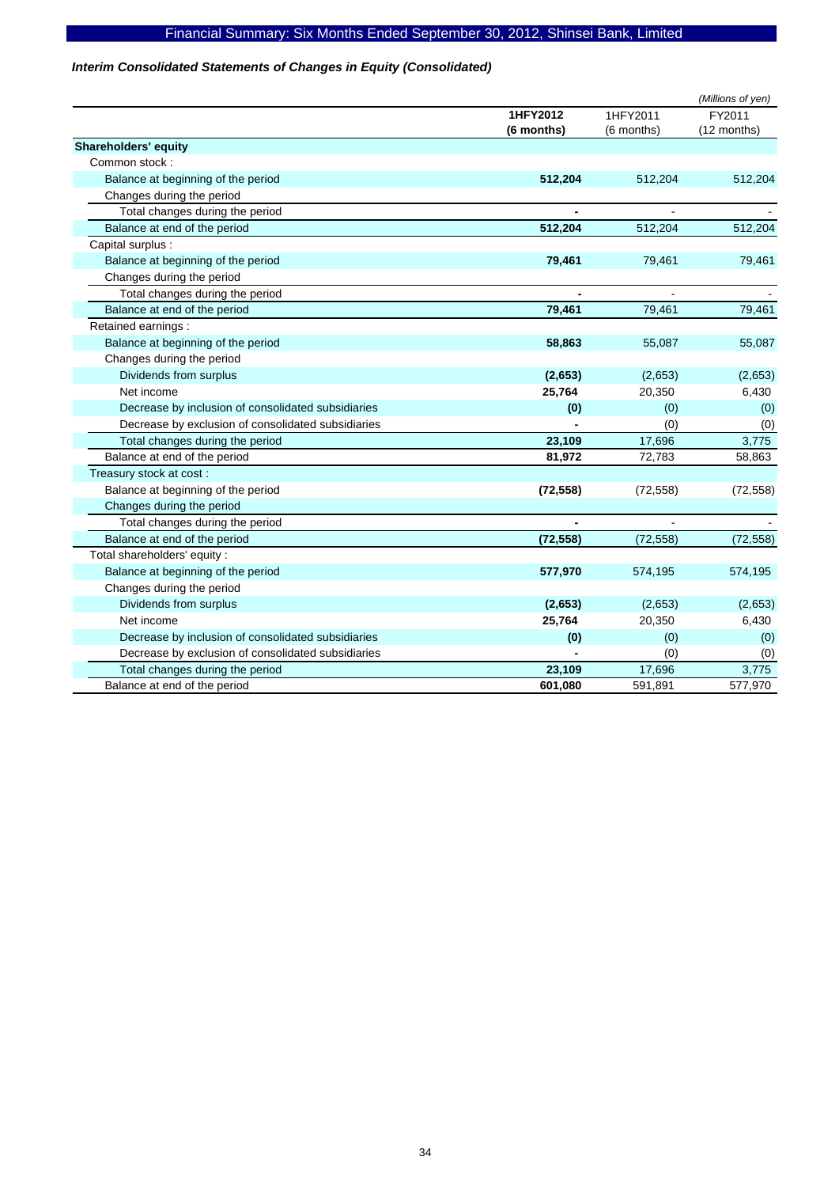## Financial Summary: Six Months Ended September 30, 2012, Shinsei Bank, Limited

### *Interim Consolidated Statements of Changes in Equity (Consolidated)*

*(Millions of yen)*

| | **1HFY2012 (6 months)** | 1HFY2011 (6 months) | FY2011 (12 months) |
|---|---|---|---|
| **Shareholders' equity** | | | |
| Common stock : | | | |
| Balance at beginning of the period | **512,204** | 512,204 | 512,204 |
| Changes during the period | | | |
| Total changes during the period | **-** | - | - |
| Balance at end of the period | **512,204** | 512,204 | 512,204 |
| Capital surplus : | | | |
| Balance at beginning of the period | **79,461** | 79,461 | 79,461 |
| Changes during the period | | | |
| Total changes during the period | **-** | - | - |
| Balance at end of the period | **79,461** | 79,461 | 79,461 |
| Retained earnings : | | | |
| Balance at beginning of the period | **58,863** | 55,087 | 55,087 |
| Changes during the period | | | |
| Dividends from surplus | **(2,653)** | (2,653) | (2,653) |
| Net income | **25,764** | 20,350 | 6,430 |
| Decrease by inclusion of consolidated subsidiaries | **(0)** | (0) | (0) |
| Decrease by exclusion of consolidated subsidiaries | **-** | (0) | (0) |
| Total changes during the period | **23,109** | 17,696 | 3,775 |
| Balance at end of the period | **81,972** | 72,783 | 58,863 |
| Treasury stock at cost : | | | |
| Balance at beginning of the period | **(72,558)** | (72,558) | (72,558) |
| Changes during the period | | | |
| Total changes during the period | **-** | - | - |
| Balance at end of the period | **(72,558)** | (72,558) | (72,558) |
| Total shareholders' equity : | | | |
| Balance at beginning of the period | **577,970** | 574,195 | 574,195 |
| Changes during the period | | | |
| Dividends from surplus | **(2,653)** | (2,653) | (2,653) |
| Net income | **25,764** | 20,350 | 6,430 |
| Decrease by inclusion of consolidated subsidiaries | **(0)** | (0) | (0) |
| Decrease by exclusion of consolidated subsidiaries | **-** | (0) | (0) |
| Total changes during the period | **23,109** | 17,696 | 3,775 |
| Balance at end of the period | **601,080** | 591,891 | 577,970 |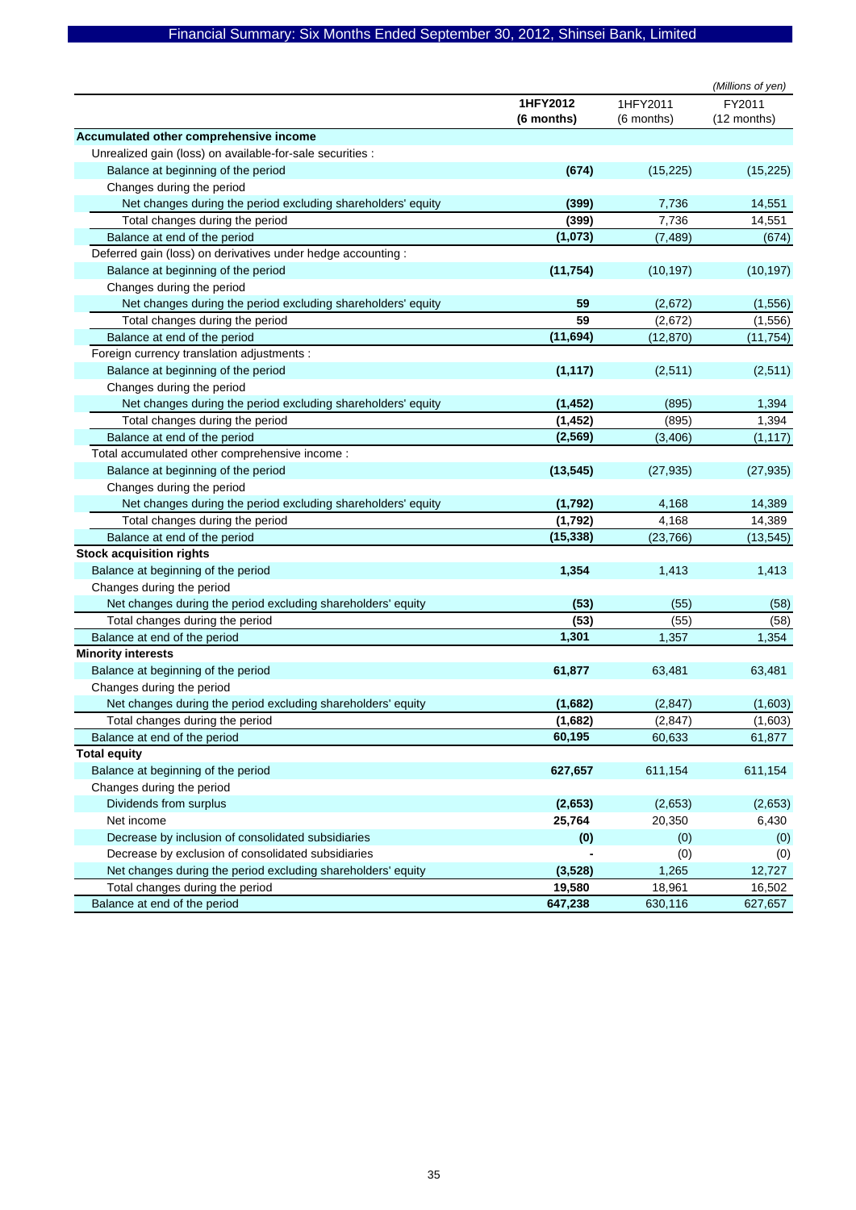*(Millions of yen)*

| | 1HFY2012 (6 months) | 1HFY2011 (6 months) | FY2011 (12 months) |
|---|---|---|---|
| **Accumulated other comprehensive income** | | | |
| Unrealized gain (loss) on available-for-sale securities : | | | |
| Balance at beginning of the period | **(674)** | (15,225) | (15,225) |
| Changes during the period | | | |
| Net changes during the period excluding shareholders' equity | **(399)** | 7,736 | 14,551 |
| Total changes during the period | **(399)** | 7,736 | 14,551 |
| Balance at end of the period | **(1,073)** | (7,489) | (674) |
| Deferred gain (loss) on derivatives under hedge accounting : | | | |
| Balance at beginning of the period | **(11,754)** | (10,197) | (10,197) |
| Changes during the period | | | |
| Net changes during the period excluding shareholders' equity | **59** | (2,672) | (1,556) |
| Total changes during the period | **59** | (2,672) | (1,556) |
| Balance at end of the period | **(11,694)** | (12,870) | (11,754) |
| Foreign currency translation adjustments : | | | |
| Balance at beginning of the period | **(1,117)** | (2,511) | (2,511) |
| Changes during the period | | | |
| Net changes during the period excluding shareholders' equity | **(1,452)** | (895) | 1,394 |
| Total changes during the period | **(1,452)** | (895) | 1,394 |
| Balance at end of the period | **(2,569)** | (3,406) | (1,117) |
| Total accumulated other comprehensive income : | | | |
| Balance at beginning of the period | **(13,545)** | (27,935) | (27,935) |
| Changes during the period | | | |
| Net changes during the period excluding shareholders' equity | **(1,792)** | 4,168 | 14,389 |
| Total changes during the period | **(1,792)** | 4,168 | 14,389 |
| Balance at end of the period | **(15,338)** | (23,766) | (13,545) |
| **Stock acquisition rights** | | | |
| Balance at beginning of the period | **1,354** | 1,413 | 1,413 |
| Changes during the period | | | |
| Net changes during the period excluding shareholders' equity | **(53)** | (55) | (58) |
| Total changes during the period | **(53)** | (55) | (58) |
| Balance at end of the period | **1,301** | 1,357 | 1,354 |
| **Minority interests** | | | |
| Balance at beginning of the period | **61,877** | 63,481 | 63,481 |
| Changes during the period | | | |
| Net changes during the period excluding shareholders' equity | **(1,682)** | (2,847) | (1,603) |
| Total changes during the period | **(1,682)** | (2,847) | (1,603) |
| Balance at end of the period | **60,195** | 60,633 | 61,877 |
| **Total equity** | | | |
| Balance at beginning of the period | **627,657** | 611,154 | 611,154 |
| Changes during the period | | | |
| Dividends from surplus | **(2,653)** | (2,653) | (2,653) |
| Net income | **25,764** | 20,350 | 6,430 |
| Decrease by inclusion of consolidated subsidiaries | **(0)** | (0) | (0) |
| Decrease by exclusion of consolidated subsidiaries | **-** | (0) | (0) |
| Net changes during the period excluding shareholders' equity | **(3,528)** | 1,265 | 12,727 |
| Total changes during the period | **19,580** | 18,961 | 16,502 |
| Balance at end of the period | **647,238** | 630,116 | 627,657 |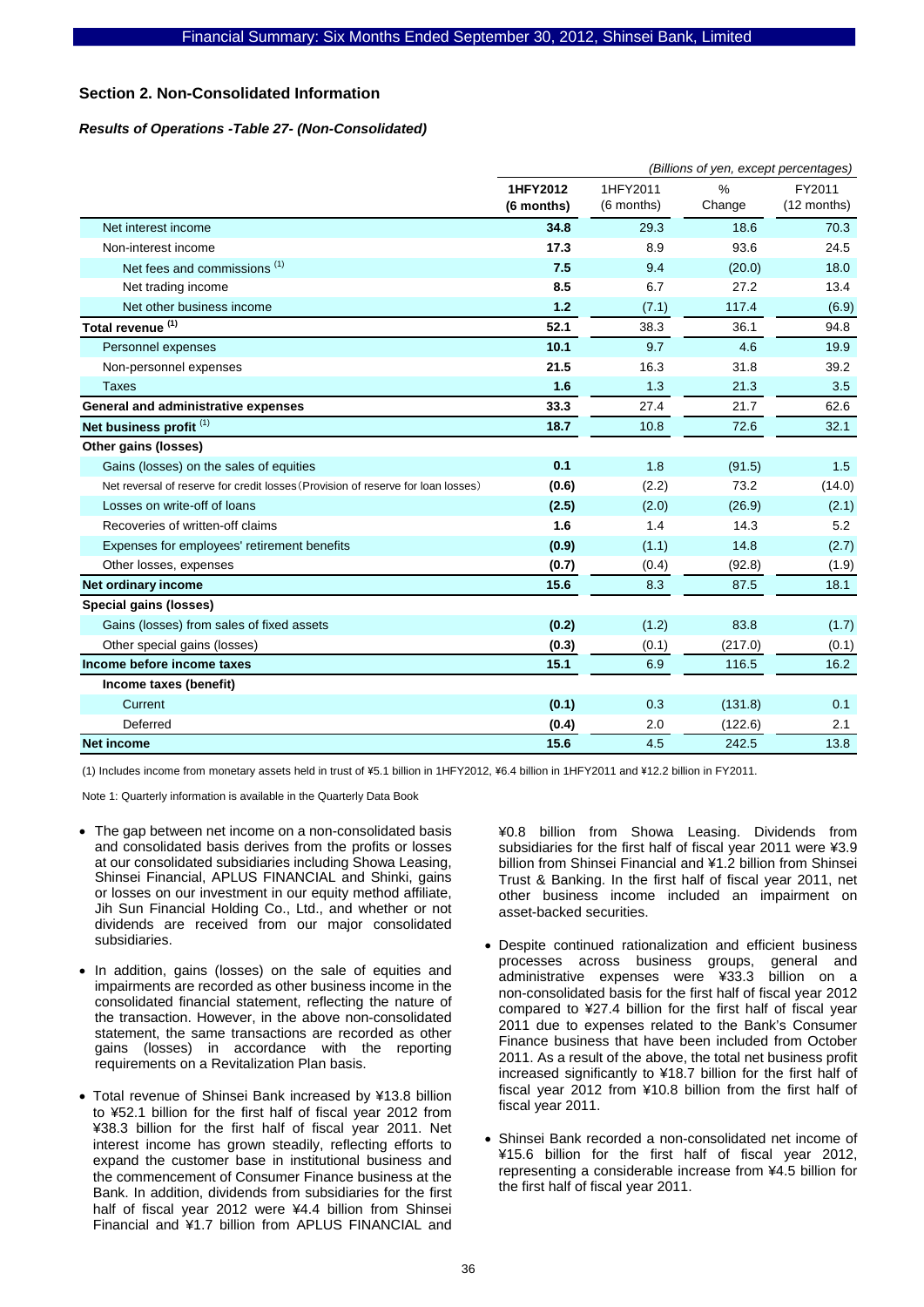## Section 2. Non-Consolidated Information

### *Results of Operations -Table 27- (Non-Consolidated)*

*(Billions of yen, except percentages)*

| | 1HFY2012 (6 months) | 1HFY2011 (6 months) | % Change | FY2011 (12 months) |
|---|---|---|---|---|
| Net interest income | **34.8** | 29.3 | 18.6 | 70.3 |
| Non-interest income | **17.3** | 8.9 | 93.6 | 24.5 |
| Net fees and commissions [(1)] | **7.5** | 9.4 | (20.0) | 18.0 |
| Net trading income | **8.5** | 6.7 | 27.2 | 13.4 |
| Net other business income | **1.2** | (7.1) | 117.4 | (6.9) |
| **Total revenue [(1)]** | **52.1** | 38.3 | 36.1 | 94.8 |
| Personnel expenses | **10.1** | 9.7 | 4.6 | 19.9 |
| Non-personnel expenses | **21.5** | 16.3 | 31.8 | 39.2 |
| Taxes | **1.6** | 1.3 | 21.3 | 3.5 |
| **General and administrative expenses** | **33.3** | 27.4 | 21.7 | 62.6 |
| **Net business profit [(1)]** | **18.7** | 10.8 | 72.6 | 32.1 |
| **Other gains (losses)** | | | | |
| Gains (losses) on the sales of equities | **0.1** | 1.8 | (91.5) | 1.5 |
| Net reversal of reserve for credit losses (Provision of reserve for loan losses) | **(0.6)** | (2.2) | 73.2 | (14.0) |
| Losses on write-off of loans | **(2.5)** | (2.0) | (26.9) | (2.1) |
| Recoveries of written-off claims | **1.6** | 1.4 | 14.3 | 5.2 |
| Expenses for employees' retirement benefits | **(0.9)** | (1.1) | 14.8 | (2.7) |
| Other losses, expenses | **(0.7)** | (0.4) | (92.8) | (1.9) |
| **Net ordinary income** | **15.6** | 8.3 | 87.5 | 18.1 |
| **Special gains (losses)** | | | | |
| Gains (losses) from sales of fixed assets | **(0.2)** | (1.2) | 83.8 | (1.7) |
| Other special gains (losses) | **(0.3)** | (0.1) | (217.0) | (0.1) |
| **Income before income taxes** | **15.1** | 6.9 | 116.5 | 16.2 |
| **Income taxes (benefit)** | | | | |
| Current | **(0.1)** | 0.3 | (131.8) | 0.1 |
| Deferred | **(0.4)** | 2.0 | (122.6) | 2.1 |
| **Net income** | **15.6** | 4.5 | 242.5 | 13.8 |

(1) Includes income from monetary assets held in trust of ¥5.1 billion in 1HFY2012, ¥6.4 billion in 1HFY2011 and ¥12.2 billion in FY2011.

Note 1: Quarterly information is available in the Quarterly Data Book

- The gap between net income on a non-consolidated basis and consolidated basis derives from the profits or losses at our consolidated subsidiaries including Showa Leasing, Shinsei Financial, APLUS FINANCIAL and Shinki, gains or losses on our investment in our equity method affiliate, Jih Sun Financial Holding Co., Ltd., and whether or not dividends are received from our major consolidated subsidiaries.
- In addition, gains (losses) on the sale of equities and impairments are recorded as other business income in the consolidated financial statement, reflecting the nature of the transaction. However, in the above non-consolidated statement, the same transactions are recorded as other gains (losses) in accordance with the reporting requirements on a Revitalization Plan basis.
- Total revenue of Shinsei Bank increased by ¥13.8 billion to ¥52.1 billion for the first half of fiscal year 2012 from ¥38.3 billion for the first half of fiscal year 2011. Net interest income has grown steadily, reflecting efforts to expand the customer base in institutional business and the commencement of Consumer Finance business at the Bank. In addition, dividends from subsidiaries for the first half of fiscal year 2012 were ¥4.4 billion from Shinsei Financial and ¥1.7 billion from APLUS FINANCIAL and ¥0.8 billion from Showa Leasing. Dividends from subsidiaries for the first half of fiscal year 2011 were ¥3.9 billion from Shinsei Financial and ¥1.2 billion from Shinsei Trust & Banking. In the first half of fiscal year 2011, net other business income included an impairment on asset-backed securities.
- Despite continued rationalization and efficient business processes across business groups, general and administrative expenses were ¥33.3 billion on a non-consolidated basis for the first half of fiscal year 2012 compared to ¥27.4 billion for the first half of fiscal year 2011 due to expenses related to the Bank's Consumer Finance business that have been included from October 2011. As a result of the above, the total net business profit increased significantly to ¥18.7 billion for the first half of fiscal year 2012 from ¥10.8 billion from the first half of fiscal year 2011.
- Shinsei Bank recorded a non-consolidated net income of ¥15.6 billion for the first half of fiscal year 2012, representing a considerable increase from ¥4.5 billion for the first half of fiscal year 2011.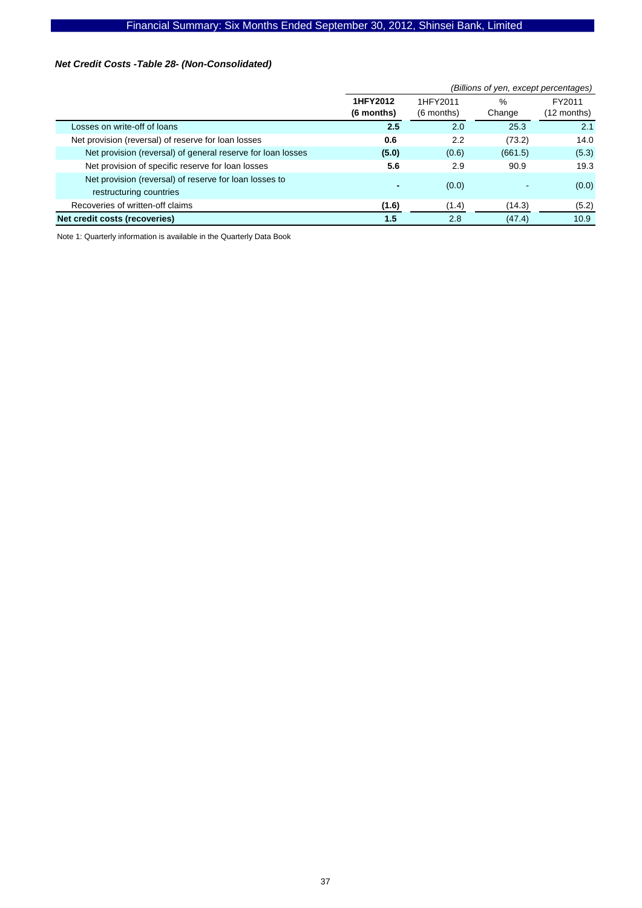***Net Credit Costs -Table 28- (Non-Consolidated)***

*(Billions of yen, except percentages)*

| | **1HFY2012 (6 months)** | 1HFY2011 (6 months) | % Change | FY2011 (12 months) |
|---|---|---|---|---|
| Losses on write-off of loans | **2.5** | 2.0 | 25.3 | 2.1 |
| Net provision (reversal) of reserve for loan losses | **0.6** | 2.2 | (73.2) | 14.0 |
| Net provision (reversal) of general reserve for loan losses | **(5.0)** | (0.6) | (661.5) | (5.3) |
| Net provision of specific reserve for loan losses | **5.6** | 2.9 | 90.9 | 19.3 |
| Net provision (reversal) of reserve for loan losses to restructuring countries | **-** | (0.0) | - | (0.0) |
| Recoveries of written-off claims | **(1.6)** | (1.4) | (14.3) | (5.2) |
| **Net credit costs (recoveries)** | **1.5** | 2.8 | (47.4) | 10.9 |

Note 1: Quarterly information is available in the Quarterly Data Book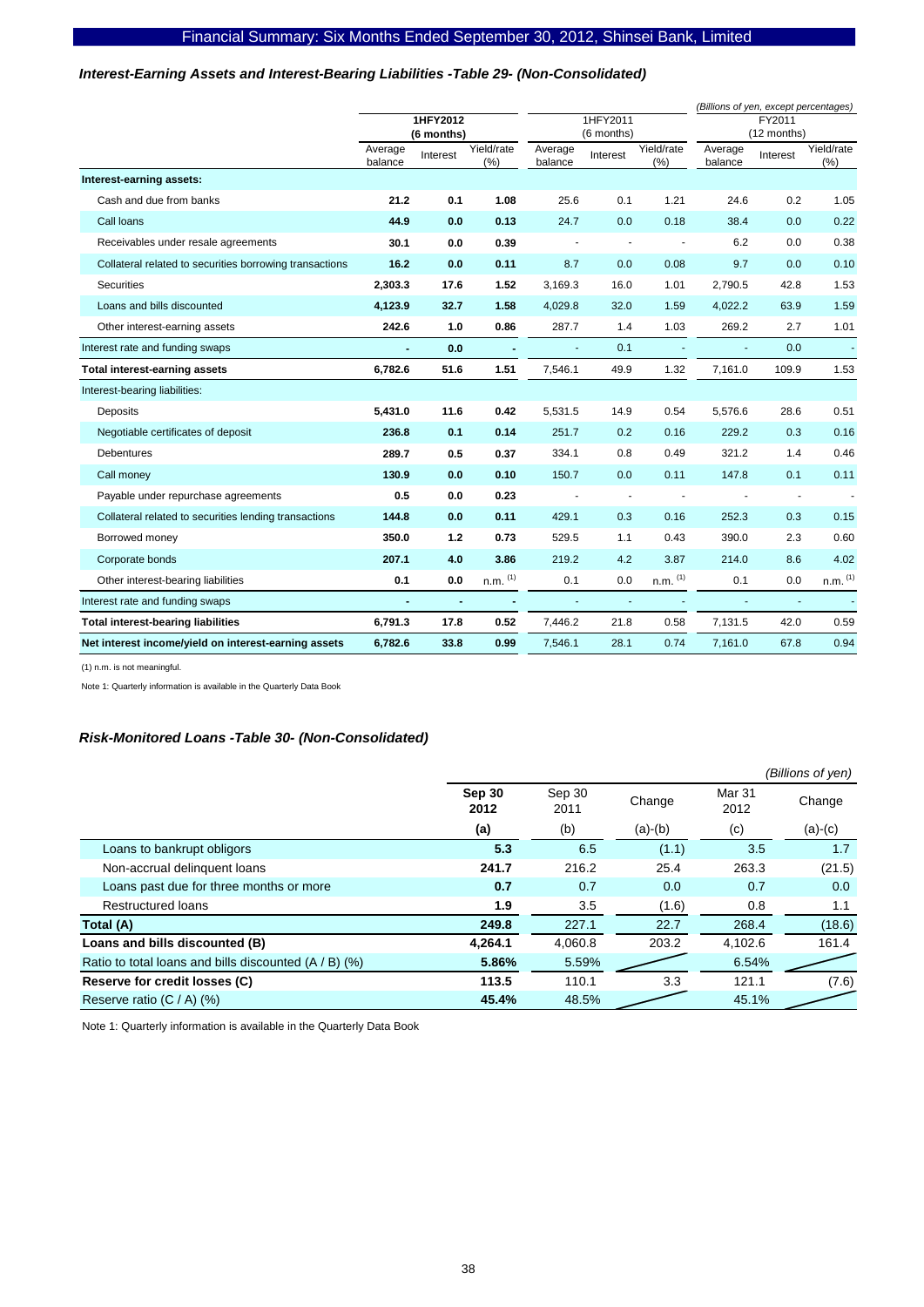### *Interest-Earning Assets and Interest-Bearing Liabilities -Table 29- (Non-Consolidated)*

*(Billions of yen, except percentages)*

| | **1HFY2012 (6 months)** | | | 1HFY2011 (6 months) | | | FY2011 (12 months) | | |
|---|---|---|---|---|---|---|---|---|---|
| | Average balance | Interest | Yield/rate (%) | Average balance | Interest | Yield/rate (%) | Average balance | Interest | Yield/rate (%) |
| **Interest-earning assets:** | | | | | | | | | |
| Cash and due from banks | **21.2** | **0.1** | **1.08** | 25.6 | 0.1 | 1.21 | 24.6 | 0.2 | 1.05 |
| Call loans | **44.9** | **0.0** | **0.13** | 24.7 | 0.0 | 0.18 | 38.4 | 0.0 | 0.22 |
| Receivables under resale agreements | **30.1** | **0.0** | **0.39** | - | - | - | 6.2 | 0.0 | 0.38 |
| Collateral related to securities borrowing transactions | **16.2** | **0.0** | **0.11** | 8.7 | 0.0 | 0.08 | 9.7 | 0.0 | 0.10 |
| Securities | **2,303.3** | **17.6** | **1.52** | 3,169.3 | 16.0 | 1.01 | 2,790.5 | 42.8 | 1.53 |
| Loans and bills discounted | **4,123.9** | **32.7** | **1.58** | 4,029.8 | 32.0 | 1.59 | 4,022.2 | 63.9 | 1.59 |
| Other interest-earning assets | **242.6** | **1.0** | **0.86** | 287.7 | 1.4 | 1.03 | 269.2 | 2.7 | 1.01 |
| Interest rate and funding swaps | **-** | **0.0** | **-** | - | 0.1 | - | - | 0.0 | - |
| **Total interest-earning assets** | **6,782.6** | **51.6** | **1.51** | 7,546.1 | 49.9 | 1.32 | 7,161.0 | 109.9 | 1.53 |
| Interest-bearing liabilities: | | | | | | | | | |
| Deposits | **5,431.0** | **11.6** | **0.42** | 5,531.5 | 14.9 | 0.54 | 5,576.6 | 28.6 | 0.51 |
| Negotiable certificates of deposit | **236.8** | **0.1** | **0.14** | 251.7 | 0.2 | 0.16 | 229.2 | 0.3 | 0.16 |
| Debentures | **289.7** | **0.5** | **0.37** | 334.1 | 0.8 | 0.49 | 321.2 | 1.4 | 0.46 |
| Call money | **130.9** | **0.0** | **0.10** | 150.7 | 0.0 | 0.11 | 147.8 | 0.1 | 0.11 |
| Payable under repurchase agreements | **0.5** | **0.0** | **0.23** | - | - | - | - | - | - |
| Collateral related to securities lending transactions | **144.8** | **0.0** | **0.11** | 429.1 | 0.3 | 0.16 | 252.3 | 0.3 | 0.15 |
| Borrowed money | **350.0** | **1.2** | **0.73** | 529.5 | 1.1 | 0.43 | 390.0 | 2.3 | 0.60 |
| Corporate bonds | **207.1** | **4.0** | **3.86** | 219.2 | 4.2 | 3.87 | 214.0 | 8.6 | 4.02 |
| Other interest-bearing liabilities | **0.1** | **0.0** | n.m. (1) | 0.1 | 0.0 | n.m. (1) | 0.1 | 0.0 | n.m. (1) |
| Interest rate and funding swaps | **-** | **-** | **-** | - | - | - | - | - | - |
| **Total interest-bearing liabilities** | **6,791.3** | **17.8** | **0.52** | 7,446.2 | 21.8 | 0.58 | 7,131.5 | 42.0 | 0.59 |
| **Net interest income/yield on interest-earning assets** | **6,782.6** | **33.8** | **0.99** | 7,546.1 | 28.1 | 0.74 | 7,161.0 | 67.8 | 0.94 |

(1) n.m. is not meaningful.

Note 1: Quarterly information is available in the Quarterly Data Book

### *Risk-Monitored Loans -Table 30- (Non-Consolidated)*

*(Billions of yen)*

| | **Sep 30 2012** | Sep 30 2011 | Change | Mar 31 2012 | Change |
|---|---|---|---|---|---|
| | **(a)** | (b) | (a)-(b) | (c) | (a)-(c) |
| Loans to bankrupt obligors | **5.3** | 6.5 | (1.1) | 3.5 | 1.7 |
| Non-accrual delinquent loans | **241.7** | 216.2 | 25.4 | 263.3 | (21.5) |
| Loans past due for three months or more | **0.7** | 0.7 | 0.0 | 0.7 | 0.0 |
| Restructured loans | **1.9** | 3.5 | (1.6) | 0.8 | 1.1 |
| **Total (A)** | **249.8** | 227.1 | 22.7 | 268.4 | (18.6) |
| **Loans and bills discounted (B)** | **4,264.1** | 4,060.8 | 203.2 | 4,102.6 | 161.4 |
| Ratio to total loans and bills discounted (A / B) (%) | **5.86%** | 5.59% | | 6.54% | |
| **Reserve for credit losses (C)** | **113.5** | 110.1 | 3.3 | 121.1 | (7.6) |
| Reserve ratio (C / A) (%) | **45.4%** | 48.5% | | 45.1% | |

Note 1: Quarterly information is available in the Quarterly Data Book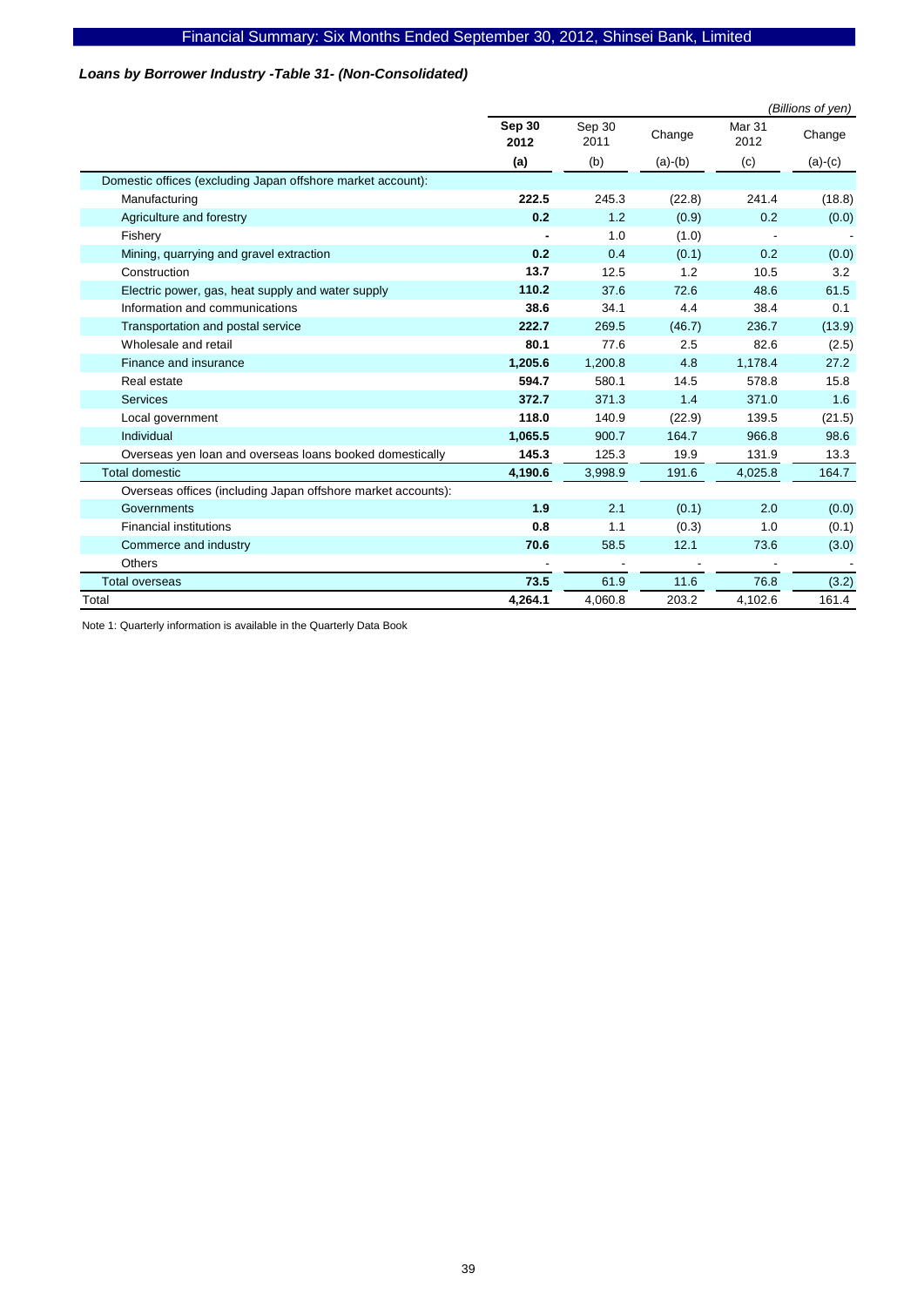### *Loans by Borrower Industry -Table 31- (Non-Consolidated)*

*(Billions of yen)*

| | **Sep 30 2012** | Sep 30 2011 | Change | Mar 31 2012 | Change |
|---|---|---|---|---|---|
| | **(a)** | (b) | (a)-(b) | (c) | (a)-(c) |
| Domestic offices (excluding Japan offshore market account): | | | | | |
| Manufacturing | **222.5** | 245.3 | (22.8) | 241.4 | (18.8) |
| Agriculture and forestry | **0.2** | 1.2 | (0.9) | 0.2 | (0.0) |
| Fishery | **-** | 1.0 | (1.0) | - | - |
| Mining, quarrying and gravel extraction | **0.2** | 0.4 | (0.1) | 0.2 | (0.0) |
| Construction | **13.7** | 12.5 | 1.2 | 10.5 | 3.2 |
| Electric power, gas, heat supply and water supply | **110.2** | 37.6 | 72.6 | 48.6 | 61.5 |
| Information and communications | **38.6** | 34.1 | 4.4 | 38.4 | 0.1 |
| Transportation and postal service | **222.7** | 269.5 | (46.7) | 236.7 | (13.9) |
| Wholesale and retail | **80.1** | 77.6 | 2.5 | 82.6 | (2.5) |
| Finance and insurance | **1,205.6** | 1,200.8 | 4.8 | 1,178.4 | 27.2 |
| Real estate | **594.7** | 580.1 | 14.5 | 578.8 | 15.8 |
| Services | **372.7** | 371.3 | 1.4 | 371.0 | 1.6 |
| Local government | **118.0** | 140.9 | (22.9) | 139.5 | (21.5) |
| Individual | **1,065.5** | 900.7 | 164.7 | 966.8 | 98.6 |
| Overseas yen loan and overseas loans booked domestically | **145.3** | 125.3 | 19.9 | 131.9 | 13.3 |
| Total domestic | **4,190.6** | 3,998.9 | 191.6 | 4,025.8 | 164.7 |
| Overseas offices (including Japan offshore market accounts): | | | | | |
| Governments | **1.9** | 2.1 | (0.1) | 2.0 | (0.0) |
| Financial institutions | **0.8** | 1.1 | (0.3) | 1.0 | (0.1) |
| Commerce and industry | **70.6** | 58.5 | 12.1 | 73.6 | (3.0) |
| Others | - | - | - | - | - |
| Total overseas | **73.5** | 61.9 | 11.6 | 76.8 | (3.2) |
| Total | **4,264.1** | 4,060.8 | 203.2 | 4,102.6 | 161.4 |

Note 1: Quarterly information is available in the Quarterly Data Book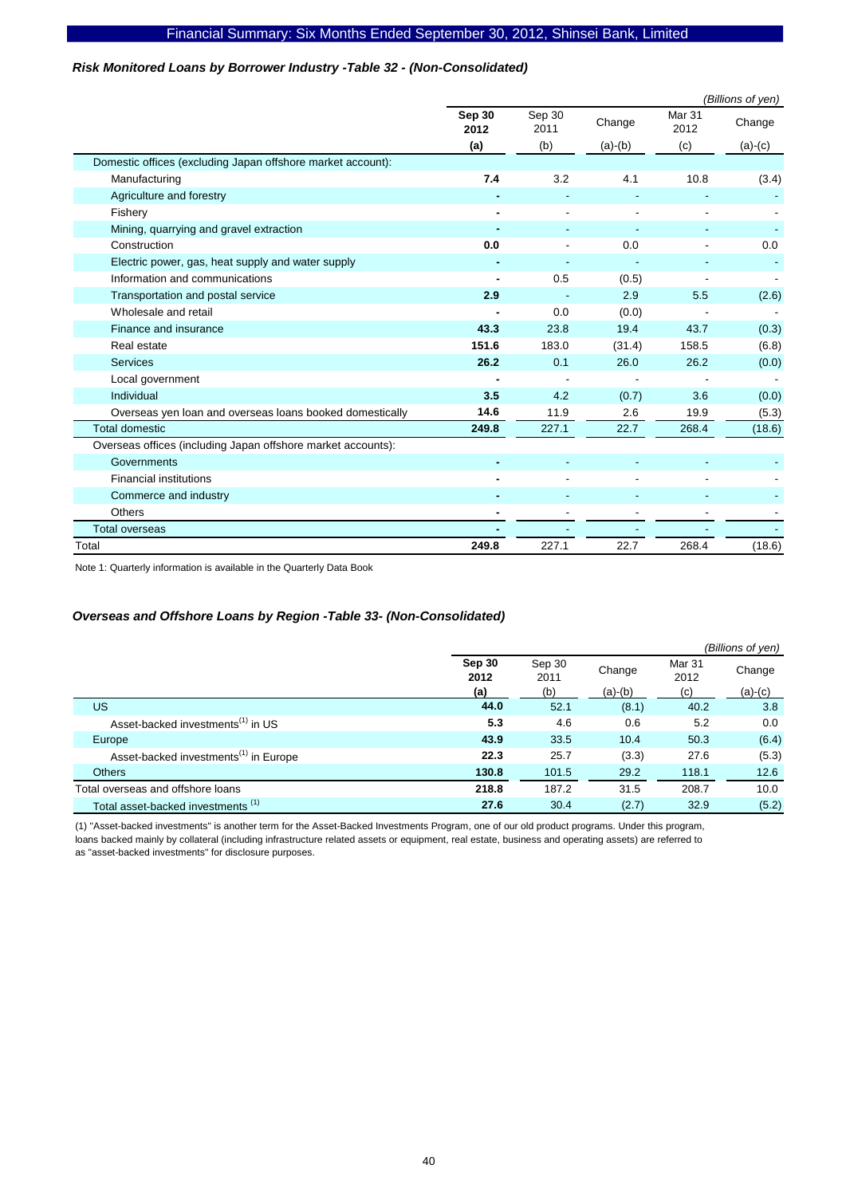### *Risk Monitored Loans by Borrower Industry -Table 32 - (Non-Consolidated)*

*(Billions of yen)*

| | **Sep 30 2012 (a)** | Sep 30 2011 (b) | Change (a)-(b) | Mar 31 2012 (c) | Change (a)-(c) |
|---|---|---|---|---|---|
| Domestic offices (excluding Japan offshore market account): | | | | | |
| Manufacturing | **7.4** | 3.2 | 4.1 | 10.8 | (3.4) |
| Agriculture and forestry | **-** | - | - | - | - |
| Fishery | **-** | - | - | - | - |
| Mining, quarrying and gravel extraction | **-** | - | - | - | - |
| Construction | **0.0** | - | 0.0 | - | 0.0 |
| Electric power, gas, heat supply and water supply | **-** | - | - | - | - |
| Information and communications | **-** | 0.5 | (0.5) | - | - |
| Transportation and postal service | **2.9** | - | 2.9 | 5.5 | (2.6) |
| Wholesale and retail | **-** | 0.0 | (0.0) | - | - |
| Finance and insurance | **43.3** | 23.8 | 19.4 | 43.7 | (0.3) |
| Real estate | **151.6** | 183.0 | (31.4) | 158.5 | (6.8) |
| Services | **26.2** | 0.1 | 26.0 | 26.2 | (0.0) |
| Local government | **-** | - | - | - | - |
| Individual | **3.5** | 4.2 | (0.7) | 3.6 | (0.0) |
| Overseas yen loan and overseas loans booked domestically | **14.6** | 11.9 | 2.6 | 19.9 | (5.3) |
| Total domestic | **249.8** | 227.1 | 22.7 | 268.4 | (18.6) |
| Overseas offices (including Japan offshore market accounts): | | | | | |
| Governments | **-** | - | - | - | - |
| Financial institutions | **-** | - | - | - | - |
| Commerce and industry | **-** | - | - | - | - |
| Others | **-** | - | - | - | - |
| Total overseas | **-** | - | - | - | - |
| Total | **249.8** | 227.1 | 22.7 | 268.4 | (18.6) |

Note 1: Quarterly information is available in the Quarterly Data Book

### *Overseas and Offshore Loans by Region -Table 33- (Non-Consolidated)*

*(Billions of yen)*

| | **Sep 30 2012 (a)** | Sep 30 2011 (b) | Change (a)-(b) | Mar 31 2012 (c) | Change (a)-(c) |
|---|---|---|---|---|---|
| US | **44.0** | 52.1 | (8.1) | 40.2 | 3.8 |
| Asset-backed investments(1) in US | **5.3** | 4.6 | 0.6 | 5.2 | 0.0 |
| Europe | **43.9** | 33.5 | 10.4 | 50.3 | (6.4) |
| Asset-backed investments(1) in Europe | **22.3** | 25.7 | (3.3) | 27.6 | (5.3) |
| Others | **130.8** | 101.5 | 29.2 | 118.1 | 12.6 |
| Total overseas and offshore loans | **218.8** | 187.2 | 31.5 | 208.7 | 10.0 |
| Total asset-backed investments (1) | **27.6** | 30.4 | (2.7) | 32.9 | (5.2) |

(1) "Asset-backed investments" is another term for the Asset-Backed Investments Program, one of our old product programs. Under this program, loans backed mainly by collateral (including infrastructure related assets or equipment, real estate, business and operating assets) are referred to as "asset-backed investments" for disclosure purposes.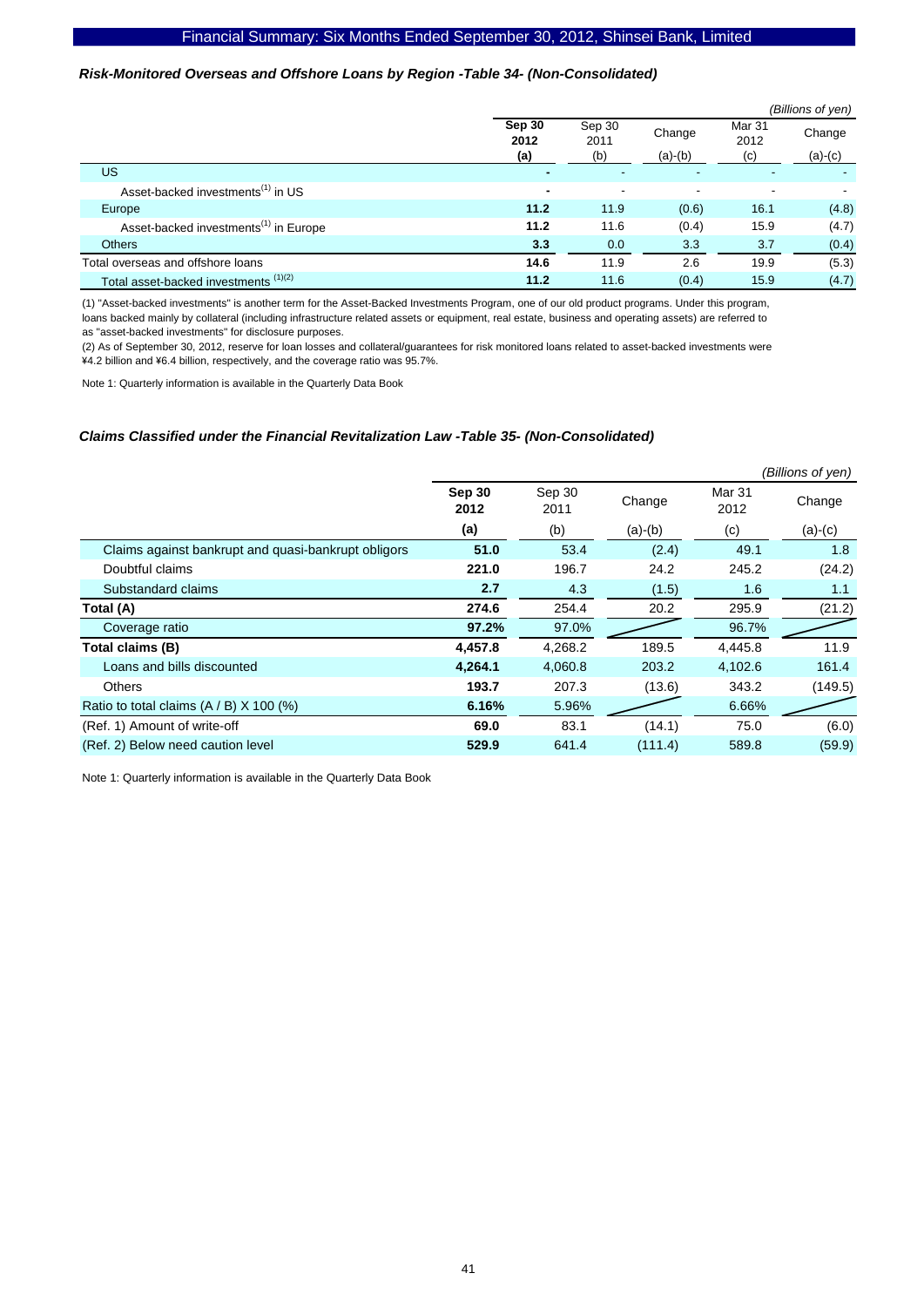### *Risk-Monitored Overseas and Offshore Loans by Region -Table 34- (Non-Consolidated)*

*(Billions of yen)*

| | **Sep 30 2012 (a)** | Sep 30 2011 (b) | Change (a)-(b) | Mar 31 2012 (c) | Change (a)-(c) |
|---|---|---|---|---|---|
| US | **-** | - | - | - | - |
| Asset-backed investments[1] in US | **-** | - | - | - | - |
| Europe | **11.2** | 11.9 | (0.6) | 16.1 | (4.8) |
| Asset-backed investments[1] in Europe | **11.2** | 11.6 | (0.4) | 15.9 | (4.7) |
| Others | **3.3** | 0.0 | 3.3 | 3.7 | (0.4) |
| Total overseas and offshore loans | **14.6** | 11.9 | 2.6 | 19.9 | (5.3) |
| Total asset-backed investments [1][2] | **11.2** | 11.6 | (0.4) | 15.9 | (4.7) |

(1) "Asset-backed investments" is another term for the Asset-Backed Investments Program, one of our old product programs. Under this program, loans backed mainly by collateral (including infrastructure related assets or equipment, real estate, business and operating assets) are referred to as "asset-backed investments" for disclosure purposes.

(2) As of September 30, 2012, reserve for loan losses and collateral/guarantees for risk monitored loans related to asset-backed investments were ¥4.2 billion and ¥6.4 billion, respectively, and the coverage ratio was 95.7%.

Note 1: Quarterly information is available in the Quarterly Data Book

### *Claims Classified under the Financial Revitalization Law -Table 35- (Non-Consolidated)*

*(Billions of yen)*

| | **Sep 30 2012 (a)** | Sep 30 2011 (b) | Change (a)-(b) | Mar 31 2012 (c) | Change (a)-(c) |
|---|---|---|---|---|---|
| Claims against bankrupt and quasi-bankrupt obligors | **51.0** | 53.4 | (2.4) | 49.1 | 1.8 |
| Doubtful claims | **221.0** | 196.7 | 24.2 | 245.2 | (24.2) |
| Substandard claims | **2.7** | 4.3 | (1.5) | 1.6 | 1.1 |
| **Total (A)** | **274.6** | 254.4 | 20.2 | 295.9 | (21.2) |
| Coverage ratio | **97.2%** | 97.0% | | 96.7% | |
| **Total claims (B)** | **4,457.8** | 4,268.2 | 189.5 | 4,445.8 | 11.9 |
| Loans and bills discounted | **4,264.1** | 4,060.8 | 203.2 | 4,102.6 | 161.4 |
| Others | **193.7** | 207.3 | (13.6) | 343.2 | (149.5) |
| Ratio to total claims (A / B) X 100 (%) | **6.16%** | 5.96% | | 6.66% | |
| (Ref. 1) Amount of write-off | **69.0** | 83.1 | (14.1) | 75.0 | (6.0) |
| (Ref. 2) Below need caution level | **529.9** | 641.4 | (111.4) | 589.8 | (59.9) |

Note 1: Quarterly information is available in the Quarterly Data Book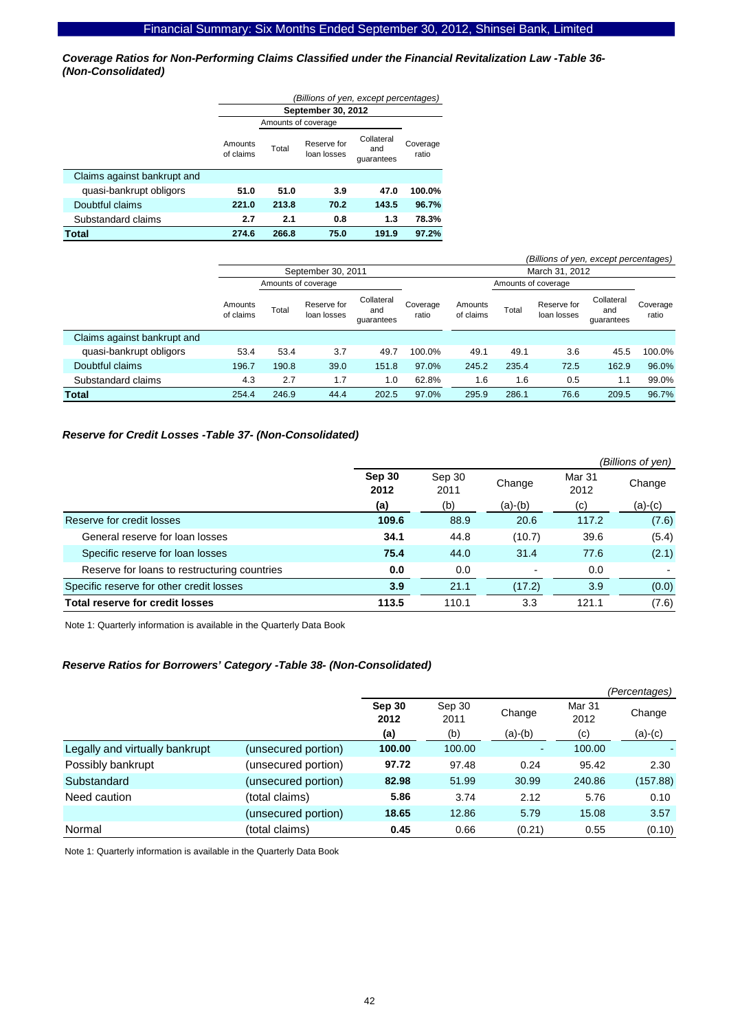### *Coverage Ratios for Non-Performing Claims Classified under the Financial Revitalization Law -Table 36- (Non-Consolidated)*

*(Billions of yen, except percentages)*

| | September 30, 2012 | | | | |
|---|---|---|---|---|---|
| | | Amounts of coverage | | | |
| | Amounts of claims | Total | Reserve for loan losses | Collateral and guarantees | Coverage ratio |
| Claims against bankrupt and quasi-bankrupt obligors | **51.0** | **51.0** | **3.9** | **47.0** | **100.0%** |
| Doubtful claims | **221.0** | **213.8** | **70.2** | **143.5** | **96.7%** |
| Substandard claims | **2.7** | **2.1** | **0.8** | **1.3** | **78.3%** |
| **Total** | **274.6** | **266.8** | **75.0** | **191.9** | **97.2%** |

*(Billions of yen, except percentages)*

| | September 30, 2011 | | | | | March 31, 2012 | | | | |
|---|---|---|---|---|---|---|---|---|---|---|
| | | Amounts of coverage | | | | | Amounts of coverage | | | |
| | Amounts of claims | Total | Reserve for loan losses | Collateral and guarantees | Coverage ratio | Amounts of claims | Total | Reserve for loan losses | Collateral and guarantees | Coverage ratio |
| Claims against bankrupt and quasi-bankrupt obligors | 53.4 | 53.4 | 3.7 | 49.7 | 100.0% | 49.1 | 49.1 | 3.6 | 45.5 | 100.0% |
| Doubtful claims | 196.7 | 190.8 | 39.0 | 151.8 | 97.0% | 245.2 | 235.4 | 72.5 | 162.9 | 96.0% |
| Substandard claims | 4.3 | 2.7 | 1.7 | 1.0 | 62.8% | 1.6 | 1.6 | 0.5 | 1.1 | 99.0% |
| **Total** | 254.4 | 246.9 | 44.4 | 202.5 | 97.0% | 295.9 | 286.1 | 76.6 | 209.5 | 96.7% |

### *Reserve for Credit Losses -Table 37- (Non-Consolidated)*

*(Billions of yen)*

| | **Sep 30 2012** | Sep 30 2011 | Change | Mar 31 2012 | Change |
|---|---|---|---|---|---|
| | **(a)** | (b) | (a)-(b) | (c) | (a)-(c) |
| Reserve for credit losses | **109.6** | 88.9 | 20.6 | 117.2 | (7.6) |
| General reserve for loan losses | **34.1** | 44.8 | (10.7) | 39.6 | (5.4) |
| Specific reserve for loan losses | **75.4** | 44.0 | 31.4 | 77.6 | (2.1) |
| Reserve for loans to restructuring countries | **0.0** | 0.0 | - | 0.0 | - |
| Specific reserve for other credit losses | **3.9** | 21.1 | (17.2) | 3.9 | (0.0) |
| **Total reserve for credit losses** | **113.5** | 110.1 | 3.3 | 121.1 | (7.6) |

Note 1: Quarterly information is available in the Quarterly Data Book

### *Reserve Ratios for Borrowers' Category -Table 38- (Non-Consolidated)*

*(Percentages)*

| | | **Sep 30 2012** | Sep 30 2011 | Change | Mar 31 2012 | Change |
|---|---|---|---|---|---|---|
| | | **(a)** | (b) | (a)-(b) | (c) | (a)-(c) |
| Legally and virtually bankrupt | (unsecured portion) | **100.00** | 100.00 | - | 100.00 | - |
| Possibly bankrupt | (unsecured portion) | **97.72** | 97.48 | 0.24 | 95.42 | 2.30 |
| Substandard | (unsecured portion) | **82.98** | 51.99 | 30.99 | 240.86 | (157.88) |
| Need caution | (total claims) | **5.86** | 3.74 | 2.12 | 5.76 | 0.10 |
| | (unsecured portion) | **18.65** | 12.86 | 5.79 | 15.08 | 3.57 |
| Normal | (total claims) | **0.45** | 0.66 | (0.21) | 0.55 | (0.10) |

Note 1: Quarterly information is available in the Quarterly Data Book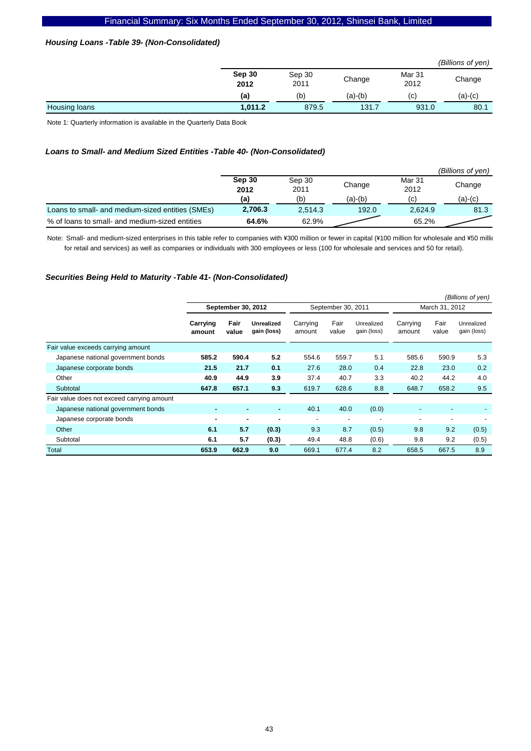### *Housing Loans -Table 39- (Non-Consolidated)*

*(Billions of yen)*

| | **Sep 30 2012** | Sep 30 2011 | Change | Mar 31 2012 | Change |
|---|---|---|---|---|---|
| | **(a)** | (b) | (a)-(b) | (c) | (a)-(c) |
| Housing loans | **1,011.2** | 879.5 | 131.7 | 931.0 | 80.1 |

Note 1: Quarterly information is available in the Quarterly Data Book

### *Loans to Small- and Medium Sized Entities -Table 40- (Non-Consolidated)*

*(Billions of yen)*

| | **Sep 30 2012** | Sep 30 2011 | Change | Mar 31 2012 | Change |
|---|---|---|---|---|---|
| | **(a)** | (b) | (a)-(b) | (c) | (a)-(c) |
| Loans to small- and medium-sized entities (SMEs) | **2,706.3** | 2,514.3 | 192.0 | 2,624.9 | 81.3 |
| % of loans to small- and medium-sized entities | **64.6%** | 62.9% | | 65.2% | |

Note: Small- and medium-sized enterprises in this table refer to companies with ¥300 million or fewer in capital (¥100 million for wholesale and ¥50 millio for retail and services) as well as companies or individuals with 300 employees or less (100 for wholesale and services and 50 for retail).

### *Securities Being Held to Maturity -Table 41- (Non-Consolidated)*

*(Billions of yen)*

| | **September 30, 2012** | | | September 30, 2011 | | | March 31, 2012 | | |
|---|---|---|---|---|---|---|---|---|---|
| | **Carrying amount** | **Fair value** | **Unrealized gain (loss)** | Carrying amount | Fair value | Unrealized gain (loss) | Carrying amount | Fair value | Unrealized gain (loss) |
| Fair value exceeds carrying amount | | | | | | | | | |
| Japanese national government bonds | **585.2** | **590.4** | **5.2** | 554.6 | 559.7 | 5.1 | 585.6 | 590.9 | 5.3 |
| Japanese corporate bonds | **21.5** | **21.7** | **0.1** | 27.6 | 28.0 | 0.4 | 22.8 | 23.0 | 0.2 |
| Other | **40.9** | **44.9** | **3.9** | 37.4 | 40.7 | 3.3 | 40.2 | 44.2 | 4.0 |
| Subtotal | **647.8** | **657.1** | **9.3** | 619.7 | 628.6 | 8.8 | 648.7 | 658.2 | 9.5 |
| Fair value does not exceed carrying amount | | | | | | | | | |
| Japanese national government bonds | **-** | **-** | **-** | 40.1 | 40.0 | (0.0) | - | - | - |
| Japanese corporate bonds | **-** | **-** | **-** | - | - | - | - | - | - |
| Other | **6.1** | **5.7** | **(0.3)** | 9.3 | 8.7 | (0.5) | 9.8 | 9.2 | (0.5) |
| Subtotal | **6.1** | **5.7** | **(0.3)** | 49.4 | 48.8 | (0.6) | 9.8 | 9.2 | (0.5) |
| Total | **653.9** | **662.9** | **9.0** | 669.1 | 677.4 | 8.2 | 658.5 | 667.5 | 8.9 |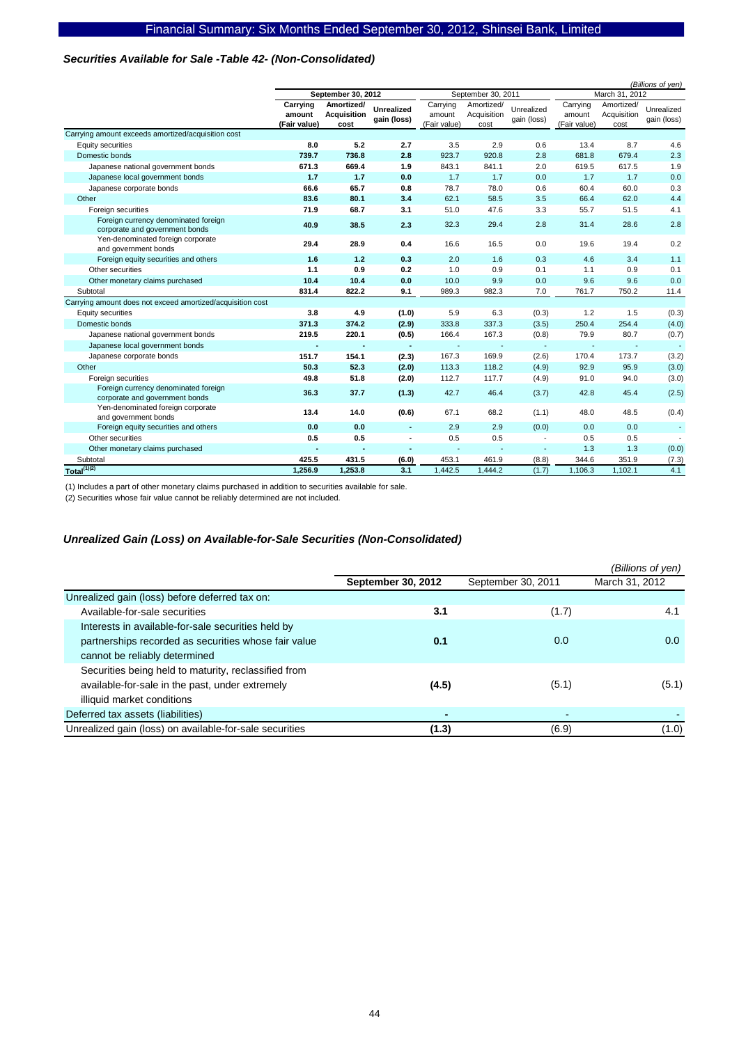### *Securities Available for Sale -Table 42- (Non-Consolidated)*

*(Billions of yen)*

| | September 30, 2012 | | | September 30, 2011 | | | March 31, 2012 | | |
|---|---|---|---|---|---|---|---|---|---|
| | **Carrying amount (Fair value)** | **Amortized/ Acquisition cost** | **Unrealized gain (loss)** | Carrying amount (Fair value) | Amortized/ Acquisition cost | Unrealized gain (loss) | Carrying amount (Fair value) | Amortized/ Acquisition cost | Unrealized gain (loss) |
| Carrying amount exceeds amortized/acquisition cost | | | | | | | | | |
| Equity securities | **8.0** | **5.2** | **2.7** | 3.5 | 2.9 | 0.6 | 13.4 | 8.7 | 4.6 |
| Domestic bonds | **739.7** | **736.8** | **2.8** | 923.7 | 920.8 | 2.8 | 681.8 | 679.4 | 2.3 |
| Japanese national government bonds | **671.3** | **669.4** | **1.9** | 843.1 | 841.1 | 2.0 | 619.5 | 617.5 | 1.9 |
| Japanese local government bonds | **1.7** | **1.7** | **0.0** | 1.7 | 1.7 | 0.0 | 1.7 | 1.7 | 0.0 |
| Japanese corporate bonds | **66.6** | **65.7** | **0.8** | 78.7 | 78.0 | 0.6 | 60.4 | 60.0 | 0.3 |
| Other | **83.6** | **80.1** | **3.4** | 62.1 | 58.5 | 3.5 | 66.4 | 62.0 | 4.4 |
| Foreign securities | **71.9** | **68.7** | **3.1** | 51.0 | 47.6 | 3.3 | 55.7 | 51.5 | 4.1 |
| Foreign currency denominated foreign corporate and government bonds | **40.9** | **38.5** | **2.3** | 32.3 | 29.4 | 2.8 | 31.4 | 28.6 | 2.8 |
| Yen-denominated foreign corporate and government bonds | **29.4** | **28.9** | **0.4** | 16.6 | 16.5 | 0.0 | 19.6 | 19.4 | 0.2 |
| Foreign equity securities and others | **1.6** | **1.2** | **0.3** | 2.0 | 1.6 | 0.3 | 4.6 | 3.4 | 1.1 |
| Other securities | **1.1** | **0.9** | **0.2** | 1.0 | 0.9 | 0.1 | 1.1 | 0.9 | 0.1 |
| Other monetary claims purchased | **10.4** | **10.4** | **0.0** | 10.0 | 9.9 | 0.0 | 9.6 | 9.6 | 0.0 |
| Subtotal | **831.4** | **822.2** | **9.1** | 989.3 | 982.3 | 7.0 | 761.7 | 750.2 | 11.4 |
| Carrying amount does not exceed amortized/acquisition cost | | | | | | | | | |
| Equity securities | **3.8** | **4.9** | **(1.0)** | 5.9 | 6.3 | (0.3) | 1.2 | 1.5 | (0.3) |
| Domestic bonds | **371.3** | **374.2** | **(2.9)** | 333.8 | 337.3 | (3.5) | 250.4 | 254.4 | (4.0) |
| Japanese national government bonds | **219.5** | **220.1** | **(0.5)** | 166.4 | 167.3 | (0.8) | 79.9 | 80.7 | (0.7) |
| Japanese local government bonds | **-** | **-** | **-** | - | - | - | - | - | - |
| Japanese corporate bonds | **151.7** | **154.1** | **(2.3)** | 167.3 | 169.9 | (2.6) | 170.4 | 173.7 | (3.2) |
| Other | **50.3** | **52.3** | **(2.0)** | 113.3 | 118.2 | (4.9) | 92.9 | 95.9 | (3.0) |
| Foreign securities | **49.8** | **51.8** | **(2.0)** | 112.7 | 117.7 | (4.9) | 91.0 | 94.0 | (3.0) |
| Foreign currency denominated foreign corporate and government bonds | **36.3** | **37.7** | **(1.3)** | 42.7 | 46.4 | (3.7) | 42.8 | 45.4 | (2.5) |
| Yen-denominated foreign corporate and government bonds | **13.4** | **14.0** | **(0.6)** | 67.1 | 68.2 | (1.1) | 48.0 | 48.5 | (0.4) |
| Foreign equity securities and others | **0.0** | **0.0** | **-** | 2.9 | 2.9 | (0.0) | 0.0 | 0.0 | - |
| Other securities | **0.5** | **0.5** | **-** | 0.5 | 0.5 | - | 0.5 | 0.5 | - |
| Other monetary claims purchased | **-** | **-** | **-** | - | - | - | 1.3 | 1.3 | (0.0) |
| Subtotal | **425.5** | **431.5** | **(6.0)** | 453.1 | 461.9 | (8.8) | 344.6 | 351.9 | (7.3) |
| Total[(1)(2)] | **1,256.9** | **1,253.8** | **3.1** | 1,442.5 | 1,444.2 | (1.7) | 1,106.3 | 1,102.1 | 4.1 |

(1) Includes a part of other monetary claims purchased in addition to securities available for sale.

(2) Securities whose fair value cannot be reliably determined are not included.

### *Unrealized Gain (Loss) on Available-for-Sale Securities (Non-Consolidated)*

*(Billions of yen)*

| | **September 30, 2012** | September 30, 2011 | March 31, 2012 |
|---|---|---|---|
| Unrealized gain (loss) before deferred tax on: | | | |
| Available-for-sale securities | **3.1** | (1.7) | 4.1 |
| Interests in available-for-sale securities held by partnerships recorded as securities whose fair value cannot be reliably determined | **0.1** | 0.0 | 0.0 |
| Securities being held to maturity, reclassified from available-for-sale in the past, under extremely illiquid market conditions | **(4.5)** | (5.1) | (5.1) |
| Deferred tax assets (liabilities) | **-** | - | - |
| Unrealized gain (loss) on available-for-sale securities | **(1.3)** | (6.9) | (1.0) |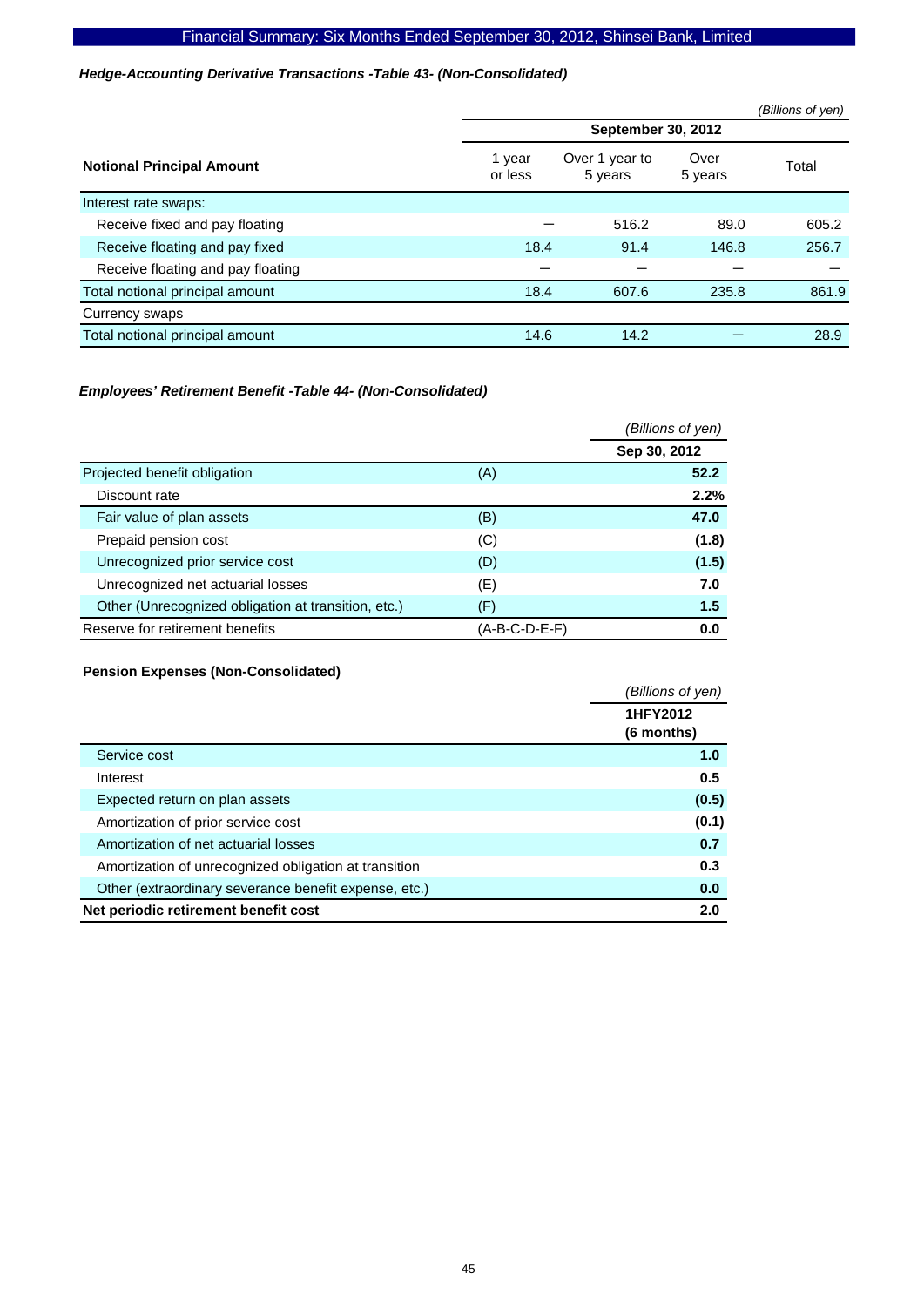***Hedge-Accounting Derivative Transactions -Table 43- (Non-Consolidated)***

*(Billions of yen)*

| Notional Principal Amount | September 30, 2012 | | | |
|---|---|---|---|---|
| | 1 year or less | Over 1 year to 5 years | Over 5 years | Total |
| Interest rate swaps: | | | | |
| Receive fixed and pay floating | ― | 516.2 | 89.0 | 605.2 |
| Receive floating and pay fixed | 18.4 | 91.4 | 146.8 | 256.7 |
| Receive floating and pay floating | ― | ― | ― | ― |
| Total notional principal amount | 18.4 | 607.6 | 235.8 | 861.9 |
| Currency swaps | | | | |
| Total notional principal amount | 14.6 | 14.2 | ― | 28.9 |

***Employees' Retirement Benefit -Table 44- (Non-Consolidated)***

*(Billions of yen)*

| | | Sep 30, 2012 |
|---|---|---|
| Projected benefit obligation | (A) | **52.2** |
| Discount rate | | **2.2%** |
| Fair value of plan assets | (B) | **47.0** |
| Prepaid pension cost | (C) | **(1.8)** |
| Unrecognized prior service cost | (D) | **(1.5)** |
| Unrecognized net actuarial losses | (E) | **7.0** |
| Other (Unrecognized obligation at transition, etc.) | (F) | **1.5** |
| Reserve for retirement benefits | (A-B-C-D-E-F) | **0.0** |

**Pension Expenses (Non-Consolidated)**

*(Billions of yen)*

| | 1HFY2012 (6 months) |
|---|---|
| Service cost | **1.0** |
| Interest | **0.5** |
| Expected return on plan assets | **(0.5)** |
| Amortization of prior service cost | **(0.1)** |
| Amortization of net actuarial losses | **0.7** |
| Amortization of unrecognized obligation at transition | **0.3** |
| Other (extraordinary severance benefit expense, etc.) | **0.0** |
| **Net periodic retirement benefit cost** | **2.0** |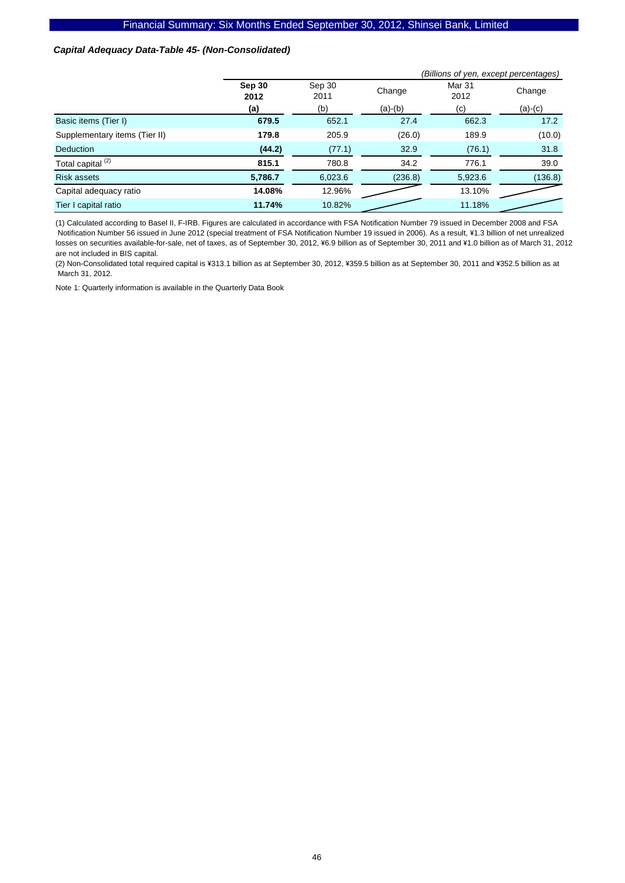***Capital Adequacy Data-Table 45- (Non-Consolidated)***

*(Billions of yen, except percentages)*

| | **Sep 30 2012** | Sep 30 2011 | Change | Mar 31 2012 | Change |
|---|---|---|---|---|---|
| | **(a)** | (b) | (a)-(b) | (c) | (a)-(c) |
| Basic items (Tier I) | **679.5** | 652.1 | 27.4 | 662.3 | 17.2 |
| Supplementary items (Tier II) | **179.8** | 205.9 | (26.0) | 189.9 | (10.0) |
| Deduction | **(44.2)** | (77.1) | 32.9 | (76.1) | 31.8 |
| Total capital (2) | **815.1** | 780.8 | 34.2 | 776.1 | 39.0 |
| Risk assets | **5,786.7** | 6,023.6 | (236.8) | 5,923.6 | (136.8) |
| Capital adequacy ratio | **14.08%** | 12.96% | | 13.10% | |
| Tier I capital ratio | **11.74%** | 10.82% | | 11.18% | |

(1) Calculated according to Basel II, F-IRB. Figures are calculated in accordance with FSA Notification Number 79 issued in December 2008 and FSA Notification Number 56 issued in June 2012 (special treatment of FSA Notification Number 19 issued in 2006). As a result, ¥1.3 billion of net unrealized losses on securities available-for-sale, net of taxes, as of September 30, 2012, ¥6.9 billion as of September 30, 2011 and ¥1.0 billion as of March 31, 2012 are not included in BIS capital.

(2) Non-Consolidated total required capital is ¥313.1 billion as at September 30, 2012, ¥359.5 billion as at September 30, 2011 and ¥352.5 billion as at March 31, 2012.

Note 1: Quarterly information is available in the Quarterly Data Book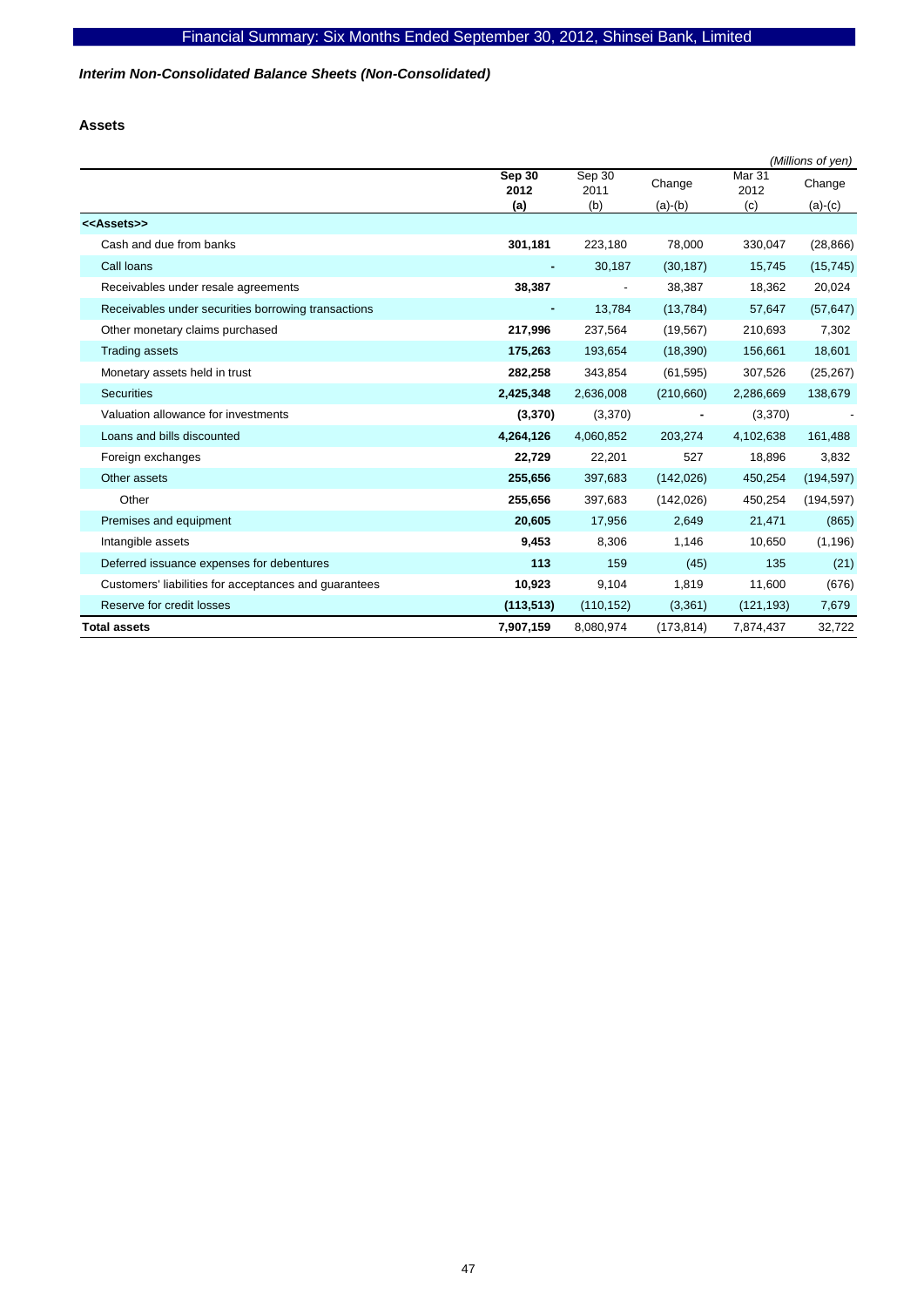## Interim Non-Consolidated Balance Sheets (Non-Consolidated)

### Assets

(Millions of yen)

| | Sep 30 2012 (a) | Sep 30 2011 (b) | Change (a)-(b) | Mar 31 2012 (c) | Change (a)-(c) |
|---|---|---|---|---|---|
| **<<Assets>>** | | | | | |
| Cash and due from banks | **301,181** | 223,180 | 78,000 | 330,047 | (28,866) |
| Call loans | **-** | 30,187 | (30,187) | 15,745 | (15,745) |
| Receivables under resale agreements | **38,387** | - | 38,387 | 18,362 | 20,024 |
| Receivables under securities borrowing transactions | **-** | 13,784 | (13,784) | 57,647 | (57,647) |
| Other monetary claims purchased | **217,996** | 237,564 | (19,567) | 210,693 | 7,302 |
| Trading assets | **175,263** | 193,654 | (18,390) | 156,661 | 18,601 |
| Monetary assets held in trust | **282,258** | 343,854 | (61,595) | 307,526 | (25,267) |
| Securities | **2,425,348** | 2,636,008 | (210,660) | 2,286,669 | 138,679 |
| Valuation allowance for investments | **(3,370)** | (3,370) | - | (3,370) | - |
| Loans and bills discounted | **4,264,126** | 4,060,852 | 203,274 | 4,102,638 | 161,488 |
| Foreign exchanges | **22,729** | 22,201 | 527 | 18,896 | 3,832 |
| Other assets | **255,656** | 397,683 | (142,026) | 450,254 | (194,597) |
| Other | **255,656** | 397,683 | (142,026) | 450,254 | (194,597) |
| Premises and equipment | **20,605** | 17,956 | 2,649 | 21,471 | (865) |
| Intangible assets | **9,453** | 8,306 | 1,146 | 10,650 | (1,196) |
| Deferred issuance expenses for debentures | **113** | 159 | (45) | 135 | (21) |
| Customers' liabilities for acceptances and guarantees | **10,923** | 9,104 | 1,819 | 11,600 | (676) |
| Reserve for credit losses | **(113,513)** | (110,152) | (3,361) | (121,193) | 7,679 |
| **Total assets** | **7,907,159** | 8,080,974 | (173,814) | 7,874,437 | 32,722 |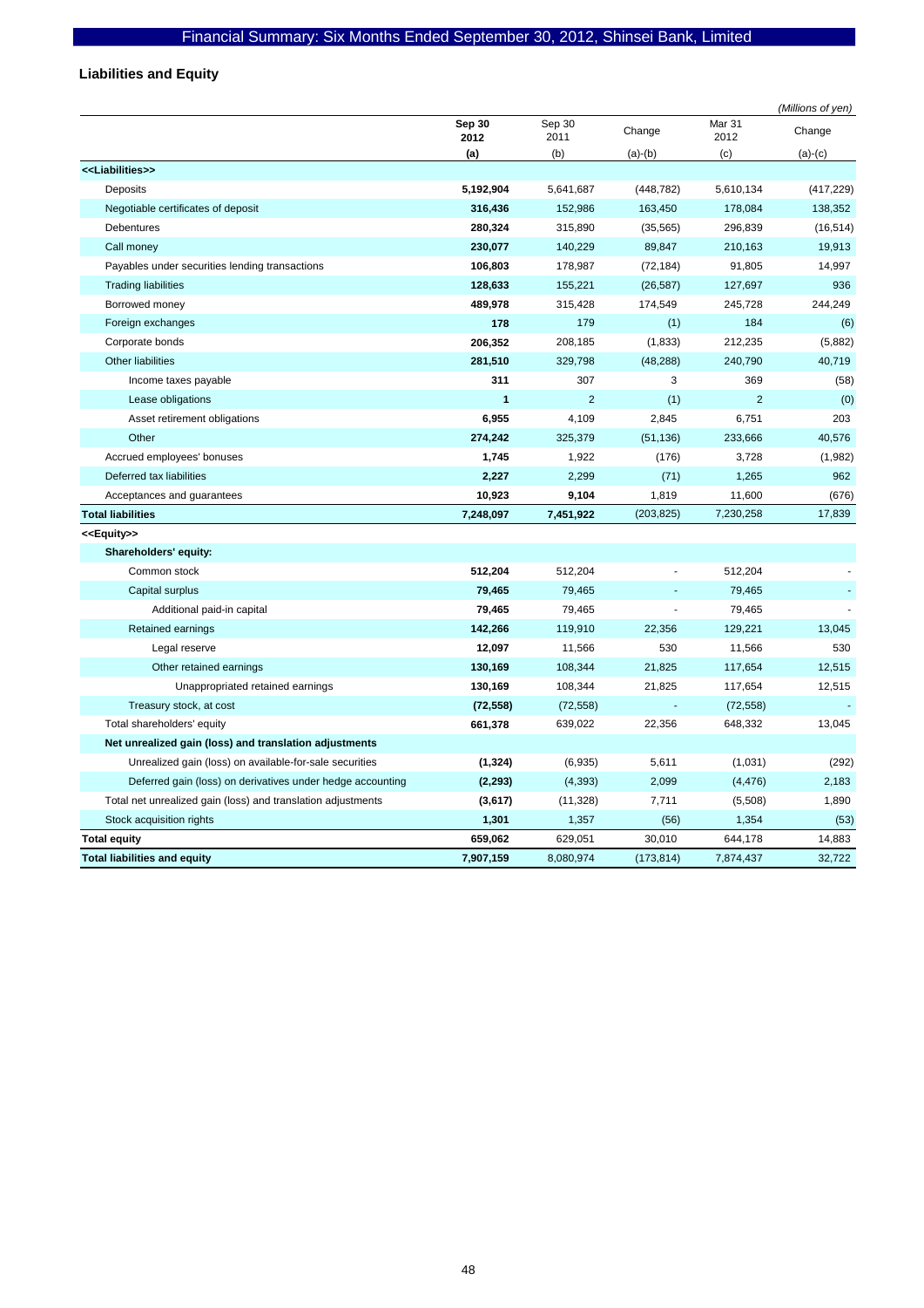## Liabilities and Equity

*(Millions of yen)*

| | Sep 30 2012 (a) | Sep 30 2011 (b) | Change (a)-(b) | Mar 31 2012 (c) | Change (a)-(c) |
|---|---|---|---|---|---|
| **<<Liabilities>>** | | | | | |
| Deposits | **5,192,904** | 5,641,687 | (448,782) | 5,610,134 | (417,229) |
| Negotiable certificates of deposit | **316,436** | 152,986 | 163,450 | 178,084 | 138,352 |
| Debentures | **280,324** | 315,890 | (35,565) | 296,839 | (16,514) |
| Call money | **230,077** | 140,229 | 89,847 | 210,163 | 19,913 |
| Payables under securities lending transactions | **106,803** | 178,987 | (72,184) | 91,805 | 14,997 |
| Trading liabilities | **128,633** | 155,221 | (26,587) | 127,697 | 936 |
| Borrowed money | **489,978** | 315,428 | 174,549 | 245,728 | 244,249 |
| Foreign exchanges | **178** | 179 | (1) | 184 | (6) |
| Corporate bonds | **206,352** | 208,185 | (1,833) | 212,235 | (5,882) |
| Other liabilities | **281,510** | 329,798 | (48,288) | 240,790 | 40,719 |
| Income taxes payable | **311** | 307 | 3 | 369 | (58) |
| Lease obligations | **1** | 2 | (1) | 2 | (0) |
| Asset retirement obligations | **6,955** | 4,109 | 2,845 | 6,751 | 203 |
| Other | **274,242** | 325,379 | (51,136) | 233,666 | 40,576 |
| Accrued employees' bonuses | **1,745** | 1,922 | (176) | 3,728 | (1,982) |
| Deferred tax liabilities | **2,227** | 2,299 | (71) | 1,265 | 962 |
| Acceptances and guarantees | **10,923** | **9,104** | 1,819 | 11,600 | (676) |
| **Total liabilities** | **7,248,097** | **7,451,922** | (203,825) | 7,230,258 | 17,839 |
| **<<Equity>>** | | | | | |
| **Shareholders' equity:** | | | | | |
| Common stock | **512,204** | 512,204 | - | 512,204 | - |
| Capital surplus | **79,465** | 79,465 | - | 79,465 | - |
| Additional paid-in capital | **79,465** | 79,465 | - | 79,465 | - |
| Retained earnings | **142,266** | 119,910 | 22,356 | 129,221 | 13,045 |
| Legal reserve | **12,097** | 11,566 | 530 | 11,566 | 530 |
| Other retained earnings | **130,169** | 108,344 | 21,825 | 117,654 | 12,515 |
| Unappropriated retained earnings | **130,169** | 108,344 | 21,825 | 117,654 | 12,515 |
| Treasury stock, at cost | **(72,558)** | (72,558) | - | (72,558) | - |
| Total shareholders' equity | **661,378** | 639,022 | 22,356 | 648,332 | 13,045 |
| **Net unrealized gain (loss) and translation adjustments** | | | | | |
| Unrealized gain (loss) on available-for-sale securities | **(1,324)** | (6,935) | 5,611 | (1,031) | (292) |
| Deferred gain (loss) on derivatives under hedge accounting | **(2,293)** | (4,393) | 2,099 | (4,476) | 2,183 |
| Total net unrealized gain (loss) and translation adjustments | **(3,617)** | (11,328) | 7,711 | (5,508) | 1,890 |
| Stock acquisition rights | **1,301** | 1,357 | (56) | 1,354 | (53) |
| **Total equity** | **659,062** | 629,051 | 30,010 | 644,178 | 14,883 |
| **Total liabilities and equity** | **7,907,159** | 8,080,974 | (173,814) | 7,874,437 | 32,722 |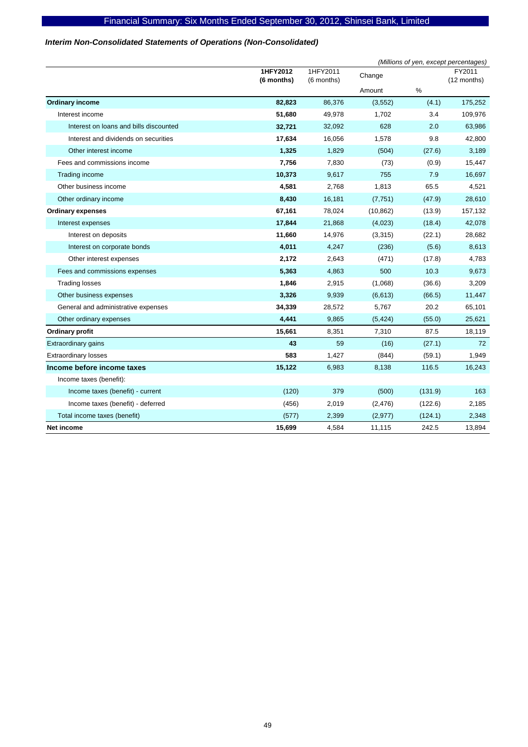## Interim Non-Consolidated Statements of Operations (Non-Consolidated)

*(Millions of yen, except percentages)*

| | 1HFY2012 (6 months) | 1HFY2011 (6 months) | Change | | FY2011 (12 months) |
|---|---|---|---|---|---|
| | | | Amount | % | |
| **Ordinary income** | **82,823** | 86,376 | (3,552) | (4.1) | 175,252 |
| Interest income | **51,680** | 49,978 | 1,702 | 3.4 | 109,976 |
| Interest on loans and bills discounted | **32,721** | 32,092 | 628 | 2.0 | 63,986 |
| Interest and dividends on securities | **17,634** | 16,056 | 1,578 | 9.8 | 42,800 |
| Other interest income | **1,325** | 1,829 | (504) | (27.6) | 3,189 |
| Fees and commissions income | **7,756** | 7,830 | (73) | (0.9) | 15,447 |
| Trading income | **10,373** | 9,617 | 755 | 7.9 | 16,697 |
| Other business income | **4,581** | 2,768 | 1,813 | 65.5 | 4,521 |
| Other ordinary income | **8,430** | 16,181 | (7,751) | (47.9) | 28,610 |
| **Ordinary expenses** | **67,161** | 78,024 | (10,862) | (13.9) | 157,132 |
| Interest expenses | **17,844** | 21,868 | (4,023) | (18.4) | 42,078 |
| Interest on deposits | **11,660** | 14,976 | (3,315) | (22.1) | 28,682 |
| Interest on corporate bonds | **4,011** | 4,247 | (236) | (5.6) | 8,613 |
| Other interest expenses | **2,172** | 2,643 | (471) | (17.8) | 4,783 |
| Fees and commissions expenses | **5,363** | 4,863 | 500 | 10.3 | 9,673 |
| Trading losses | **1,846** | 2,915 | (1,068) | (36.6) | 3,209 |
| Other business expenses | **3,326** | 9,939 | (6,613) | (66.5) | 11,447 |
| General and administrative expenses | **34,339** | 28,572 | 5,767 | 20.2 | 65,101 |
| Other ordinary expenses | **4,441** | 9,865 | (5,424) | (55.0) | 25,621 |
| **Ordinary profit** | **15,661** | 8,351 | 7,310 | 87.5 | 18,119 |
| Extraordinary gains | **43** | 59 | (16) | (27.1) | 72 |
| Extraordinary losses | **583** | 1,427 | (844) | (59.1) | 1,949 |
| **Income before income taxes** | **15,122** | 6,983 | 8,138 | 116.5 | 16,243 |
| Income taxes (benefit): | | | | | |
| Income taxes (benefit) - current | (120) | 379 | (500) | (131.9) | 163 |
| Income taxes (benefit) - deferred | (456) | 2,019 | (2,476) | (122.6) | 2,185 |
| Total income taxes (benefit) | (577) | 2,399 | (2,977) | (124.1) | 2,348 |
| **Net income** | **15,699** | 4,584 | 11,115 | 242.5 | 13,894 |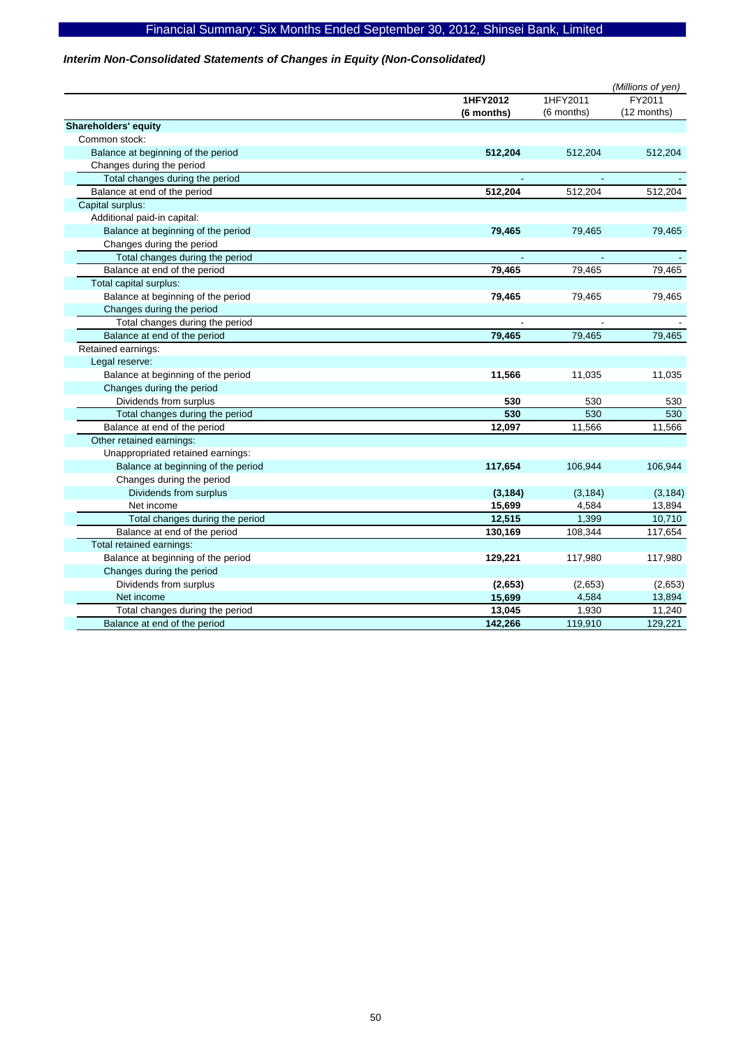## *Interim Non-Consolidated Statements of Changes in Equity (Non-Consolidated)*

*(Millions of yen)*

| | **1HFY2012 (6 months)** | 1HFY2011 (6 months) | FY2011 (12 months) |
|---|---|---|---|
| **Shareholders' equity** | | | |
| Common stock: | | | |
| Balance at beginning of the period | **512,204** | 512,204 | 512,204 |
| Changes during the period | | | |
| Total changes during the period | **-** | - | - |
| Balance at end of the period | **512,204** | 512,204 | 512,204 |
| Capital surplus: | | | |
| Additional paid-in capital: | | | |
| Balance at beginning of the period | **79,465** | 79,465 | 79,465 |
| Changes during the period | | | |
| Total changes during the period | **-** | - | - |
| Balance at end of the period | **79,465** | 79,465 | 79,465 |
| Total capital surplus: | | | |
| Balance at beginning of the period | **79,465** | 79,465 | 79,465 |
| Changes during the period | | | |
| Total changes during the period | **-** | - | - |
| Balance at end of the period | **79,465** | 79,465 | 79,465 |
| Retained earnings: | | | |
| Legal reserve: | | | |
| Balance at beginning of the period | **11,566** | 11,035 | 11,035 |
| Changes during the period | | | |
| Dividends from surplus | **530** | 530 | 530 |
| Total changes during the period | **530** | 530 | 530 |
| Balance at end of the period | **12,097** | 11,566 | 11,566 |
| Other retained earnings: | | | |
| Unappropriated retained earnings: | | | |
| Balance at beginning of the period | **117,654** | 106,944 | 106,944 |
| Changes during the period | | | |
| Dividends from surplus | **(3,184)** | (3,184) | (3,184) |
| Net income | **15,699** | 4,584 | 13,894 |
| Total changes during the period | **12,515** | 1,399 | 10,710 |
| Balance at end of the period | **130,169** | 108,344 | 117,654 |
| Total retained earnings: | | | |
| Balance at beginning of the period | **129,221** | 117,980 | 117,980 |
| Changes during the period | | | |
| Dividends from surplus | **(2,653)** | (2,653) | (2,653) |
| Net income | **15,699** | 4,584 | 13,894 |
| Total changes during the period | **13,045** | 1,930 | 11,240 |
| Balance at end of the period | **142,266** | 119,910 | 129,221 |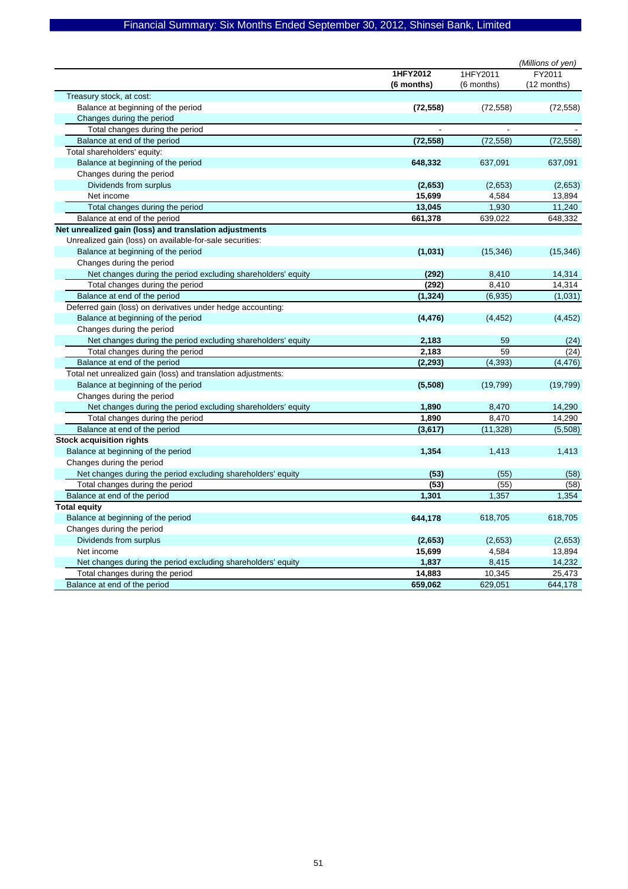*(Millions of yen)*

| | 1HFY2012 (6 months) | 1HFY2011 (6 months) | FY2011 (12 months) |
|---|---|---|---|
| Treasury stock, at cost: | | | |
| Balance at beginning of the period | **(72,558)** | (72,558) | (72,558) |
| Changes during the period | | | |
| Total changes during the period | **-** | - | - |
| Balance at end of the period | **(72,558)** | (72,558) | (72,558) |
| Total shareholders' equity: | | | |
| Balance at beginning of the period | **648,332** | 637,091 | 637,091 |
| Changes during the period | | | |
| Dividends from surplus | **(2,653)** | (2,653) | (2,653) |
| Net income | **15,699** | 4,584 | 13,894 |
| Total changes during the period | **13,045** | 1,930 | 11,240 |
| Balance at end of the period | **661,378** | 639,022 | 648,332 |
| **Net unrealized gain (loss) and translation adjustments** | | | |
| Unrealized gain (loss) on available-for-sale securities: | | | |
| Balance at beginning of the period | **(1,031)** | (15,346) | (15,346) |
| Changes during the period | | | |
| Net changes during the period excluding shareholders' equity | **(292)** | 8,410 | 14,314 |
| Total changes during the period | **(292)** | 8,410 | 14,314 |
| Balance at end of the period | **(1,324)** | (6,935) | (1,031) |
| Deferred gain (loss) on derivatives under hedge accounting: | | | |
| Balance at beginning of the period | **(4,476)** | (4,452) | (4,452) |
| Changes during the period | | | |
| Net changes during the period excluding shareholders' equity | **2,183** | 59 | (24) |
| Total changes during the period | **2,183** | 59 | (24) |
| Balance at end of the period | **(2,293)** | (4,393) | (4,476) |
| Total net unrealized gain (loss) and translation adjustments: | | | |
| Balance at beginning of the period | **(5,508)** | (19,799) | (19,799) |
| Changes during the period | | | |
| Net changes during the period excluding shareholders' equity | **1,890** | 8,470 | 14,290 |
| Total changes during the period | **1,890** | 8,470 | 14,290 |
| Balance at end of the period | **(3,617)** | (11,328) | (5,508) |
| **Stock acquisition rights** | | | |
| Balance at beginning of the period | **1,354** | 1,413 | 1,413 |
| Changes during the period | | | |
| Net changes during the period excluding shareholders' equity | **(53)** | (55) | (58) |
| Total changes during the period | **(53)** | (55) | (58) |
| Balance at end of the period | **1,301** | 1,357 | 1,354 |
| **Total equity** | | | |
| Balance at beginning of the period | **644,178** | 618,705 | 618,705 |
| Changes during the period | | | |
| Dividends from surplus | **(2,653)** | (2,653) | (2,653) |
| Net income | **15,699** | 4,584 | 13,894 |
| Net changes during the period excluding shareholders' equity | **1,837** | 8,415 | 14,232 |
| Total changes during the period | **14,883** | 10,345 | 25,473 |
| Balance at end of the period | **659,062** | 629,051 | 644,178 |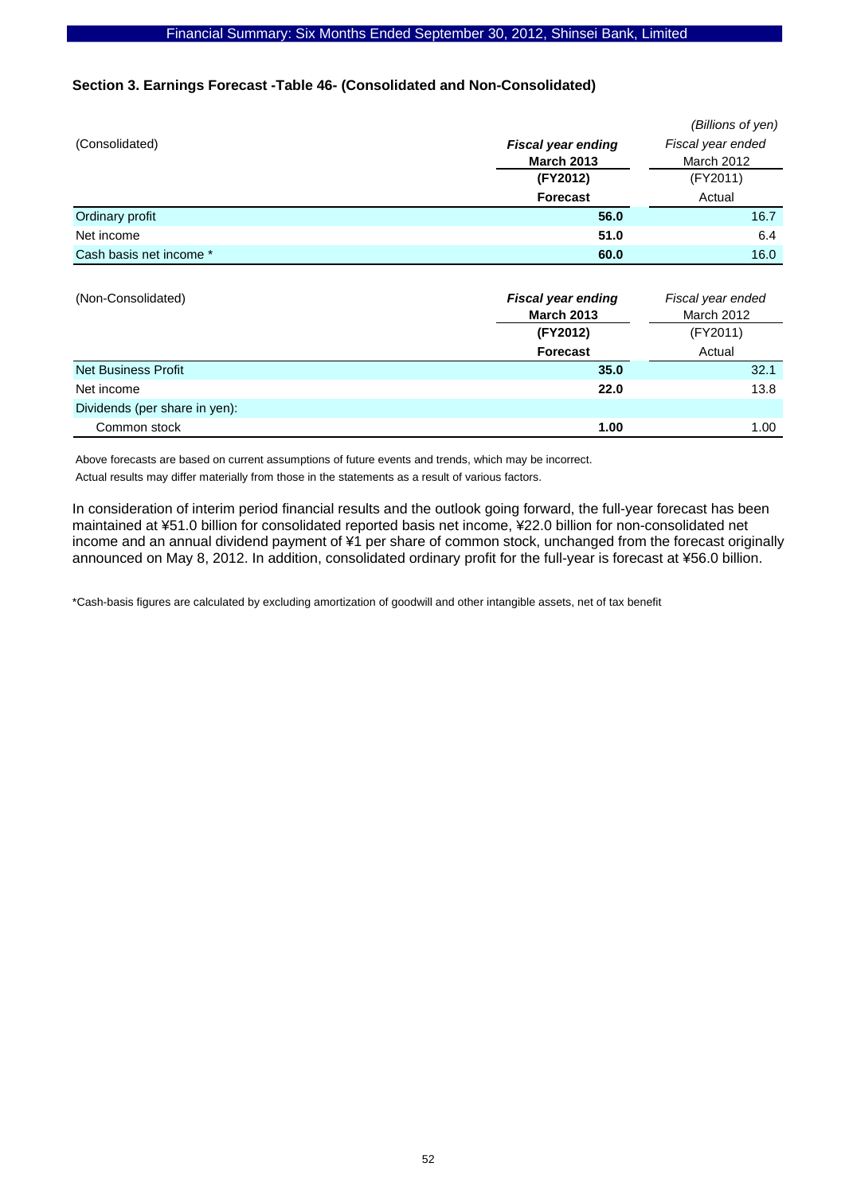### Section 3. Earnings Forecast -Table 46- (Consolidated and Non-Consolidated)

*(Billions of yen)*

| (Consolidated) | ***Fiscal year ending* March 2013 (FY2012) Forecast** | *Fiscal year ended* March 2012 (FY2011) Actual |
|---|---|---|
| Ordinary profit | **56.0** | 16.7 |
| Net income | **51.0** | 6.4 |
| Cash basis net income * | **60.0** | 16.0 |

| (Non-Consolidated) | ***Fiscal year ending* March 2013 (FY2012) Forecast** | *Fiscal year ended* March 2012 (FY2011) Actual |
|---|---|---|
| Net Business Profit | **35.0** | 32.1 |
| Net income | **22.0** | 13.8 |
| Dividends (per share in yen): | | |
| Common stock | **1.00** | 1.00 |

Above forecasts are based on current assumptions of future events and trends, which may be incorrect.
Actual results may differ materially from those in the statements as a result of various factors.

In consideration of interim period financial results and the outlook going forward, the full-year forecast has been maintained at ¥51.0 billion for consolidated reported basis net income, ¥22.0 billion for non-consolidated net income and an annual dividend payment of ¥1 per share of common stock, unchanged from the forecast originally announced on May 8, 2012. In addition, consolidated ordinary profit for the full-year is forecast at ¥56.0 billion.

*Cash-basis figures are calculated by excluding amortization of goodwill and other intangible assets, net of tax benefit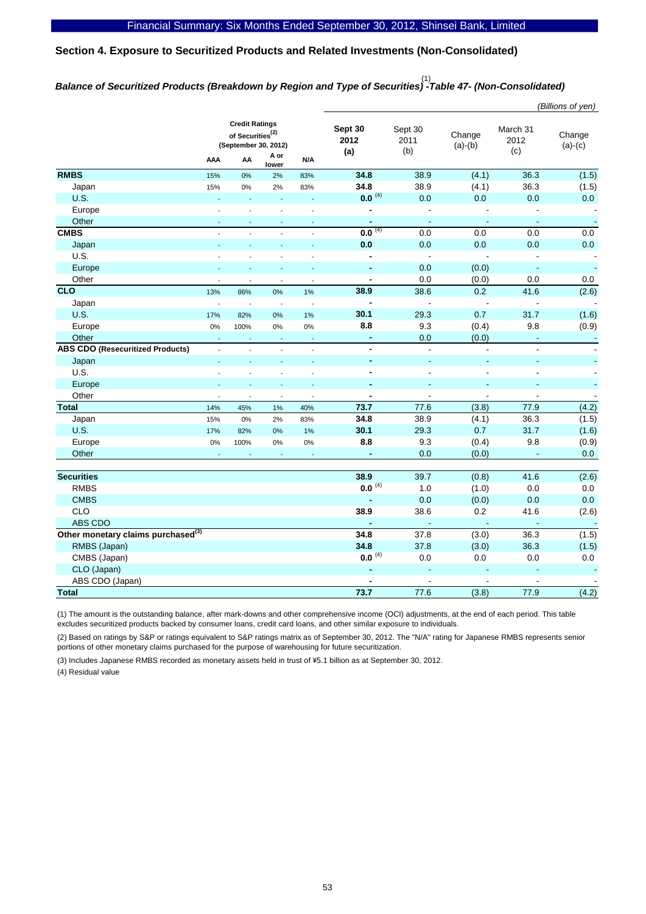## Section 4. Exposure to Securitized Products and Related Investments (Non-Consolidated)

### *Balance of Securitized Products (Breakdown by Region and Type of Securities)[1] -Table 47- (Non-Consolidated)*

*(Billions of yen)*

| | Credit Ratings of Securities[2] (September 30, 2012) | | | | Sept 30 2012 (a) | Sept 30 2011 (b) | Change (a)-(b) | March 31 2012 (c) | Change (a)-(c) |
|---|---|---|---|---|---|---|---|---|---|
| | AAA | AA | A or lower | N/A | | | | | |
| **RMBS** | 15% | 0% | 2% | 83% | **34.8** | 38.9 | (4.1) | 36.3 | (1.5) |
| Japan | 15% | 0% | 2% | 83% | **34.8** | 38.9 | (4.1) | 36.3 | (1.5) |
| U.S. | - | - | - | - | **0.0** [4] | 0.0 | 0.0 | 0.0 | 0.0 |
| Europe | - | - | - | - | **-** | - | - | - | - |
| Other | - | - | - | - | **-** | - | - | - | - |
| **CMBS** | - | - | - | - | **0.0** [4] | 0.0 | 0.0 | 0.0 | 0.0 |
| Japan | - | - | - | - | **0.0** | 0.0 | 0.0 | 0.0 | 0.0 |
| U.S. | - | - | - | - | **-** | - | - | - | - |
| Europe | - | - | - | - | **-** | 0.0 | (0.0) | - | - |
| Other | - | - | - | - | **-** | 0.0 | (0.0) | 0.0 | 0.0 |
| **CLO** | 13% | 86% | 0% | 1% | **38.9** | 38.6 | 0.2 | 41.6 | (2.6) |
| Japan | - | - | - | - | **-** | - | - | - | - |
| U.S. | 17% | 82% | 0% | 1% | **30.1** | 29.3 | 0.7 | 31.7 | (1.6) |
| Europe | 0% | 100% | 0% | 0% | **8.8** | 9.3 | (0.4) | 9.8 | (0.9) |
| Other | - | - | - | - | **-** | 0.0 | (0.0) | - | - |
| **ABS CDO (Resecuritized Products)** | - | - | - | - | **-** | - | - | - | - |
| Japan | - | - | - | - | **-** | - | - | - | - |
| U.S. | - | - | - | - | **-** | - | - | - | - |
| Europe | - | - | - | - | **-** | - | - | - | - |
| Other | - | - | - | - | **-** | - | - | - | - |
| **Total** | 14% | 45% | 1% | 40% | **73.7** | 77.6 | (3.8) | 77.9 | (4.2) |
| Japan | 15% | 0% | 2% | 83% | **34.8** | 38.9 | (4.1) | 36.3 | (1.5) |
| U.S. | 17% | 82% | 0% | 1% | **30.1** | 29.3 | 0.7 | 31.7 | (1.6) |
| Europe | 0% | 100% | 0% | 0% | **8.8** | 9.3 | (0.4) | 9.8 | (0.9) |
| Other | - | - | - | - | **-** | 0.0 | (0.0) | - | 0.0 |
| | | | | | | | | | |
| **Securities** | | | | | **38.9** | 39.7 | (0.8) | 41.6 | (2.6) |
| RMBS | | | | | **0.0** [4] | 1.0 | (1.0) | 0.0 | 0.0 |
| CMBS | | | | | **-** | 0.0 | (0.0) | 0.0 | 0.0 |
| CLO | | | | | **38.9** | 38.6 | 0.2 | 41.6 | (2.6) |
| ABS CDO | | | | | **-** | - | - | - | - |
| **Other monetary claims purchased[3]** | | | | | **34.8** | 37.8 | (3.0) | 36.3 | (1.5) |
| RMBS (Japan) | | | | | **34.8** | 37.8 | (3.0) | 36.3 | (1.5) |
| CMBS (Japan) | | | | | **0.0** [4] | 0.0 | 0.0 | 0.0 | 0.0 |
| CLO (Japan) | | | | | **-** | - | - | - | - |
| ABS CDO (Japan) | | | | | **-** | - | - | - | - |
| **Total** | | | | | **73.7** | 77.6 | (3.8) | 77.9 | (4.2) |

(1) The amount is the outstanding balance, after mark-downs and other comprehensive income (OCI) adjustments, at the end of each period. This table excludes securitized products backed by consumer loans, credit card loans, and other similar exposure to individuals.

(2) Based on ratings by S&P or ratings equivalent to S&P ratings matrix as of September 30, 2012. The "N/A" rating for Japanese RMBS represents senior portions of other monetary claims purchased for the purpose of warehousing for future securitization.

(3) Includes Japanese RMBS recorded as monetary assets held in trust of ¥5.1 billion as at September 30, 2012.

(4) Residual value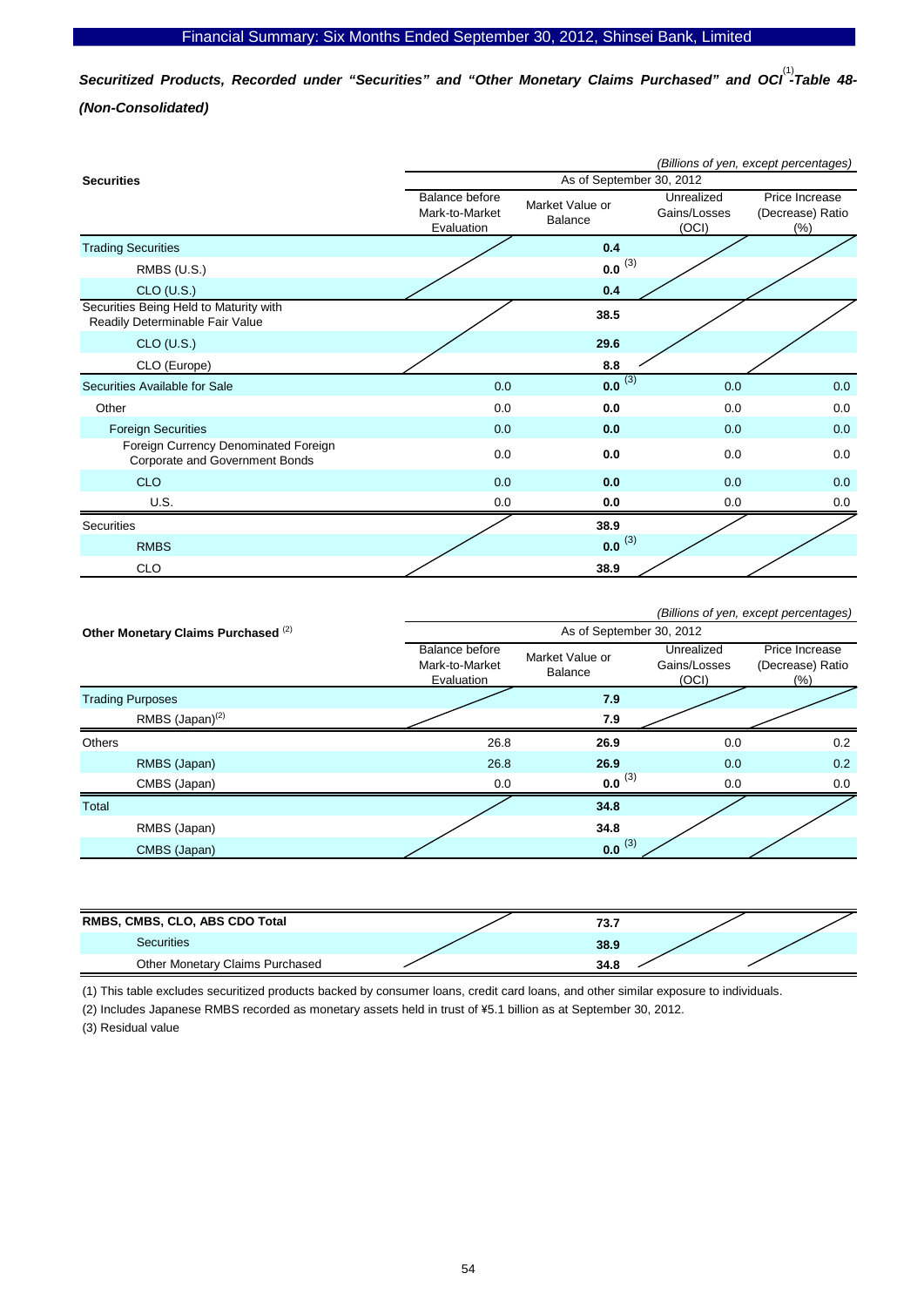### *Securitized Products, Recorded under "Securities" and "Other Monetary Claims Purchased" and OCI[1]-Table 48-(Non-Consolidated)*

*(Billions of yen, except percentages)*

| Securities | As of September 30, 2012 | | | |
|---|---|---|---|---|
| | Balance before Mark-to-Market Evaluation | Market Value or Balance | Unrealized Gains/Losses (OCI) | Price Increase (Decrease) Ratio (%) |
| Trading Securities | | **0.4** | | |
| RMBS (U.S.) | | **0.0** [3] | | |
| CLO (U.S.) | | **0.4** | | |
| Securities Being Held to Maturity with Readily Determinable Fair Value | | **38.5** | | |
| CLO (U.S.) | | **29.6** | | |
| CLO (Europe) | | **8.8** | | |
| Securities Available for Sale | 0.0 | **0.0** [3] | 0.0 | 0.0 |
| Other | 0.0 | **0.0** | 0.0 | 0.0 |
| Foreign Securities | 0.0 | **0.0** | 0.0 | 0.0 |
| Foreign Currency Denominated Foreign Corporate and Government Bonds | 0.0 | **0.0** | 0.0 | 0.0 |
| CLO | 0.0 | **0.0** | 0.0 | 0.0 |
| U.S. | 0.0 | **0.0** | 0.0 | 0.0 |
| Securities | | **38.9** | | |
| RMBS | | **0.0** [3] | | |
| CLO | | **38.9** | | |

*(Billions of yen, except percentages)*

| Other Monetary Claims Purchased [2] | As of September 30, 2012 | | | |
|---|---|---|---|---|
| | Balance before Mark-to-Market Evaluation | Market Value or Balance | Unrealized Gains/Losses (OCI) | Price Increase (Decrease) Ratio (%) |
| Trading Purposes | | **7.9** | | |
| RMBS (Japan)[2] | | **7.9** | | |
| Others | 26.8 | **26.9** | 0.0 | 0.2 |
| RMBS (Japan) | 26.8 | **26.9** | 0.0 | 0.2 |
| CMBS (Japan) | 0.0 | **0.0** [3] | 0.0 | 0.0 |
| Total | | **34.8** | | |
| RMBS (Japan) | | **34.8** | | |
| CMBS (Japan) | | **0.0** [3] | | |

| RMBS, CMBS, CLO, ABS CDO Total | | 73.7 | | |
|---|---|---|---|---|
| Securities | | 38.9 | | |
| Other Monetary Claims Purchased | | 34.8 | | |

(1) This table excludes securitized products backed by consumer loans, credit card loans, and other similar exposure to individuals.

(2) Includes Japanese RMBS recorded as monetary assets held in trust of ¥5.1 billion as at September 30, 2012.

(3) Residual value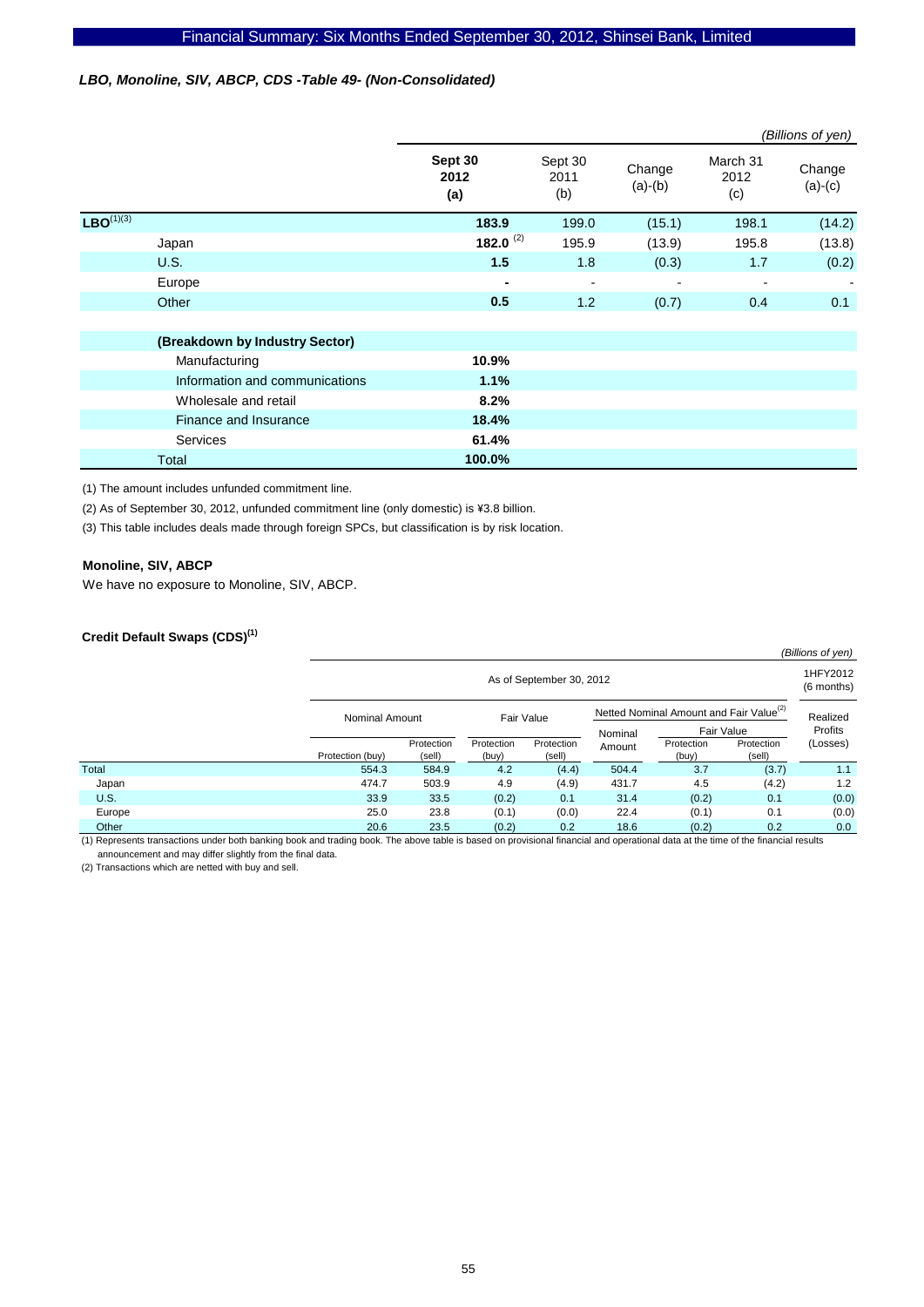***LBO, Monoline, SIV, ABCP, CDS -Table 49- (Non-Consolidated)***

*(Billions of yen)*

| | Sept 30 2012 (a) | Sept 30 2011 (b) | Change (a)-(b) | March 31 2012 (c) | Change (a)-(c) |
|---|---|---|---|---|---|
| **LBO**[(1)(3)] | **183.9** | 199.0 | (15.1) | 198.1 | (14.2) |
| Japan | **182.0** [(2)] | 195.9 | (13.9) | 195.8 | (13.8) |
| U.S. | **1.5** | 1.8 | (0.3) | 1.7 | (0.2) |
| Europe | **-** | - | - | - | - |
| Other | **0.5** | 1.2 | (0.7) | 0.4 | 0.1 |
| | | | | | |
| **(Breakdown by Industry Sector)** | | | | | |
| Manufacturing | **10.9%** | | | | |
| Information and communications | **1.1%** | | | | |
| Wholesale and retail | **8.2%** | | | | |
| Finance and Insurance | **18.4%** | | | | |
| Services | **61.4%** | | | | |
| Total | **100.0%** | | | | |

(1) The amount includes unfunded commitment line.

(2) As of September 30, 2012, unfunded commitment line (only domestic) is ¥3.8 billion.

(3) This table includes deals made through foreign SPCs, but classification is by risk location.

**Monoline, SIV, ABCP**

We have no exposure to Monoline, SIV, ABCP.

**Credit Default Swaps (CDS)**[(1)]

*(Billions of yen)*

| | As of September 30, 2012 | | | | | | | 1HFY2012 (6 months) |
|---|---|---|---|---|---|---|---|---|
| | Nominal Amount | | Fair Value | | Netted Nominal Amount and Fair Value[(2)] | | | Realized Profits (Losses) |
| | | | | | Nominal Amount | Fair Value | | |
| | Protection (buy) | Protection (sell) | Protection (buy) | Protection (sell) | | Protection (buy) | Protection (sell) | |
| Total | 554.3 | 584.9 | 4.2 | (4.4) | 504.4 | 3.7 | (3.7) | 1.1 |
| Japan | 474.7 | 503.9 | 4.9 | (4.9) | 431.7 | 4.5 | (4.2) | 1.2 |
| U.S. | 33.9 | 33.5 | (0.2) | 0.1 | 31.4 | (0.2) | 0.1 | (0.0) |
| Europe | 25.0 | 23.8 | (0.1) | (0.0) | 22.4 | (0.1) | 0.1 | (0.0) |
| Other | 20.6 | 23.5 | (0.2) | 0.2 | 18.6 | (0.2) | 0.2 | 0.0 |

(1) Represents transactions under both banking book and trading book. The above table is based on provisional financial and operational data at the time of the financial results announcement and may differ slightly from the final data.

(2) Transactions which are netted with buy and sell.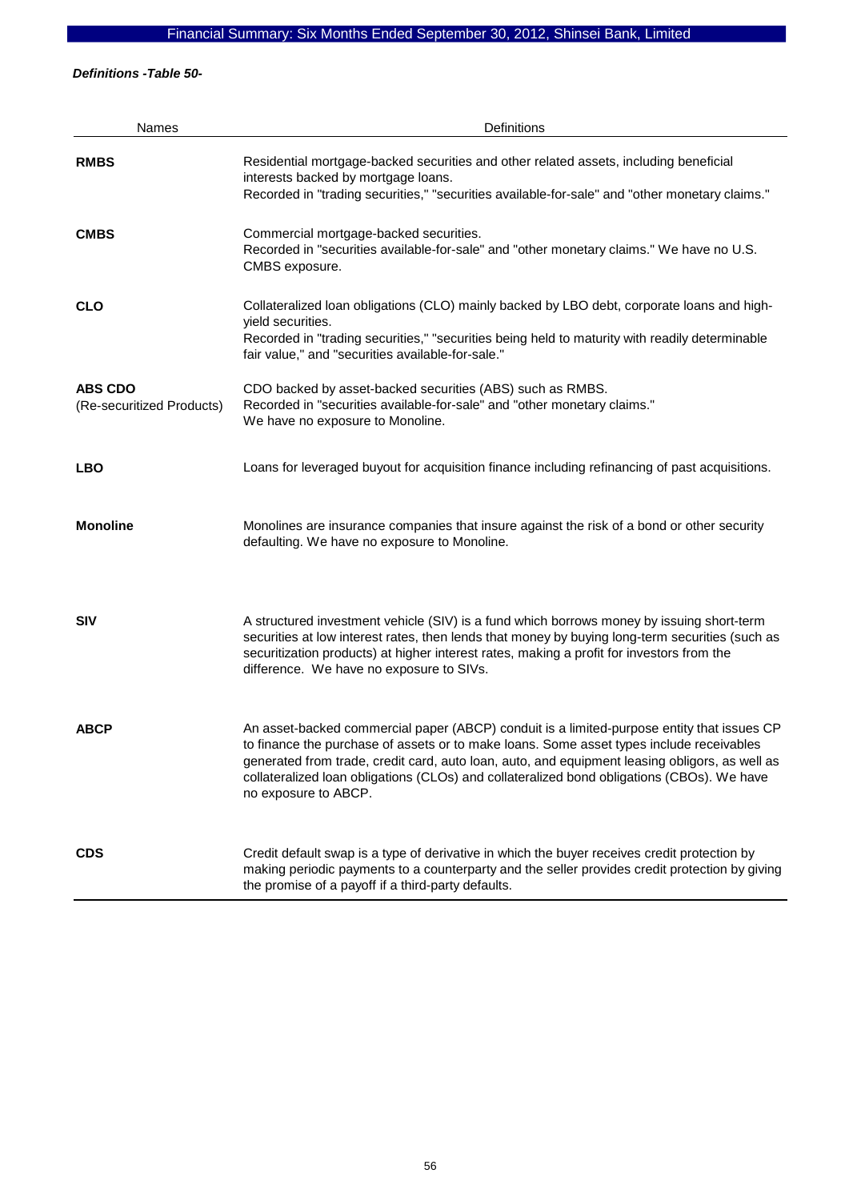***Definitions -Table 50-***

| Names | Definitions |
|---|---|
| **RMBS** | Residential mortgage-backed securities and other related assets, including beneficial interests backed by mortgage loans.<br>Recorded in "trading securities," "securities available-for-sale" and "other monetary claims." |
| **CMBS** | Commercial mortgage-backed securities.<br>Recorded in "securities available-for-sale" and "other monetary claims." We have no U.S. CMBS exposure. |
| **CLO** | Collateralized loan obligations (CLO) mainly backed by LBO debt, corporate loans and high-yield securities.<br>Recorded in "trading securities," "securities being held to maturity with readily determinable fair value," and "securities available-for-sale." |
| **ABS CDO**<br>(Re-securitized Products) | CDO backed by asset-backed securities (ABS) such as RMBS.<br>Recorded in "securities available-for-sale" and "other monetary claims."<br>We have no exposure to Monoline. |
| **LBO** | Loans for leveraged buyout for acquisition finance including refinancing of past acquisitions. |
| **Monoline** | Monolines are insurance companies that insure against the risk of a bond or other security defaulting. We have no exposure to Monoline. |
| **SIV** | A structured investment vehicle (SIV) is a fund which borrows money by issuing short-term securities at low interest rates, then lends that money by buying long-term securities (such as securitization products) at higher interest rates, making a profit for investors from the difference. We have no exposure to SIVs. |
| **ABCP** | An asset-backed commercial paper (ABCP) conduit is a limited-purpose entity that issues CP to finance the purchase of assets or to make loans. Some asset types include receivables generated from trade, credit card, auto loan, auto, and equipment leasing obligors, as well as collateralized loan obligations (CLOs) and collateralized bond obligations (CBOs). We have no exposure to ABCP. |
| **CDS** | Credit default swap is a type of derivative in which the buyer receives credit protection by making periodic payments to a counterparty and the seller provides credit protection by giving the promise of a payoff if a third-party defaults. |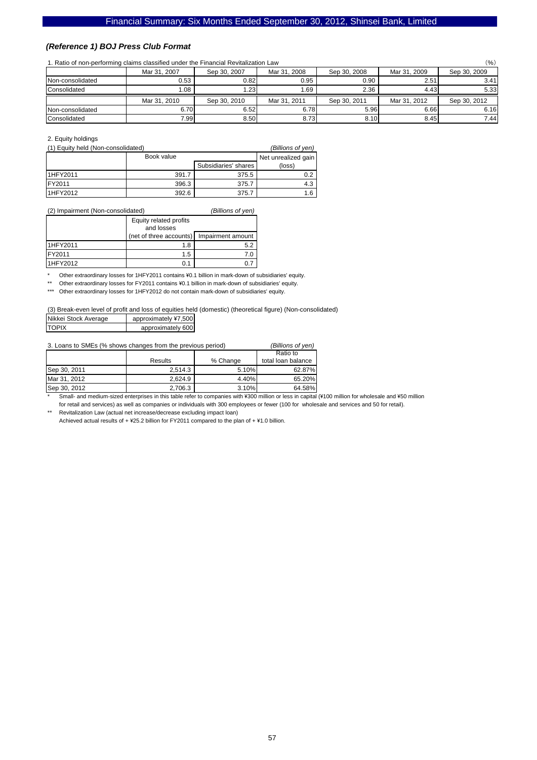*(Reference 1) BOJ Press Club Format*

1. Ratio of non-performing claims classified under the Financial Revitalization Law (%)

| | Mar 31, 2007 | Sep 30, 2007 | Mar 31, 2008 | Sep 30, 2008 | Mar 31, 2009 | Sep 30, 2009 |
|---|---|---|---|---|---|---|
| Non-consolidated | 0.53 | 0.82 | 0.95 | 0.90 | 2.51 | 3.41 |
| Consolidated | 1.08 | 1.23 | 1.69 | 2.36 | 4.43 | 5.33 |

| | Mar 31, 2010 | Sep 30, 2010 | Mar 31, 2011 | Sep 30, 2011 | Mar 31, 2012 | Sep 30, 2012 |
|---|---|---|---|---|---|---|
| Non-consolidated | 6.70 | 6.52 | 6.78 | 5.96 | 6.66 | 6.16 |
| Consolidated | 7.99 | 8.50 | 8.73 | 8.10 | 8.45 | 7.44 |

2. Equity holdings

(1) Equity held (Non-consolidated) *(Billions of yen)*

| | Book value | | Net unrealized gain (loss) |
|---|---|---|---|
| | | Subsidiaries' shares | |
| 1HFY2011 | 391.7 | 375.5 | 0.2 |
| FY2011 | 396.3 | 375.7 | 4.3 |
| 1HFY2012 | 392.6 | 375.7 | 1.6 |

(2) Impairment (Non-consolidated) *(Billions of yen)*

| | Equity related profits and losses (net of three accounts) | Impairment amount |
|---|---|---|
| 1HFY2011 | 1.8 | 5.2 |
| FY2011 | 1.5 | 7.0 |
| 1HFY2012 | 0.1 | 0.7 |

\* Other extraordinary losses for 1HFY2011 contains ¥0.1 billion in mark-down of subsidiaries' equity.

\*\* Other extraordinary losses for FY2011 contains ¥0.1 billion in mark-down of subsidiaries' equity.

\*\*\* Other extraordinary losses for 1HFY2012 do not contain mark-down of subsidiaries' equity.

(3) Break-even level of profit and loss of equities held (domestic) (theoretical figure) (Non-consolidated)

| | |
|---|---|
| Nikkei Stock Average | approximately ¥7,500 |
| TOPIX | approximately 600 |

3. Loans to SMEs (% shows changes from the previous period) *(Billions of yen)*

| | Results | % Change | Ratio to total loan balance |
|---|---|---|---|
| Sep 30, 2011 | 2,514.3 | 5.10% | 62.87% |
| Mar 31, 2012 | 2,624.9 | 4.40% | 65.20% |
| Sep 30, 2012 | 2,706.3 | 3.10% | 64.58% |

\* Small- and medium-sized enterprises in this table refer to companies with ¥300 million or less in capital (¥100 million for wholesale and ¥50 million for retail and services) as well as companies or individuals with 300 employees or fewer (100 for wholesale and services and 50 for retail).

\*\* Revitalization Law (actual net increase/decrease excluding impact loan)
Achieved actual results of + ¥25.2 billion for FY2011 compared to the plan of + ¥1.0 billion.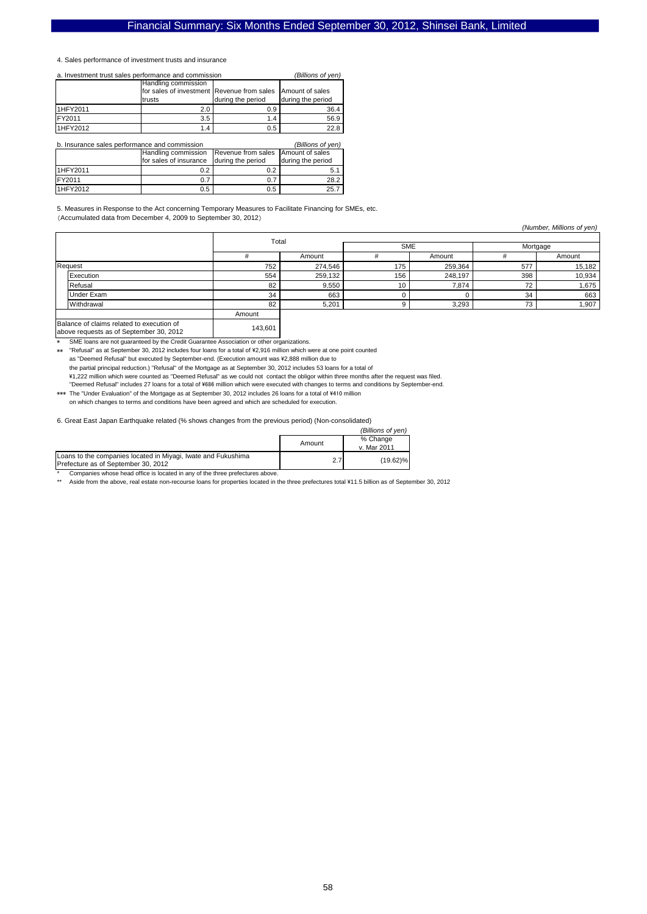4. Sales performance of investment trusts and insurance

a. Investment trust sales performance and commission *(Billions of yen)*

| | Handling commission for sales of investment trusts | Revenue from sales during the period | Amount of sales during the period |
|---|---|---|---|
| 1HFY2011 | 2.0 | 0.9 | 36.4 |
| FY2011 | 3.5 | 1.4 | 56.9 |
| 1HFY2012 | 1.4 | 0.5 | 22.8 |

b. Insurance sales performance and commission *(Billions of yen)*

| | Handling commission for sales of insurance | Revenue from sales during the period | Amount of sales during the period |
|---|---|---|---|
| 1HFY2011 | 0.2 | 0.2 | 5.1 |
| FY2011 | 0.7 | 0.7 | 28.2 |
| 1HFY2012 | 0.5 | 0.5 | 25.7 |

5. Measures in Response to the Act concerning Temporary Measures to Facilitate Financing for SMEs, etc.
（Accumulated data from December 4, 2009 to September 30, 2012）

*(Number, Millions of yen)*

| | Total | | SME | | Mortgage | |
|---|---|---|---|---|---|---|
| | # | Amount | # | Amount | # | Amount |
| Request | 752 | 274,546 | 175 | 259,364 | 577 | 15,182 |
| Execution | 554 | 259,132 | 156 | 248,197 | 398 | 10,934 |
| Refusal | 82 | 9,550 | 10 | 7,874 | 72 | 1,675 |
| Under Exam | 34 | 663 | 0 | 0 | 34 | 663 |
| Withdrawal | 82 | 5,201 | 9 | 3,293 | 73 | 1,907 |

| | Amount |
|---|---|
| Balance of claims related to execution of above requests as of September 30, 2012 | 143,601 |

\* SME loans are not guaranteed by the Credit Guarantee Association or other organizations.

\*\* "Refusal" as at September 30, 2012 includes four loans for a total of ¥2,916 million which were at one point counted as "Deemed Refusal" but executed by September-end. (Execution amount was ¥2,888 million due to the partial principal reduction.) "Refusal" of the Mortgage as at September 30, 2012 includes 53 loans for a total of ¥1,222 million which were counted as "Deemed Refusal" as we could not contact the obligor within three months after the request was filed. "Deemed Refusal" includes 27 loans for a total of ¥686 million which were executed with changes to terms and conditions by September-end.

\*\*\* The "Under Evaluation" of the Mortgage as at September 30, 2012 includes 26 loans for a total of ¥410 million on which changes to terms and conditions have been agreed and which are scheduled for execution.

6. Great East Japan Earthquake related (% shows changes from the previous period) (Non-consolidated)

*(Billions of yen)*

| | Amount | % Change v. Mar 2011 |
|---|---|---|
| Loans to the companies located in Miyagi, Iwate and Fukushima Prefecture as of September 30, 2012 | 2.7 | (19.62)% |

\* Companies whose head office is located in any of the three prefectures above.

\*\* Aside from the above, real estate non-recourse loans for properties located in the three prefectures total ¥11.5 billion as of September 30, 2012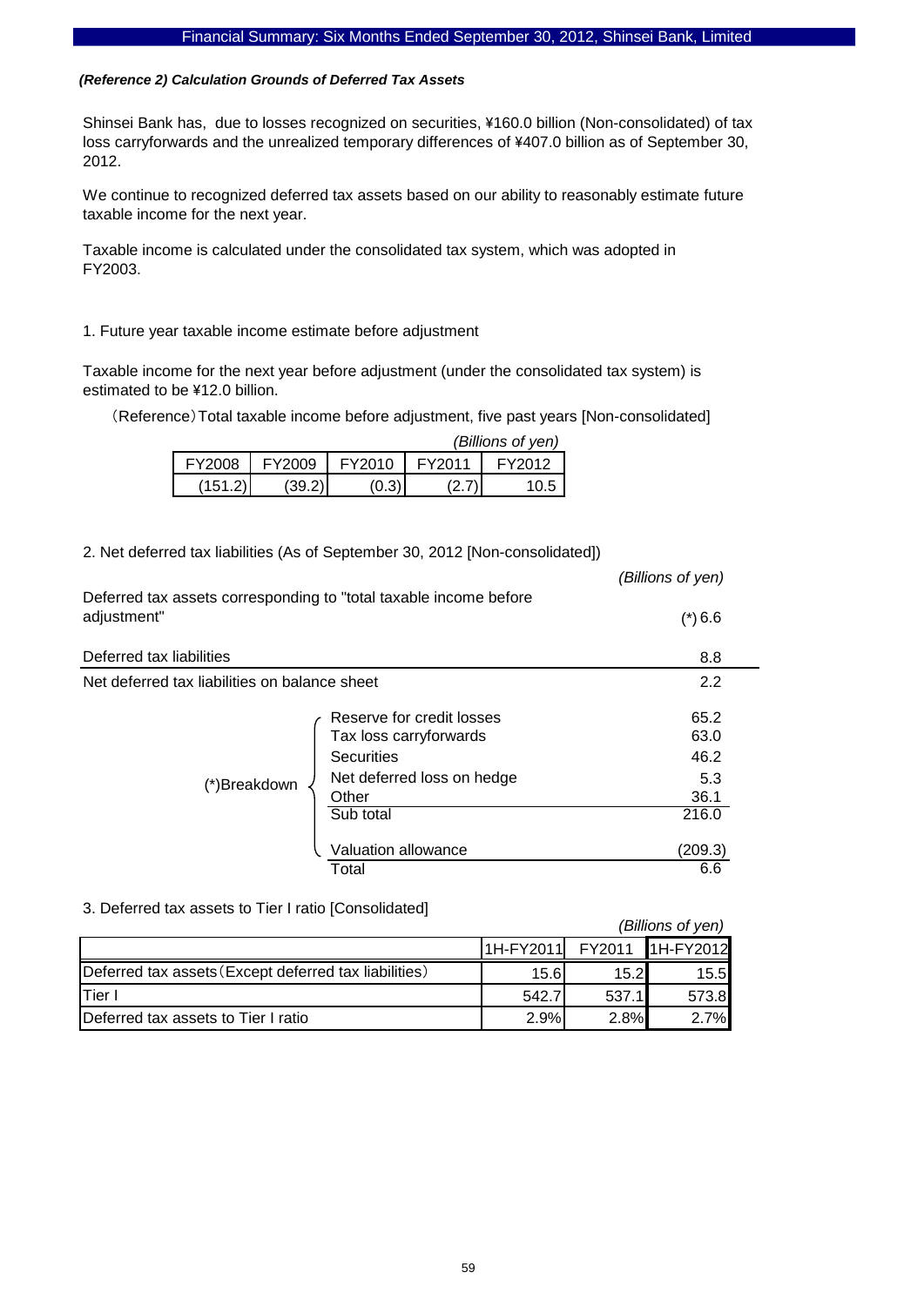*(Reference 2) Calculation Grounds of Deferred Tax Assets*

Shinsei Bank has, due to losses recognized on securities, ¥160.0 billion (Non-consolidated) of tax loss carryforwards and the unrealized temporary differences of ¥407.0 billion as of September 30, 2012.

We continue to recognized deferred tax assets based on our ability to reasonably estimate future taxable income for the next year.

Taxable income is calculated under the consolidated tax system, which was adopted in FY2003.

1. Future year taxable income estimate before adjustment

Taxable income for the next year before adjustment (under the consolidated tax system) is estimated to be ¥12.0 billion.

（Reference）Total taxable income before adjustment, five past years [Non-consolidated]

*(Billions of yen)*

| FY2008 | FY2009 | FY2010 | FY2011 | FY2012 |
|---|---|---|---|---|
| (151.2) | (39.2) | (0.3) | (2.7) | 10.5 |

2. Net deferred tax liabilities (As of September 30, 2012 [Non-consolidated])

*(Billions of yen)*

| | | |
|---|---|---|
| Deferred tax assets corresponding to "total taxable income before adjustment" | | (*) 6.6 |
| Deferred tax liabilities | | 8.8 |
| Net deferred tax liabilities on balance sheet | | 2.2 |
| (*)Breakdown | Reserve for credit losses | 65.2 |
| | Tax loss carryforwards | 63.0 |
| | Securities | 46.2 |
| | Net deferred loss on hedge | 5.3 |
| | Other | 36.1 |
| | Sub total | 216.0 |
| | Valuation allowance | (209.3) |
| | Total | 6.6 |

3. Deferred tax assets to Tier I ratio [Consolidated]

*(Billions of yen)*

| | 1H-FY2011 | FY2011 | 1H-FY2012 |
|---|---|---|---|
| Deferred tax assets（Except deferred tax liabilities） | 15.6 | 15.2 | 15.5 |
| Tier I | 542.7 | 537.1 | 573.8 |
| Deferred tax assets to Tier I ratio | 2.9% | 2.8% | 2.7% |